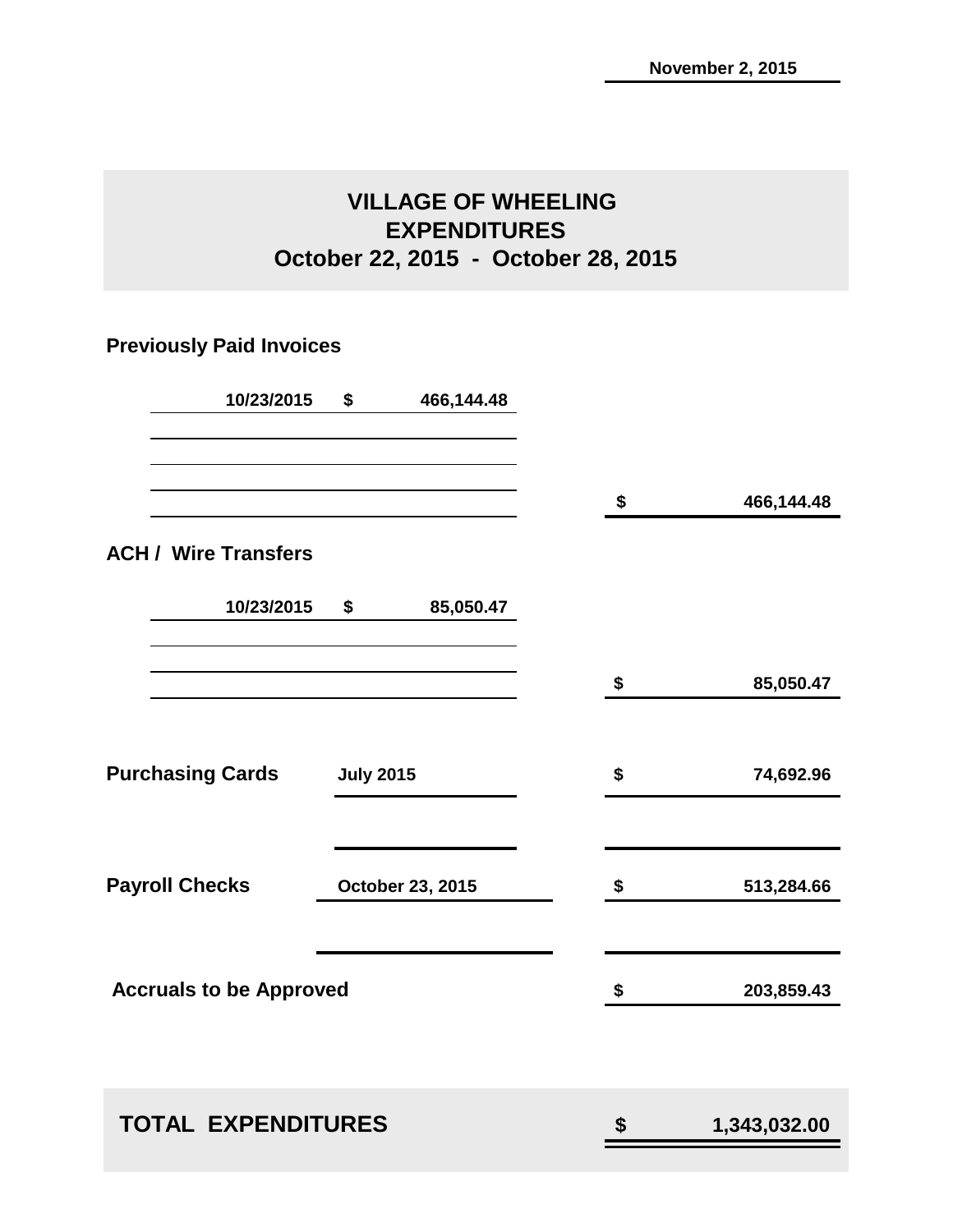November 2, 2015

# VILLAGE OF WHEELING
## EXPENDITURES
## October 22, 2015 - October 28, 2015

### Previously Paid Invoices

| Date | Amount | Total |
|---|---|---|
| 10/23/2015 | $ 466,144.48 | |
| | | $ 466,144.48 |

### ACH / Wire Transfers

| Date | Amount | Total |
|---|---|---|
| 10/23/2015 | $ 85,050.47 | |
| | | $ 85,050.47 |

| | | |
|---|---|---|
| **Purchasing Cards** | July 2015 | $ 74,692.96 |
| **Payroll Checks** | October 23, 2015 | $ 513,284.66 |
| **Accruals to be Approved** | | $ 203,859.43 |

| | |
|---|---|
| **TOTAL EXPENDITURES** | **$ 1,343,032.00** |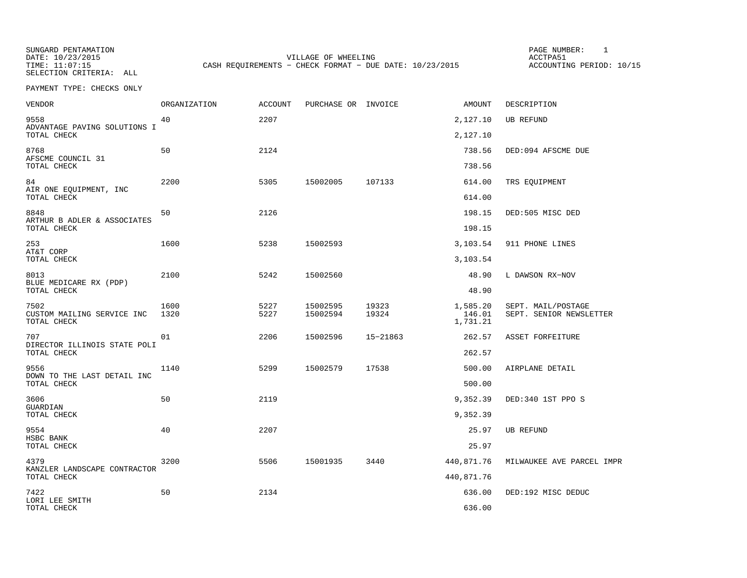SUNGARD PENTAMATION
DATE: 10/23/2015
TIME: 11:07:15
SELECTION CRITERIA: ALL

VILLAGE OF WHEELING
CASH REQUIREMENTS - CHECK FORMAT - DUE DATE: 10/23/2015

PAGE NUMBER: 1
ACCTPA51
ACCOUNTING PERIOD: 10/15

PAYMENT TYPE: CHECKS ONLY

| VENDOR | ORGANIZATION | ACCOUNT | PURCHASE OR | INVOICE | AMOUNT | DESCRIPTION |
|---|---|---|---|---|---|---|
| 9558<br>ADVANTAGE PAVING SOLUTIONS I | 40 | 2207 | | | 2,127.10 | UB REFUND |
| TOTAL CHECK | | | | | 2,127.10 | |
| 8768<br>AFSCME COUNCIL 31 | 50 | 2124 | | | 738.56 | DED:094 AFSCME DUE |
| TOTAL CHECK | | | | | 738.56 | |
| 84<br>AIR ONE EQUIPMENT, INC | 2200 | 5305 | 15002005 | 107133 | 614.00 | TRS EQUIPMENT |
| TOTAL CHECK | | | | | 614.00 | |
| 8848<br>ARTHUR B ADLER & ASSOCIATES | 50 | 2126 | | | 198.15 | DED:505 MISC DED |
| TOTAL CHECK | | | | | 198.15 | |
| 253<br>AT&T CORP | 1600 | 5238 | 15002593 | | 3,103.54 | 911 PHONE LINES |
| TOTAL CHECK | | | | | 3,103.54 | |
| 8013<br>BLUE MEDICARE RX (PDP) | 2100 | 5242 | 15002560 | | 48.90 | L DAWSON RX-NOV |
| TOTAL CHECK | | | | | 48.90 | |
| 7502<br>CUSTOM MAILING SERVICE INC | 1600 | 5227 | 15002595 | 19323 | 1,585.20 | SEPT. MAIL/POSTAGE |
| | 1320 | 5227 | 15002594 | 19324 | 146.01 | SEPT. SENIOR NEWSLETTER |
| TOTAL CHECK | | | | | 1,731.21 | |
| 707<br>DIRECTOR ILLINOIS STATE POLI | 01 | 2206 | 15002596 | 15-21863 | 262.57 | ASSET FORFEITURE |
| TOTAL CHECK | | | | | 262.57 | |
| 9556<br>DOWN TO THE LAST DETAIL INC | 1140 | 5299 | 15002579 | 17538 | 500.00 | AIRPLANE DETAIL |
| TOTAL CHECK | | | | | 500.00 | |
| 3606<br>GUARDIAN | 50 | 2119 | | | 9,352.39 | DED:340 1ST PPO S |
| TOTAL CHECK | | | | | 9,352.39 | |
| 9554<br>HSBC BANK | 40 | 2207 | | | 25.97 | UB REFUND |
| TOTAL CHECK | | | | | 25.97 | |
| 4379<br>KANZLER LANDSCAPE CONTRACTOR | 3200 | 5506 | 15001935 | 3440 | 440,871.76 | MILWAUKEE AVE PARCEL IMPR |
| TOTAL CHECK | | | | | 440,871.76 | |
| 7422<br>LORI LEE SMITH | 50 | 2134 | | | 636.00 | DED:192 MISC DEDUC |
| TOTAL CHECK | | | | | 636.00 | |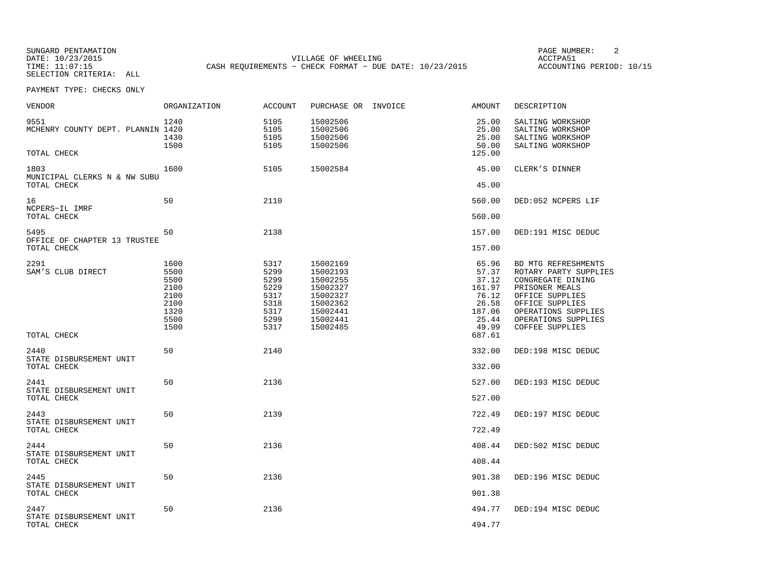SUNGARD PENTAMATION
DATE: 10/23/2015
TIME: 11:07:15
SELECTION CRITERIA: ALL

VILLAGE OF WHEELING
CASH REQUIREMENTS - CHECK FORMAT - DUE DATE: 10/23/2015

PAGE NUMBER: 2
ACCTPA51
ACCOUNTING PERIOD: 10/15

PAYMENT TYPE: CHECKS ONLY

| VENDOR | ORGANIZATION | ACCOUNT | PURCHASE OR | INVOICE | AMOUNT | DESCRIPTION |
|---|---|---|---|---|---|---|
| 9551 | 1240 | 5105 | 15002506 | | 25.00 | SALTING WORKSHOP |
| MCHENRY COUNTY DEPT. PLANNIN | 1420 | 5105 | 15002506 | | 25.00 | SALTING WORKSHOP |
| | 1430 | 5105 | 15002506 | | 25.00 | SALTING WORKSHOP |
| | 1500 | 5105 | 15002506 | | 50.00 | SALTING WORKSHOP |
| TOTAL CHECK | | | | | 125.00 | |
| 1803 | 1600 | 5105 | 15002584 | | 45.00 | CLERK'S DINNER |
| MUNICIPAL CLERKS N & NW SUBU | | | | | | |
| TOTAL CHECK | | | | | 45.00 | |
| 16 | 50 | 2110 | | | 560.00 | DED:052 NCPERS LIF |
| NCPERS-IL IMRF | | | | | | |
| TOTAL CHECK | | | | | 560.00 | |
| 5495 | 50 | 2138 | | | 157.00 | DED:191 MISC DEDUC |
| OFFICE OF CHAPTER 13 TRUSTEE | | | | | | |
| TOTAL CHECK | | | | | 157.00 | |
| 2291 | 1600 | 5317 | 15002169 | | 65.96 | BD MTG REFRESHMENTS |
| SAM'S CLUB DIRECT | 5500 | 5299 | 15002193 | | 57.37 | ROTARY PARTY SUPPLIES |
| | 5500 | 5299 | 15002255 | | 37.12 | CONGREGATE DINING |
| | 2100 | 5229 | 15002327 | | 161.97 | PRISONER MEALS |
| | 2100 | 5317 | 15002327 | | 76.12 | OFFICE SUPPLIES |
| | 2100 | 5318 | 15002362 | | 26.58 | OFFICE SUPPLIES |
| | 1320 | 5317 | 15002441 | | 187.06 | OPERATIONS SUPPLIES |
| | 5500 | 5299 | 15002441 | | 25.44 | OPERATIONS SUPPLIES |
| | 1500 | 5317 | 15002485 | | 49.99 | COFFEE SUPPLIES |
| TOTAL CHECK | | | | | 687.61 | |
| 2440 | 50 | 2140 | | | 332.00 | DED:198 MISC DEDUC |
| STATE DISBURSEMENT UNIT | | | | | | |
| TOTAL CHECK | | | | | 332.00 | |
| 2441 | 50 | 2136 | | | 527.00 | DED:193 MISC DEDUC |
| STATE DISBURSEMENT UNIT | | | | | | |
| TOTAL CHECK | | | | | 527.00 | |
| 2443 | 50 | 2139 | | | 722.49 | DED:197 MISC DEDUC |
| STATE DISBURSEMENT UNIT | | | | | | |
| TOTAL CHECK | | | | | 722.49 | |
| 2444 | 50 | 2136 | | | 408.44 | DED:502 MISC DEDUC |
| STATE DISBURSEMENT UNIT | | | | | | |
| TOTAL CHECK | | | | | 408.44 | |
| 2445 | 50 | 2136 | | | 901.38 | DED:196 MISC DEDUC |
| STATE DISBURSEMENT UNIT | | | | | | |
| TOTAL CHECK | | | | | 901.38 | |
| 2447 | 50 | 2136 | | | 494.77 | DED:194 MISC DEDUC |
| STATE DISBURSEMENT UNIT | | | | | | |
| TOTAL CHECK | | | | | 494.77 | |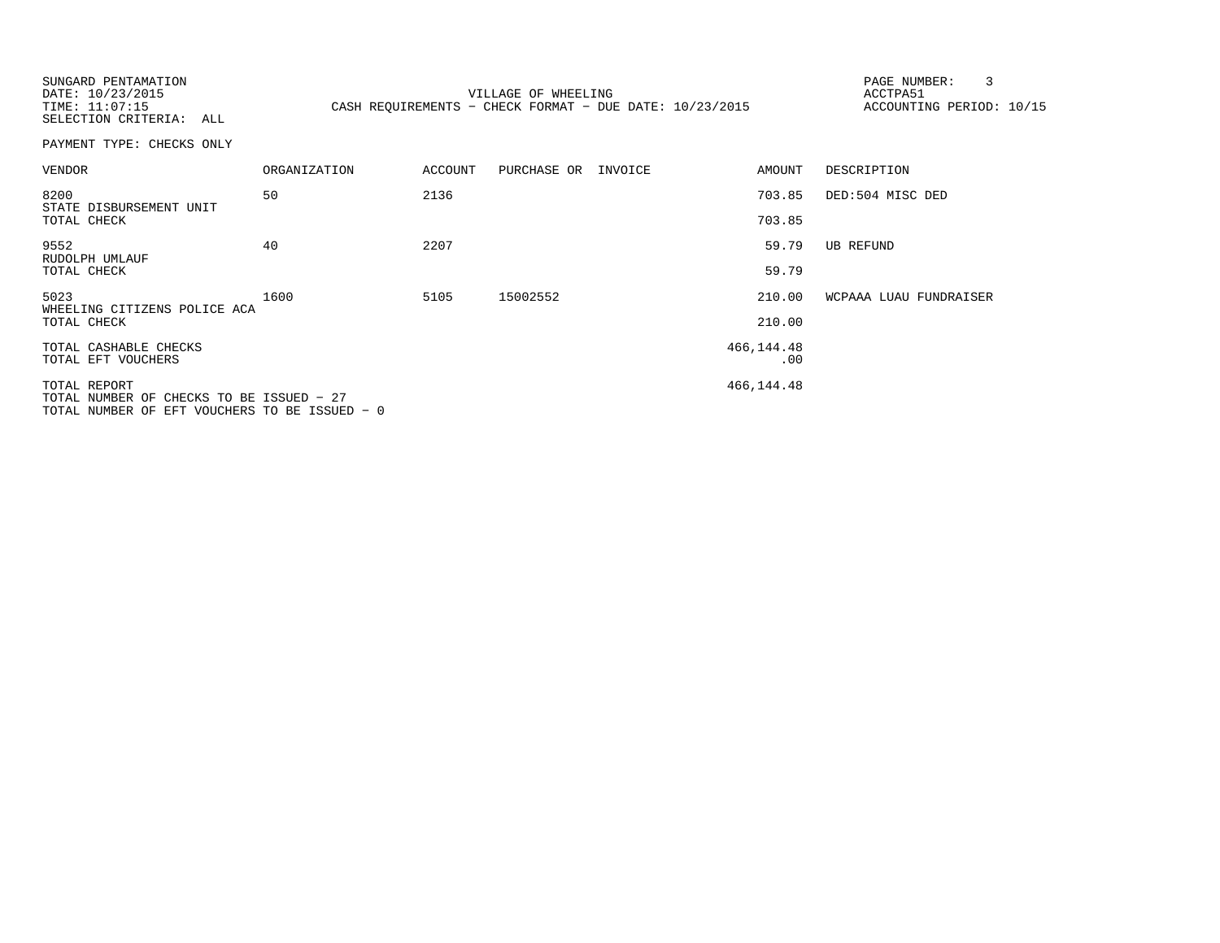SUNGARD PENTAMATION
DATE: 10/23/2015
TIME: 11:07:15
SELECTION CRITERIA: ALL

VILLAGE OF WHEELING
CASH REQUIREMENTS - CHECK FORMAT - DUE DATE: 10/23/2015

ACCTPA51
ACCOUNTING PERIOD: 10/15

PAYMENT TYPE: CHECKS ONLY

| VENDOR | ORGANIZATION | ACCOUNT | PURCHASE OR | INVOICE | AMOUNT | DESCRIPTION |
|---|---|---|---|---|---|---|
| 8200<br>STATE DISBURSEMENT UNIT | 50 | 2136 | | | 703.85 | DED:504 MISC DED |
| TOTAL CHECK | | | | | 703.85 | |
| 9552<br>RUDOLPH UMLAUF | 40 | 2207 | | | 59.79 | UB REFUND |
| TOTAL CHECK | | | | | 59.79 | |
| 5023<br>WHEELING CITIZENS POLICE ACA | 1600 | 5105 | 15002552 | | 210.00 | WCPAAA LUAU FUNDRAISER |
| TOTAL CHECK | | | | | 210.00 | |
| TOTAL CASHABLE CHECKS | | | | | 466,144.48 | |
| TOTAL EFT VOUCHERS | | | | | .00 | |
| TOTAL REPORT | | | | | 466,144.48 | |

TOTAL NUMBER OF CHECKS TO BE ISSUED - 27
TOTAL NUMBER OF EFT VOUCHERS TO BE ISSUED - 0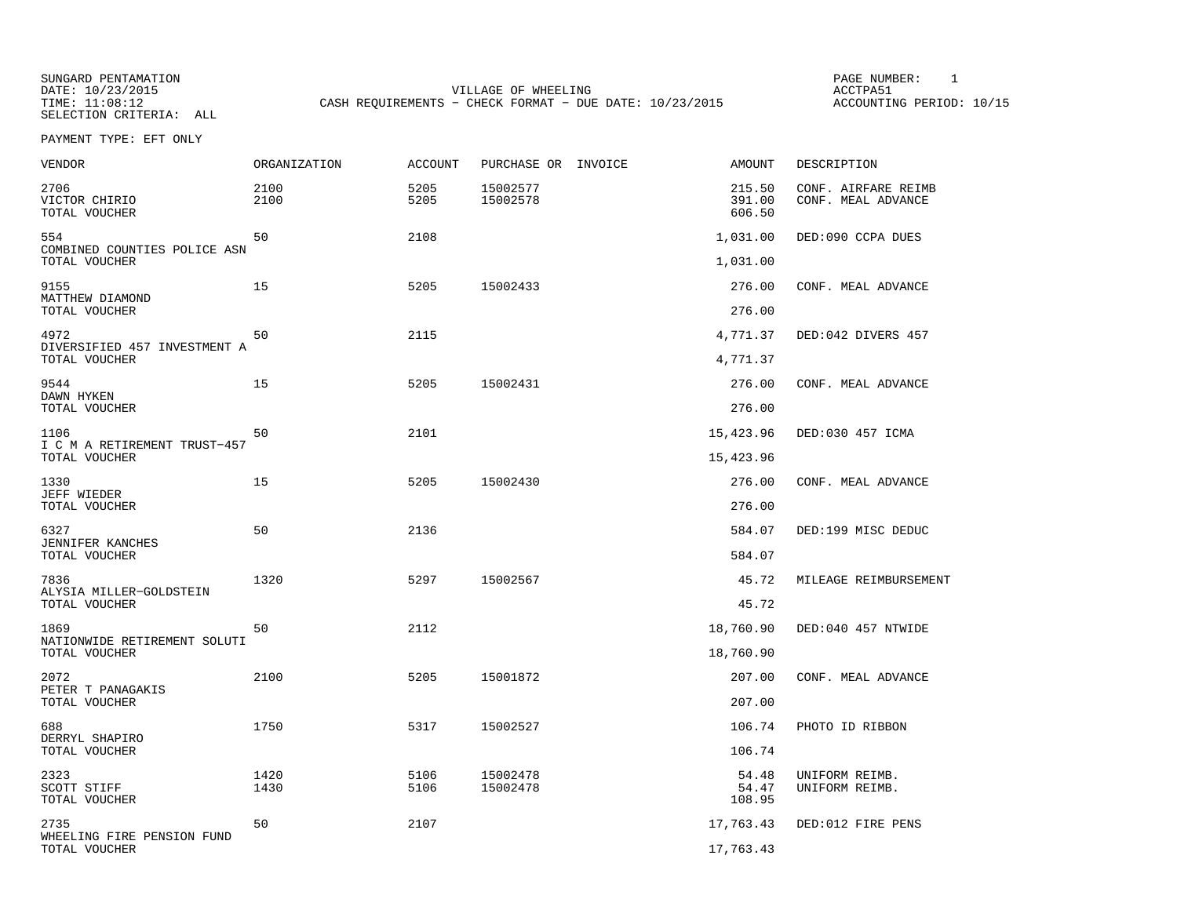SUNGARD PENTAMATION
DATE: 10/23/2015
TIME: 11:08:12
SELECTION CRITERIA: ALL

VILLAGE OF WHEELING
CASH REQUIREMENTS - CHECK FORMAT - DUE DATE: 10/23/2015

PAGE NUMBER: 1
ACCTPA51
ACCOUNTING PERIOD: 10/15

PAYMENT TYPE: EFT ONLY

| VENDOR | ORGANIZATION | ACCOUNT | PURCHASE OR | INVOICE | AMOUNT | DESCRIPTION |
|---|---|---|---|---|---|---|
| 2706 | 2100 | 5205 | 15002577 | | 215.50 | CONF. AIRFARE REIMB |
| VICTOR CHIRIO | 2100 | 5205 | 15002578 | | 391.00 | CONF. MEAL ADVANCE |
| TOTAL VOUCHER | | | | | 606.50 | |
| 554 | 50 | 2108 | | | 1,031.00 | DED:090 CCPA DUES |
| COMBINED COUNTIES POLICE ASN | | | | | | |
| TOTAL VOUCHER | | | | | 1,031.00 | |
| 9155 | 15 | 5205 | 15002433 | | 276.00 | CONF. MEAL ADVANCE |
| MATTHEW DIAMOND | | | | | | |
| TOTAL VOUCHER | | | | | 276.00 | |
| 4972 | 50 | 2115 | | | 4,771.37 | DED:042 DIVERS 457 |
| DIVERSIFIED 457 INVESTMENT A | | | | | | |
| TOTAL VOUCHER | | | | | 4,771.37 | |
| 9544 | 15 | 5205 | 15002431 | | 276.00 | CONF. MEAL ADVANCE |
| DAWN HYKEN | | | | | | |
| TOTAL VOUCHER | | | | | 276.00 | |
| 1106 | 50 | 2101 | | | 15,423.96 | DED:030 457 ICMA |
| I C M A RETIREMENT TRUST-457 | | | | | | |
| TOTAL VOUCHER | | | | | 15,423.96 | |
| 1330 | 15 | 5205 | 15002430 | | 276.00 | CONF. MEAL ADVANCE |
| JEFF WIEDER | | | | | | |
| TOTAL VOUCHER | | | | | 276.00 | |
| 6327 | 50 | 2136 | | | 584.07 | DED:199 MISC DEDUC |
| JENNIFER KANCHES | | | | | | |
| TOTAL VOUCHER | | | | | 584.07 | |
| 7836 | 1320 | 5297 | 15002567 | | 45.72 | MILEAGE REIMBURSEMENT |
| ALYSIA MILLER-GOLDSTEIN | | | | | | |
| TOTAL VOUCHER | | | | | 45.72 | |
| 1869 | 50 | 2112 | | | 18,760.90 | DED:040 457 NTWIDE |
| NATIONWIDE RETIREMENT SOLUTI | | | | | | |
| TOTAL VOUCHER | | | | | 18,760.90 | |
| 2072 | 2100 | 5205 | 15001872 | | 207.00 | CONF. MEAL ADVANCE |
| PETER T PANAGAKIS | | | | | | |
| TOTAL VOUCHER | | | | | 207.00 | |
| 688 | 1750 | 5317 | 15002527 | | 106.74 | PHOTO ID RIBBON |
| DERRYL SHAPIRO | | | | | | |
| TOTAL VOUCHER | | | | | 106.74 | |
| 2323 | 1420 | 5106 | 15002478 | | 54.48 | UNIFORM REIMB. |
| SCOTT STIFF | 1430 | 5106 | 15002478 | | 54.47 | UNIFORM REIMB. |
| TOTAL VOUCHER | | | | | 108.95 | |
| 2735 | 50 | 2107 | | | 17,763.43 | DED:012 FIRE PENS |
| WHEELING FIRE PENSION FUND | | | | | | |
| TOTAL VOUCHER | | | | | 17,763.43 | |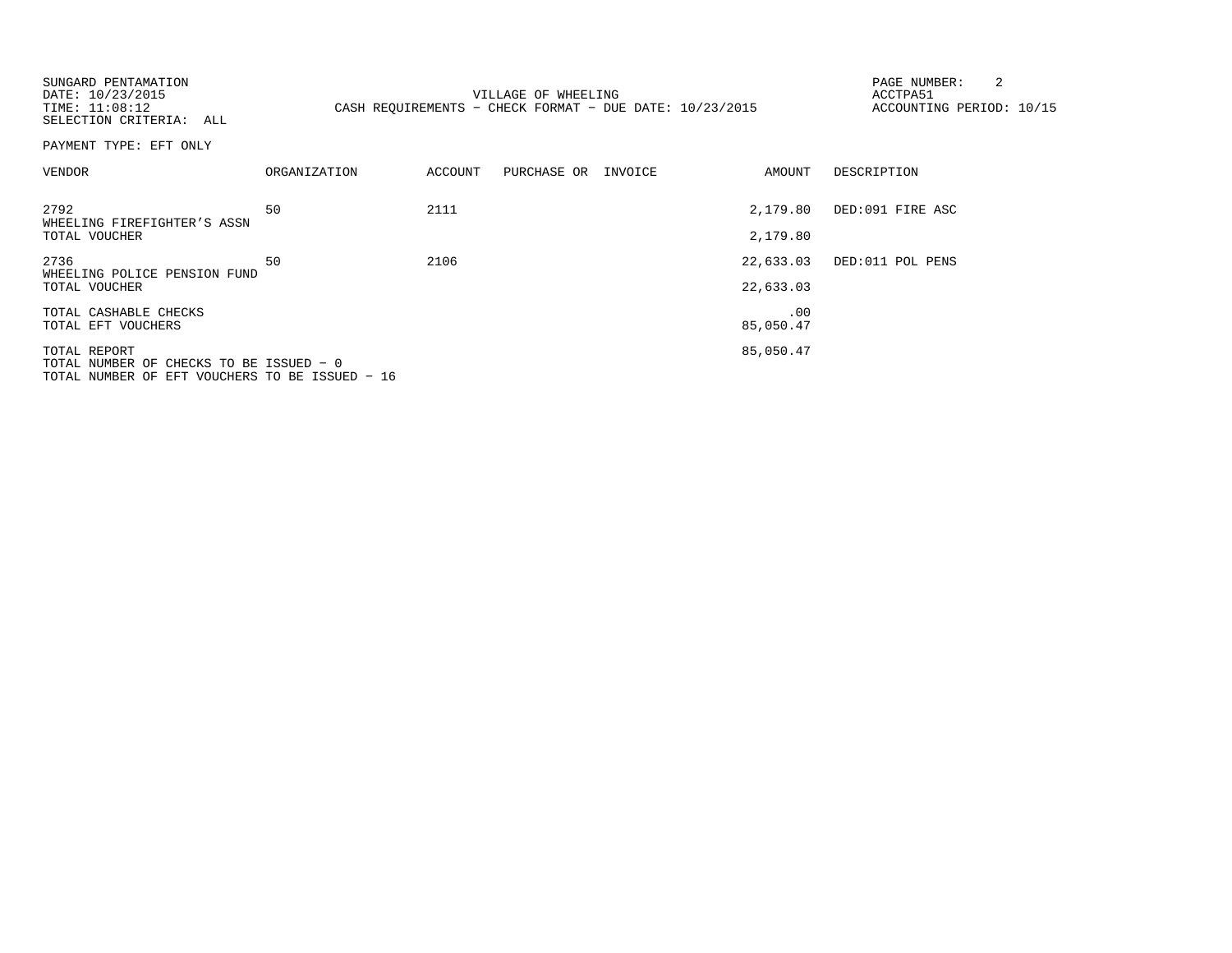SUNGARD PENTAMATION
DATE: 10/23/2015
TIME: 11:08:12
SELECTION CRITERIA: ALL

VILLAGE OF WHEELING
CASH REQUIREMENTS - CHECK FORMAT - DUE DATE: 10/23/2015

ACCTPA51
ACCOUNTING PERIOD: 10/15

PAYMENT TYPE: EFT ONLY

| VENDOR | ORGANIZATION | ACCOUNT | PURCHASE OR | INVOICE | AMOUNT | DESCRIPTION |
|---|---|---|---|---|---|---|
| 2792<br>WHEELING FIREFIGHTER'S ASSN | 50 | 2111 | | | 2,179.80 | DED:091 FIRE ASC |
| TOTAL VOUCHER | | | | | 2,179.80 | |
| 2736<br>WHEELING POLICE PENSION FUND | 50 | 2106 | | | 22,633.03 | DED:011 POL PENS |
| TOTAL VOUCHER | | | | | 22,633.03 | |
| TOTAL CASHABLE CHECKS | | | | | .00 | |
| TOTAL EFT VOUCHERS | | | | | 85,050.47 | |
| TOTAL REPORT | | | | | 85,050.47 | |

TOTAL NUMBER OF CHECKS TO BE ISSUED - 0
TOTAL NUMBER OF EFT VOUCHERS TO BE ISSUED - 16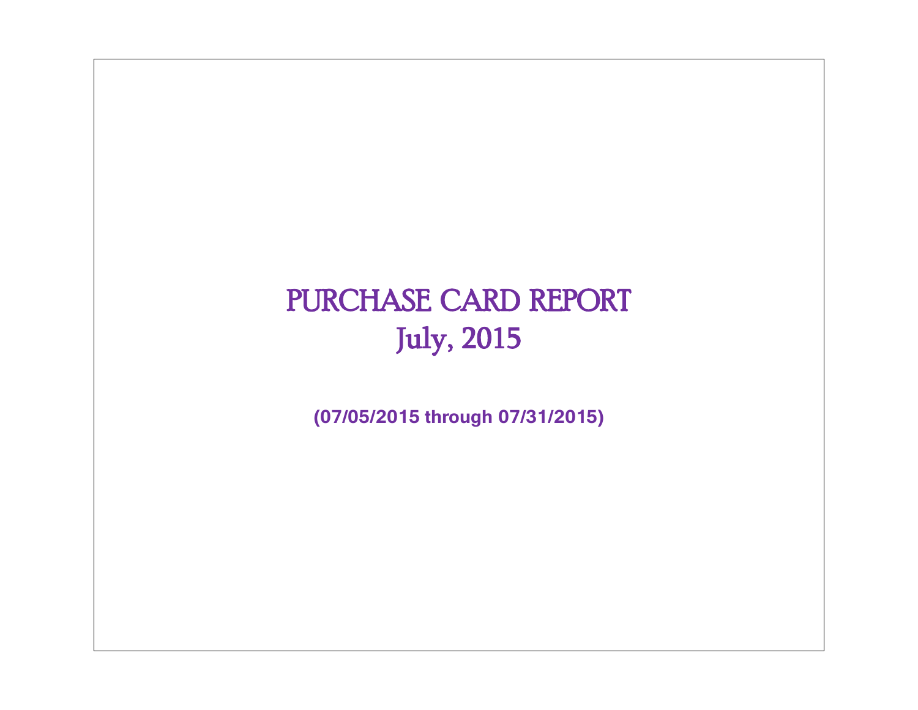# PURCHASE CARD REPORT
# July, 2015

**(07/05/2015 through 07/31/2015)**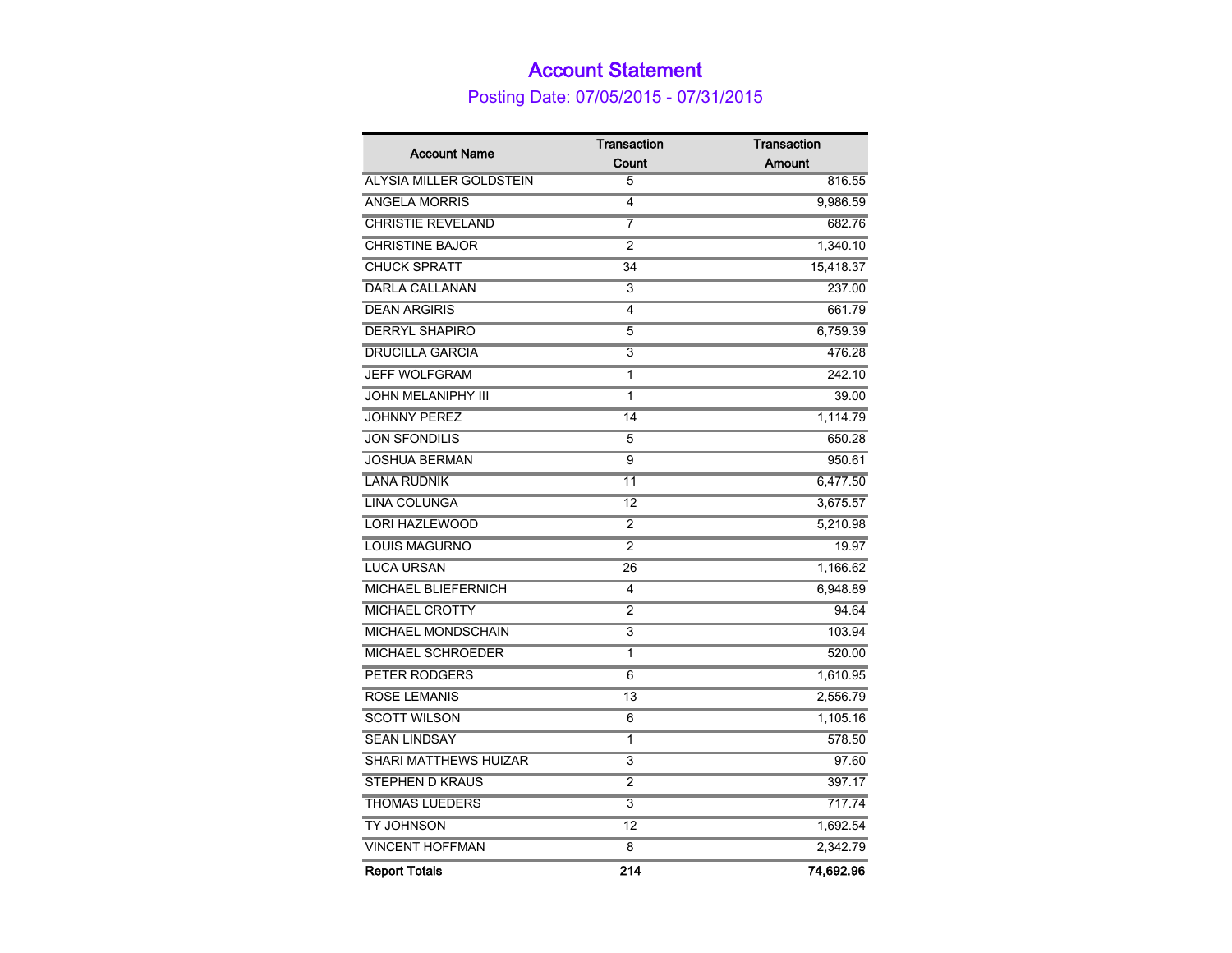# Account Statement

## Posting Date: 07/05/2015 - 07/31/2015

| Account Name | Transaction Count | Transaction Amount |
|---|---|---|
| ALYSIA MILLER GOLDSTEIN | 5 | 816.55 |
| ANGELA MORRIS | 4 | 9,986.59 |
| CHRISTIE REVELAND | 7 | 682.76 |
| CHRISTINE BAJOR | 2 | 1,340.10 |
| CHUCK SPRATT | 34 | 15,418.37 |
| DARLA CALLANAN | 3 | 237.00 |
| DEAN ARGIRIS | 4 | 661.79 |
| DERRYL SHAPIRO | 5 | 6,759.39 |
| DRUCILLA GARCIA | 3 | 476.28 |
| JEFF WOLFGRAM | 1 | 242.10 |
| JOHN MELANIPHY III | 1 | 39.00 |
| JOHNNY PEREZ | 14 | 1,114.79 |
| JON SFONDILIS | 5 | 650.28 |
| JOSHUA BERMAN | 9 | 950.61 |
| LANA RUDNIK | 11 | 6,477.50 |
| LINA COLUNGA | 12 | 3,675.57 |
| LORI HAZLEWOOD | 2 | 5,210.98 |
| LOUIS MAGURNO | 2 | 19.97 |
| LUCA URSAN | 26 | 1,166.62 |
| MICHAEL BLIEFERNICH | 4 | 6,948.89 |
| MICHAEL CROTTY | 2 | 94.64 |
| MICHAEL MONDSCHAIN | 3 | 103.94 |
| MICHAEL SCHROEDER | 1 | 520.00 |
| PETER RODGERS | 6 | 1,610.95 |
| ROSE LEMANIS | 13 | 2,556.79 |
| SCOTT WILSON | 6 | 1,105.16 |
| SEAN LINDSAY | 1 | 578.50 |
| SHARI MATTHEWS HUIZAR | 3 | 97.60 |
| STEPHEN D KRAUS | 2 | 397.17 |
| THOMAS LUEDERS | 3 | 717.74 |
| TY JOHNSON | 12 | 1,692.54 |
| VINCENT HOFFMAN | 8 | 2,342.79 |
| **Report Totals** | **214** | **74,692.96** |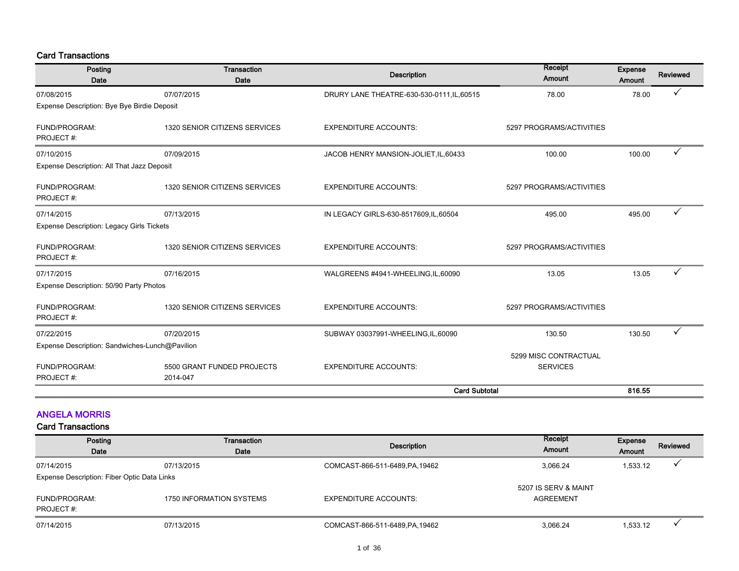## Card Transactions

| Posting Date | Transaction Date | Description | Receipt Amount | Expense Amount | Reviewed |
|---|---|---|---|---|---|
| 07/08/2015 | 07/07/2015 | DRURY LANE THEATRE-630-530-0111,IL,60515 | 78.00 | 78.00 | ✓ |
| Expense Description: Bye Bye Birdie Deposit | | | | | |
| FUND/PROGRAM: | 1320 SENIOR CITIZENS SERVICES | EXPENDITURE ACCOUNTS: | 5297 PROGRAMS/ACTIVITIES | | |
| PROJECT #: | | | | | |
| 07/10/2015 | 07/09/2015 | JACOB HENRY MANSION-JOLIET,IL,60433 | 100.00 | 100.00 | ✓ |
| Expense Description: All That Jazz Deposit | | | | | |
| FUND/PROGRAM: | 1320 SENIOR CITIZENS SERVICES | EXPENDITURE ACCOUNTS: | 5297 PROGRAMS/ACTIVITIES | | |
| PROJECT #: | | | | | |
| 07/14/2015 | 07/13/2015 | IN LEGACY GIRLS-630-8517609,IL,60504 | 495.00 | 495.00 | ✓ |
| Expense Description: Legacy Girls Tickets | | | | | |
| FUND/PROGRAM: | 1320 SENIOR CITIZENS SERVICES | EXPENDITURE ACCOUNTS: | 5297 PROGRAMS/ACTIVITIES | | |
| PROJECT #: | | | | | |
| 07/17/2015 | 07/16/2015 | WALGREENS #4941-WHEELING,IL,60090 | 13.05 | 13.05 | ✓ |
| Expense Description: 50/90 Party Photos | | | | | |
| FUND/PROGRAM: | 1320 SENIOR CITIZENS SERVICES | EXPENDITURE ACCOUNTS: | 5297 PROGRAMS/ACTIVITIES | | |
| PROJECT #: | | | | | |
| 07/22/2015 | 07/20/2015 | SUBWAY 03037991-WHEELING,IL,60090 | 130.50 | 130.50 | ✓ |
| Expense Description: Sandwiches-Lunch@Pavilion | | | | | |
| FUND/PROGRAM: | 5500 GRANT FUNDED PROJECTS | EXPENDITURE ACCOUNTS: | 5299 MISC CONTRACTUAL SERVICES | | |
| PROJECT #: | 2014-047 | | | | |
| | | **Card Subtotal** | | **816.55** | |

## ANGELA MORRIS

## Card Transactions

| Posting Date | Transaction Date | Description | Receipt Amount | Expense Amount | Reviewed |
|---|---|---|---|---|---|
| 07/14/2015 | 07/13/2015 | COMCAST-866-511-6489,PA,19462 | 3,066.24 | 1,533.12 | ✓ |
| Expense Description: Fiber Optic Data Links | | | | | |
| FUND/PROGRAM: | 1750 INFORMATION SYSTEMS | EXPENDITURE ACCOUNTS: | 5207 IS SERV & MAINT AGREEMENT | | |
| PROJECT #: | | | | | |
| 07/14/2015 | 07/13/2015 | COMCAST-866-511-6489,PA,19462 | 3,066.24 | 1,533.12 | ✓ |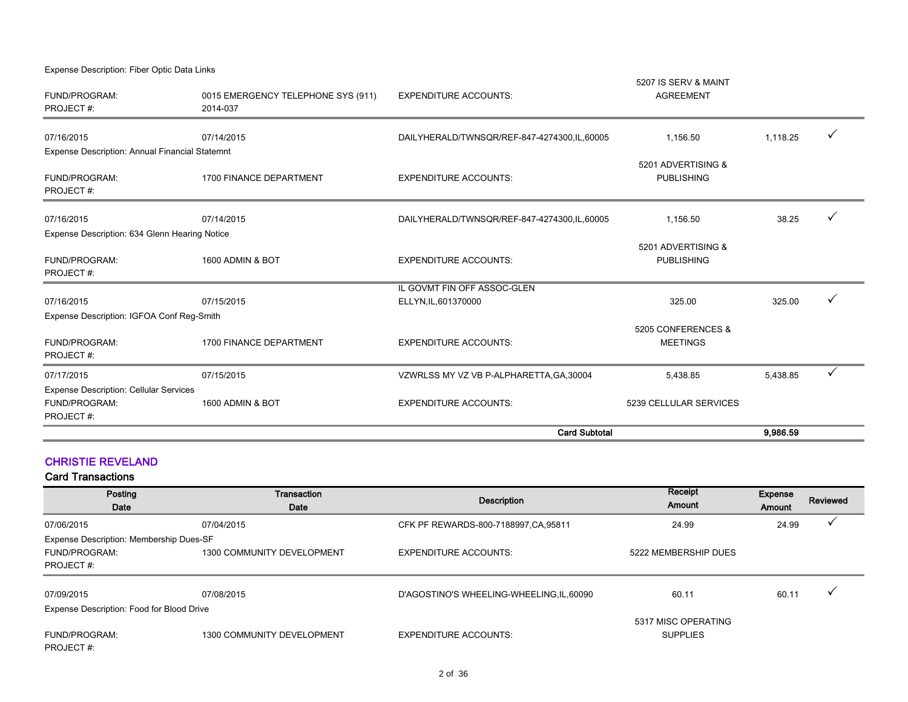Expense Description: Fiber Optic Data Links

| | | | | | |
|---|---|---|---|---|---|
| FUND/PROGRAM: | 0015 EMERGENCY TELEPHONE SYS (911) | EXPENDITURE ACCOUNTS: | 5207 IS SERV & MAINT AGREEMENT | | |
| PROJECT #: | 2014-037 | | | | |
| 07/16/2015 | 07/14/2015 | DAILYHERALD/TWNSQR/REF-847-4274300,IL,60005 | 1,156.50 | 1,118.25 | ✓ |
| Expense Description: Annual Financial Statemnt | | | | | |
| FUND/PROGRAM: | 1700 FINANCE DEPARTMENT | EXPENDITURE ACCOUNTS: | 5201 ADVERTISING & PUBLISHING | | |
| PROJECT #: | | | | | |
| 07/16/2015 | 07/14/2015 | DAILYHERALD/TWNSQR/REF-847-4274300,IL,60005 | 1,156.50 | 38.25 | ✓ |
| Expense Description: 634 Glenn Hearing Notice | | | | | |
| FUND/PROGRAM: | 1600 ADMIN & BOT | EXPENDITURE ACCOUNTS: | 5201 ADVERTISING & PUBLISHING | | |
| PROJECT #: | | | | | |
| 07/16/2015 | 07/15/2015 | IL GOVMT FIN OFF ASSOC-GLEN ELLYN,IL,601370000 | 325.00 | 325.00 | ✓ |
| Expense Description: IGFOA Conf Reg-Smith | | | | | |
| FUND/PROGRAM: | 1700 FINANCE DEPARTMENT | EXPENDITURE ACCOUNTS: | 5205 CONFERENCES & MEETINGS | | |
| PROJECT #: | | | | | |
| 07/17/2015 | 07/15/2015 | VZWRLSS MY VZ VB P-ALPHARETTA,GA,30004 | 5,438.85 | 5,438.85 | ✓ |
| Expense Description: Cellular Services | | | | | |
| FUND/PROGRAM: | 1600 ADMIN & BOT | EXPENDITURE ACCOUNTS: | 5239 CELLULAR SERVICES | | |
| PROJECT #: | | | | | |
| | | **Card Subtotal** | | **9,986.59** | |

## CHRISTIE REVELAND

### Card Transactions

| Posting Date | Transaction Date | Description | Receipt Amount | Expense Amount | Reviewed |
|---|---|---|---|---|---|
| 07/06/2015 | 07/04/2015 | CFK PF REWARDS-800-7188997,CA,95811 | 24.99 | 24.99 | ✓ |
| Expense Description: Membership Dues-SF | | | | | |
| FUND/PROGRAM: | 1300 COMMUNITY DEVELOPMENT | EXPENDITURE ACCOUNTS: | 5222 MEMBERSHIP DUES | | |
| PROJECT #: | | | | | |
| 07/09/2015 | 07/08/2015 | D'AGOSTINO'S WHEELING-WHEELING,IL,60090 | 60.11 | 60.11 | ✓ |
| Expense Description: Food for Blood Drive | | | | | |
| FUND/PROGRAM: | 1300 COMMUNITY DEVELOPMENT | EXPENDITURE ACCOUNTS: | 5317 MISC OPERATING SUPPLIES | | |
| PROJECT #: | | | | | |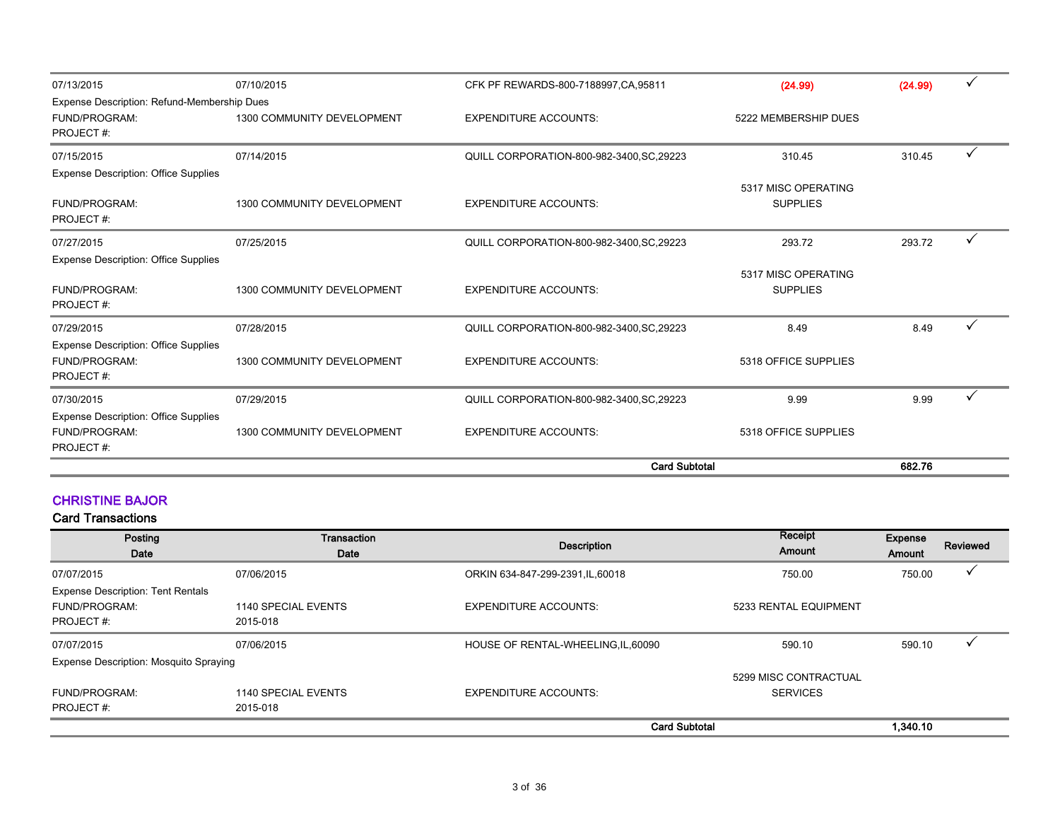| Posting Date | Transaction Date | Description | Receipt Amount | Expense Amount | Reviewed |
|---|---|---|---|---|---|
| 07/13/2015 | 07/10/2015 | CFK PF REWARDS-800-7188997,CA,95811 | (24.99) | (24.99) | ✓ |
| Expense Description: Refund-Membership Dues | | | | | |
| FUND/PROGRAM: | 1300 COMMUNITY DEVELOPMENT | EXPENDITURE ACCOUNTS: | 5222 MEMBERSHIP DUES | | |
| PROJECT #: | | | | | |
| 07/15/2015 | 07/14/2015 | QUILL CORPORATION-800-982-3400,SC,29223 | 310.45 | 310.45 | ✓ |
| Expense Description: Office Supplies | | | | | |
| FUND/PROGRAM: | 1300 COMMUNITY DEVELOPMENT | EXPENDITURE ACCOUNTS: | 5317 MISC OPERATING SUPPLIES | | |
| PROJECT #: | | | | | |
| 07/27/2015 | 07/25/2015 | QUILL CORPORATION-800-982-3400,SC,29223 | 293.72 | 293.72 | ✓ |
| Expense Description: Office Supplies | | | | | |
| FUND/PROGRAM: | 1300 COMMUNITY DEVELOPMENT | EXPENDITURE ACCOUNTS: | 5317 MISC OPERATING SUPPLIES | | |
| PROJECT #: | | | | | |
| 07/29/2015 | 07/28/2015 | QUILL CORPORATION-800-982-3400,SC,29223 | 8.49 | 8.49 | ✓ |
| Expense Description: Office Supplies | | | | | |
| FUND/PROGRAM: | 1300 COMMUNITY DEVELOPMENT | EXPENDITURE ACCOUNTS: | 5318 OFFICE SUPPLIES | | |
| PROJECT #: | | | | | |
| 07/30/2015 | 07/29/2015 | QUILL CORPORATION-800-982-3400,SC,29223 | 9.99 | 9.99 | ✓ |
| Expense Description: Office Supplies | | | | | |
| FUND/PROGRAM: | 1300 COMMUNITY DEVELOPMENT | EXPENDITURE ACCOUNTS: | 5318 OFFICE SUPPLIES | | |
| PROJECT #: | | | | | |
| | | | **Card Subtotal** | **682.76** | |

## CHRISTINE BAJOR

### Card Transactions

| Posting Date | Transaction Date | Description | Receipt Amount | Expense Amount | Reviewed |
|---|---|---|---|---|---|
| 07/07/2015 | 07/06/2015 | ORKIN 634-847-299-2391,IL,60018 | 750.00 | 750.00 | ✓ |
| Expense Description: Tent Rentals | | | | | |
| FUND/PROGRAM: | 1140 SPECIAL EVENTS | EXPENDITURE ACCOUNTS: | 5233 RENTAL EQUIPMENT | | |
| PROJECT #: | 2015-018 | | | | |
| 07/07/2015 | 07/06/2015 | HOUSE OF RENTAL-WHEELING,IL,60090 | 590.10 | 590.10 | ✓ |
| Expense Description: Mosquito Spraying | | | | | |
| FUND/PROGRAM: | 1140 SPECIAL EVENTS | EXPENDITURE ACCOUNTS: | 5299 MISC CONTRACTUAL SERVICES | | |
| PROJECT #: | 2015-018 | | | | |
| | | | **Card Subtotal** | **1,340.10** | |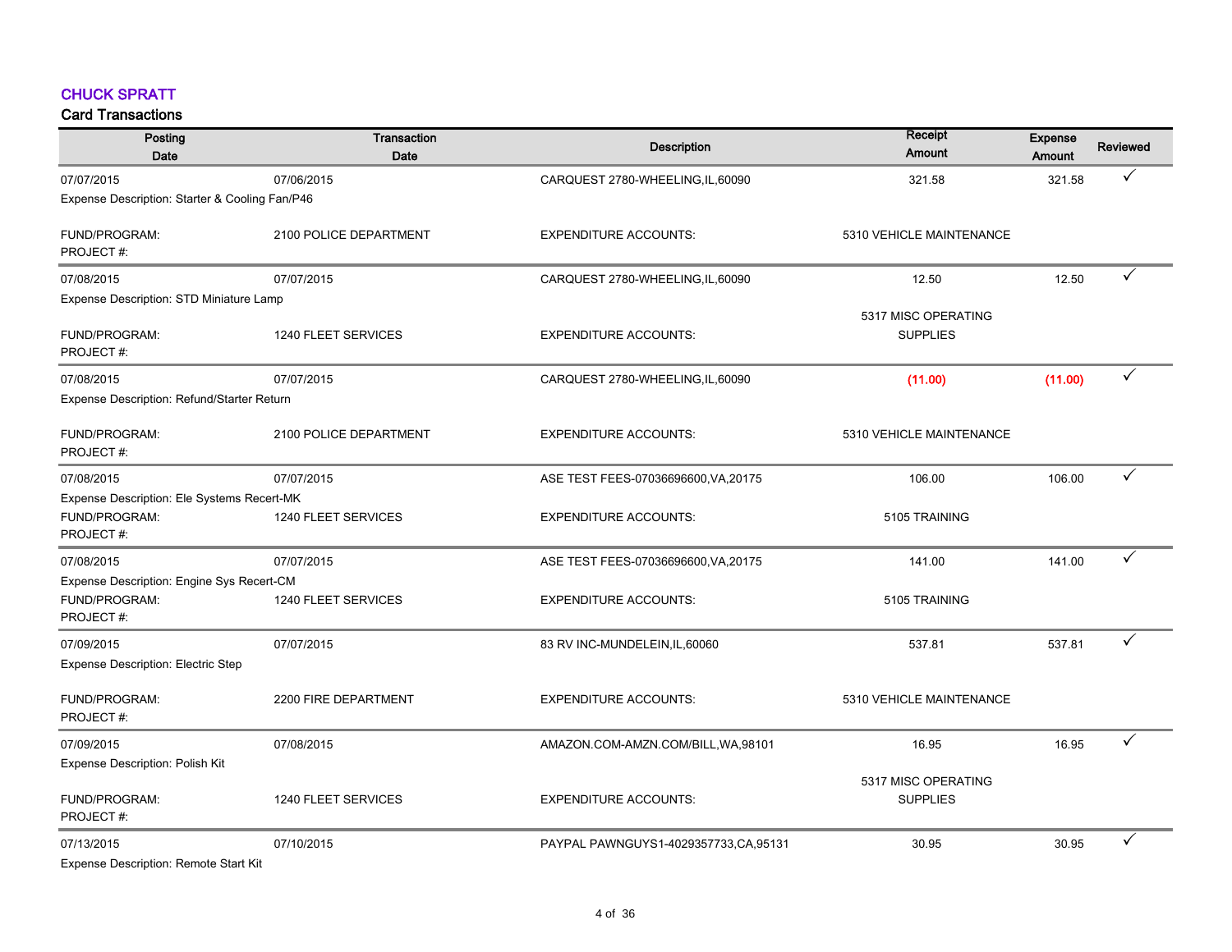## CHUCK SPRATT

### Card Transactions

| Posting Date | Transaction Date | Description | Receipt Amount | Expense Amount | Reviewed |
|---|---|---|---|---|---|
| 07/07/2015 | 07/06/2015 | CARQUEST 2780-WHEELING,IL,60090 | 321.58 | 321.58 | ✓ |
| Expense Description: Starter & Cooling Fan/P46 | | | | | |
| FUND/PROGRAM: | 2100 POLICE DEPARTMENT | EXPENDITURE ACCOUNTS: | 5310 VEHICLE MAINTENANCE | | |
| PROJECT #: | | | | | |
| 07/08/2015 | 07/07/2015 | CARQUEST 2780-WHEELING,IL,60090 | 12.50 | 12.50 | ✓ |
| Expense Description: STD Miniature Lamp | | | | | |
| FUND/PROGRAM: | 1240 FLEET SERVICES | EXPENDITURE ACCOUNTS: | 5317 MISC OPERATING SUPPLIES | | |
| PROJECT #: | | | | | |
| 07/08/2015 | 07/07/2015 | CARQUEST 2780-WHEELING,IL,60090 | (11.00) | (11.00) | ✓ |
| Expense Description: Refund/Starter Return | | | | | |
| FUND/PROGRAM: | 2100 POLICE DEPARTMENT | EXPENDITURE ACCOUNTS: | 5310 VEHICLE MAINTENANCE | | |
| PROJECT #: | | | | | |
| 07/08/2015 | 07/07/2015 | ASE TEST FEES-07036696600,VA,20175 | 106.00 | 106.00 | ✓ |
| Expense Description: Ele Systems Recert-MK | | | | | |
| FUND/PROGRAM: | 1240 FLEET SERVICES | EXPENDITURE ACCOUNTS: | 5105 TRAINING | | |
| PROJECT #: | | | | | |
| 07/08/2015 | 07/07/2015 | ASE TEST FEES-07036696600,VA,20175 | 141.00 | 141.00 | ✓ |
| Expense Description: Engine Sys Recert-CM | | | | | |
| FUND/PROGRAM: | 1240 FLEET SERVICES | EXPENDITURE ACCOUNTS: | 5105 TRAINING | | |
| PROJECT #: | | | | | |
| 07/09/2015 | 07/07/2015 | 83 RV INC-MUNDELEIN,IL,60060 | 537.81 | 537.81 | ✓ |
| Expense Description: Electric Step | | | | | |
| FUND/PROGRAM: | 2200 FIRE DEPARTMENT | EXPENDITURE ACCOUNTS: | 5310 VEHICLE MAINTENANCE | | |
| PROJECT #: | | | | | |
| 07/09/2015 | 07/08/2015 | AMAZON.COM-AMZN.COM/BILL,WA,98101 | 16.95 | 16.95 | ✓ |
| Expense Description: Polish Kit | | | | | |
| FUND/PROGRAM: | 1240 FLEET SERVICES | EXPENDITURE ACCOUNTS: | 5317 MISC OPERATING SUPPLIES | | |
| PROJECT #: | | | | | |
| 07/13/2015 | 07/10/2015 | PAYPAL PAWNGUYS1-4029357733,CA,95131 | 30.95 | 30.95 | ✓ |
| Expense Description: Remote Start Kit | | | | | |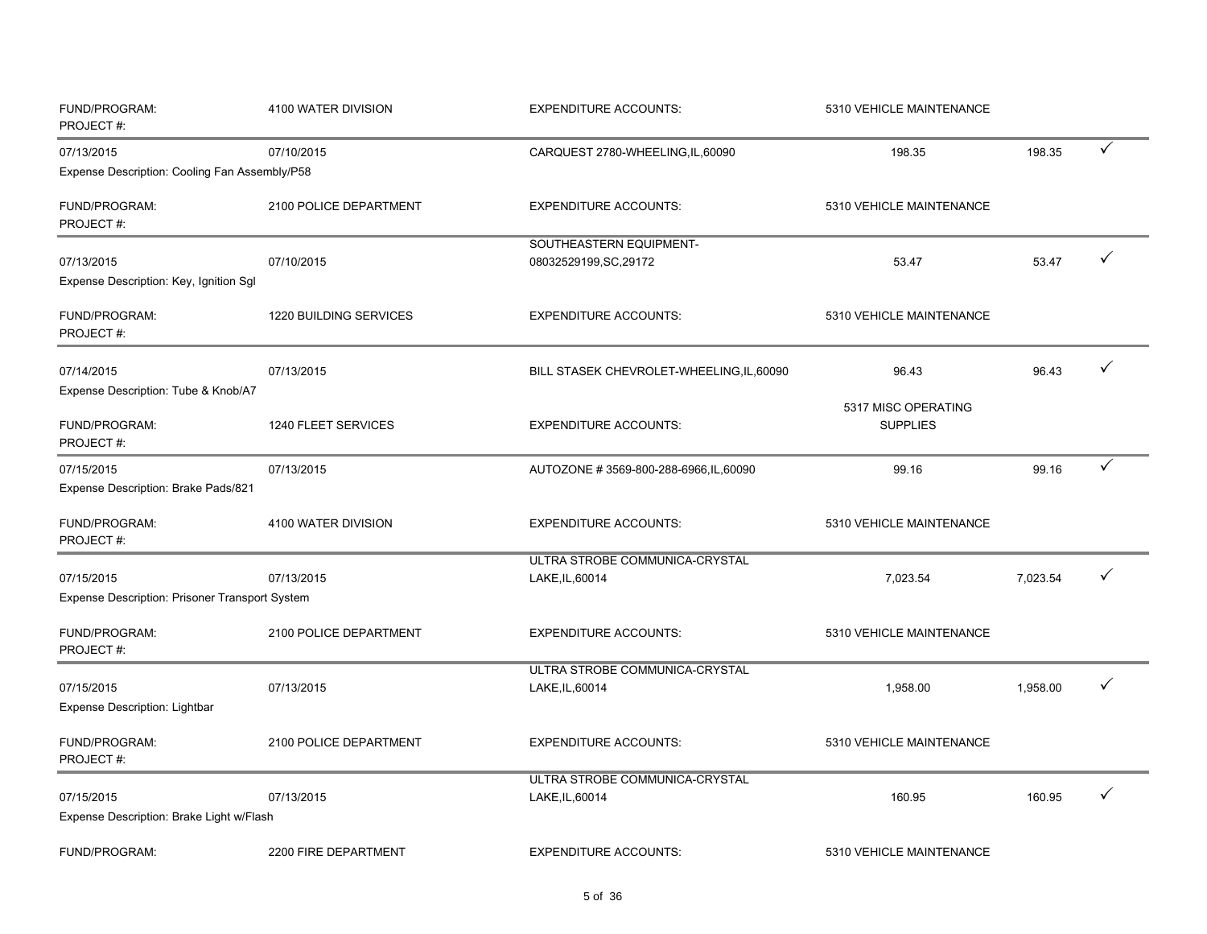| FUND/PROGRAM: PROJECT #: | 4100 WATER DIVISION | EXPENDITURE ACCOUNTS: | 5310 VEHICLE MAINTENANCE | | |
|---|---|---|---|---|---|
| 07/13/2015 | 07/10/2015 | CARQUEST 2780-WHEELING,IL,60090 | 198.35 | 198.35 | ✓ |
| Expense Description: Cooling Fan Assembly/P58 | | | | | |
| FUND/PROGRAM: PROJECT #: | 2100 POLICE DEPARTMENT | EXPENDITURE ACCOUNTS: | 5310 VEHICLE MAINTENANCE | | |
| 07/13/2015 | 07/10/2015 | SOUTHEASTERN EQUIPMENT-08032529199,SC,29172 | 53.47 | 53.47 | ✓ |
| Expense Description: Key, Ignition Sgl | | | | | |
| FUND/PROGRAM: PROJECT #: | 1220 BUILDING SERVICES | EXPENDITURE ACCOUNTS: | 5310 VEHICLE MAINTENANCE | | |
| 07/14/2015 | 07/13/2015 | BILL STASEK CHEVROLET-WHEELING,IL,60090 | 96.43 | 96.43 | ✓ |
| Expense Description: Tube & Knob/A7 | | | | | |
| FUND/PROGRAM: PROJECT #: | 1240 FLEET SERVICES | EXPENDITURE ACCOUNTS: | 5317 MISC OPERATING SUPPLIES | | |
| 07/15/2015 | 07/13/2015 | AUTOZONE # 3569-800-288-6966,IL,60090 | 99.16 | 99.16 | ✓ |
| Expense Description: Brake Pads/821 | | | | | |
| FUND/PROGRAM: PROJECT #: | 4100 WATER DIVISION | EXPENDITURE ACCOUNTS: | 5310 VEHICLE MAINTENANCE | | |
| 07/15/2015 | 07/13/2015 | ULTRA STROBE COMMUNICA-CRYSTAL LAKE,IL,60014 | 7,023.54 | 7,023.54 | ✓ |
| Expense Description: Prisoner Transport System | | | | | |
| FUND/PROGRAM: PROJECT #: | 2100 POLICE DEPARTMENT | EXPENDITURE ACCOUNTS: | 5310 VEHICLE MAINTENANCE | | |
| 07/15/2015 | 07/13/2015 | ULTRA STROBE COMMUNICA-CRYSTAL LAKE,IL,60014 | 1,958.00 | 1,958.00 | ✓ |
| Expense Description: Lightbar | | | | | |
| FUND/PROGRAM: PROJECT #: | 2100 POLICE DEPARTMENT | EXPENDITURE ACCOUNTS: | 5310 VEHICLE MAINTENANCE | | |
| 07/15/2015 | 07/13/2015 | ULTRA STROBE COMMUNICA-CRYSTAL LAKE,IL,60014 | 160.95 | 160.95 | ✓ |
| Expense Description: Brake Light w/Flash | | | | | |
| FUND/PROGRAM: | 2200 FIRE DEPARTMENT | EXPENDITURE ACCOUNTS: | 5310 VEHICLE MAINTENANCE | | |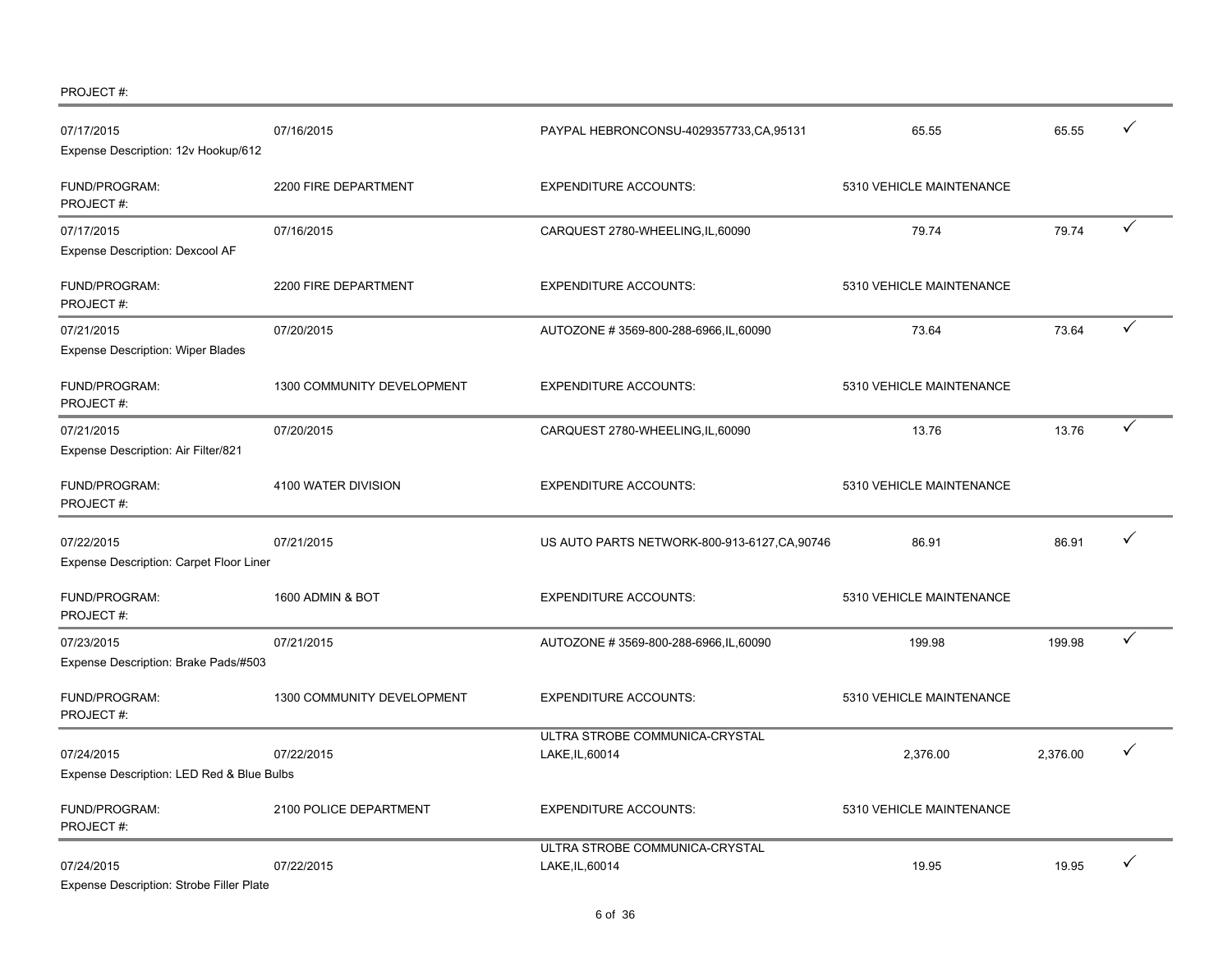PROJECT #:

| | | | | | |
|---|---|---|---|---|---|
| 07/17/2015 | 07/16/2015 | PAYPAL HEBRONCONSU-4029357733,CA,95131 | 65.55 | 65.55 | ✓ |
| Expense Description: 12v Hookup/612 | | | | | |
| FUND/PROGRAM: | 2200 FIRE DEPARTMENT | EXPENDITURE ACCOUNTS: | 5310 VEHICLE MAINTENANCE | | |
| PROJECT #: | | | | | |
| 07/17/2015 | 07/16/2015 | CARQUEST 2780-WHEELING,IL,60090 | 79.74 | 79.74 | ✓ |
| Expense Description: Dexcool AF | | | | | |
| FUND/PROGRAM: | 2200 FIRE DEPARTMENT | EXPENDITURE ACCOUNTS: | 5310 VEHICLE MAINTENANCE | | |
| PROJECT #: | | | | | |
| 07/21/2015 | 07/20/2015 | AUTOZONE # 3569-800-288-6966,IL,60090 | 73.64 | 73.64 | ✓ |
| Expense Description: Wiper Blades | | | | | |
| FUND/PROGRAM: | 1300 COMMUNITY DEVELOPMENT | EXPENDITURE ACCOUNTS: | 5310 VEHICLE MAINTENANCE | | |
| PROJECT #: | | | | | |
| 07/21/2015 | 07/20/2015 | CARQUEST 2780-WHEELING,IL,60090 | 13.76 | 13.76 | ✓ |
| Expense Description: Air Filter/821 | | | | | |
| FUND/PROGRAM: | 4100 WATER DIVISION | EXPENDITURE ACCOUNTS: | 5310 VEHICLE MAINTENANCE | | |
| PROJECT #: | | | | | |
| 07/22/2015 | 07/21/2015 | US AUTO PARTS NETWORK-800-913-6127,CA,90746 | 86.91 | 86.91 | ✓ |
| Expense Description: Carpet Floor Liner | | | | | |
| FUND/PROGRAM: | 1600 ADMIN & BOT | EXPENDITURE ACCOUNTS: | 5310 VEHICLE MAINTENANCE | | |
| PROJECT #: | | | | | |
| 07/23/2015 | 07/21/2015 | AUTOZONE # 3569-800-288-6966,IL,60090 | 199.98 | 199.98 | ✓ |
| Expense Description: Brake Pads/#503 | | | | | |
| FUND/PROGRAM: | 1300 COMMUNITY DEVELOPMENT | EXPENDITURE ACCOUNTS: | 5310 VEHICLE MAINTENANCE | | |
| PROJECT #: | | | | | |
| 07/24/2015 | 07/22/2015 | ULTRA STROBE COMMUNICA-CRYSTAL LAKE,IL,60014 | 2,376.00 | 2,376.00 | ✓ |
| Expense Description: LED Red & Blue Bulbs | | | | | |
| FUND/PROGRAM: | 2100 POLICE DEPARTMENT | EXPENDITURE ACCOUNTS: | 5310 VEHICLE MAINTENANCE | | |
| PROJECT #: | | | | | |
| 07/24/2015 | 07/22/2015 | ULTRA STROBE COMMUNICA-CRYSTAL LAKE,IL,60014 | 19.95 | 19.95 | ✓ |
| Expense Description: Strobe Filler Plate | | | | | |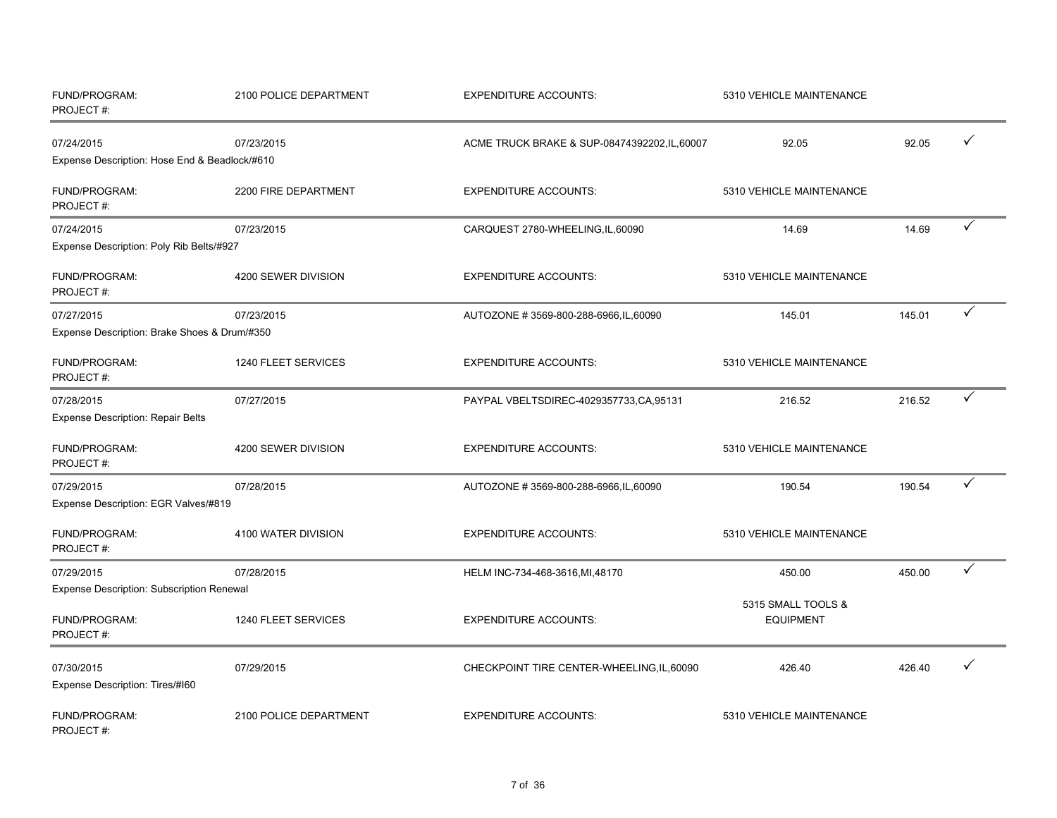| FUND/PROGRAM: PROJECT #: | 2100 POLICE DEPARTMENT | EXPENDITURE ACCOUNTS: | 5310 VEHICLE MAINTENANCE | | |
|---|---|---|---|---|---|
| 07/24/2015 | 07/23/2015 | ACME TRUCK BRAKE & SUP-08474392202,IL,60007 | 92.05 | 92.05 | ✓ |
| Expense Description: Hose End & Beadlock/#610 | | | | | |
| FUND/PROGRAM: PROJECT #: | 2200 FIRE DEPARTMENT | EXPENDITURE ACCOUNTS: | 5310 VEHICLE MAINTENANCE | | |
| 07/24/2015 | 07/23/2015 | CARQUEST 2780-WHEELING,IL,60090 | 14.69 | 14.69 | ✓ |
| Expense Description: Poly Rib Belts/#927 | | | | | |
| FUND/PROGRAM: PROJECT #: | 4200 SEWER DIVISION | EXPENDITURE ACCOUNTS: | 5310 VEHICLE MAINTENANCE | | |
| 07/27/2015 | 07/23/2015 | AUTOZONE # 3569-800-288-6966,IL,60090 | 145.01 | 145.01 | ✓ |
| Expense Description: Brake Shoes & Drum/#350 | | | | | |
| FUND/PROGRAM: PROJECT #: | 1240 FLEET SERVICES | EXPENDITURE ACCOUNTS: | 5310 VEHICLE MAINTENANCE | | |
| 07/28/2015 | 07/27/2015 | PAYPAL VBELTSDIREC-4029357733,CA,95131 | 216.52 | 216.52 | ✓ |
| Expense Description: Repair Belts | | | | | |
| FUND/PROGRAM: PROJECT #: | 4200 SEWER DIVISION | EXPENDITURE ACCOUNTS: | 5310 VEHICLE MAINTENANCE | | |
| 07/29/2015 | 07/28/2015 | AUTOZONE # 3569-800-288-6966,IL,60090 | 190.54 | 190.54 | ✓ |
| Expense Description: EGR Valves/#819 | | | | | |
| FUND/PROGRAM: PROJECT #: | 4100 WATER DIVISION | EXPENDITURE ACCOUNTS: | 5310 VEHICLE MAINTENANCE | | |
| 07/29/2015 | 07/28/2015 | HELM INC-734-468-3616,MI,48170 | 450.00 | 450.00 | ✓ |
| Expense Description: Subscription Renewal | | | | | |
| FUND/PROGRAM: PROJECT #: | 1240 FLEET SERVICES | EXPENDITURE ACCOUNTS: | 5315 SMALL TOOLS & EQUIPMENT | | |
| 07/30/2015 | 07/29/2015 | CHECKPOINT TIRE CENTER-WHEELING,IL,60090 | 426.40 | 426.40 | ✓ |
| Expense Description: Tires/#I60 | | | | | |
| FUND/PROGRAM: PROJECT #: | 2100 POLICE DEPARTMENT | EXPENDITURE ACCOUNTS: | 5310 VEHICLE MAINTENANCE | | |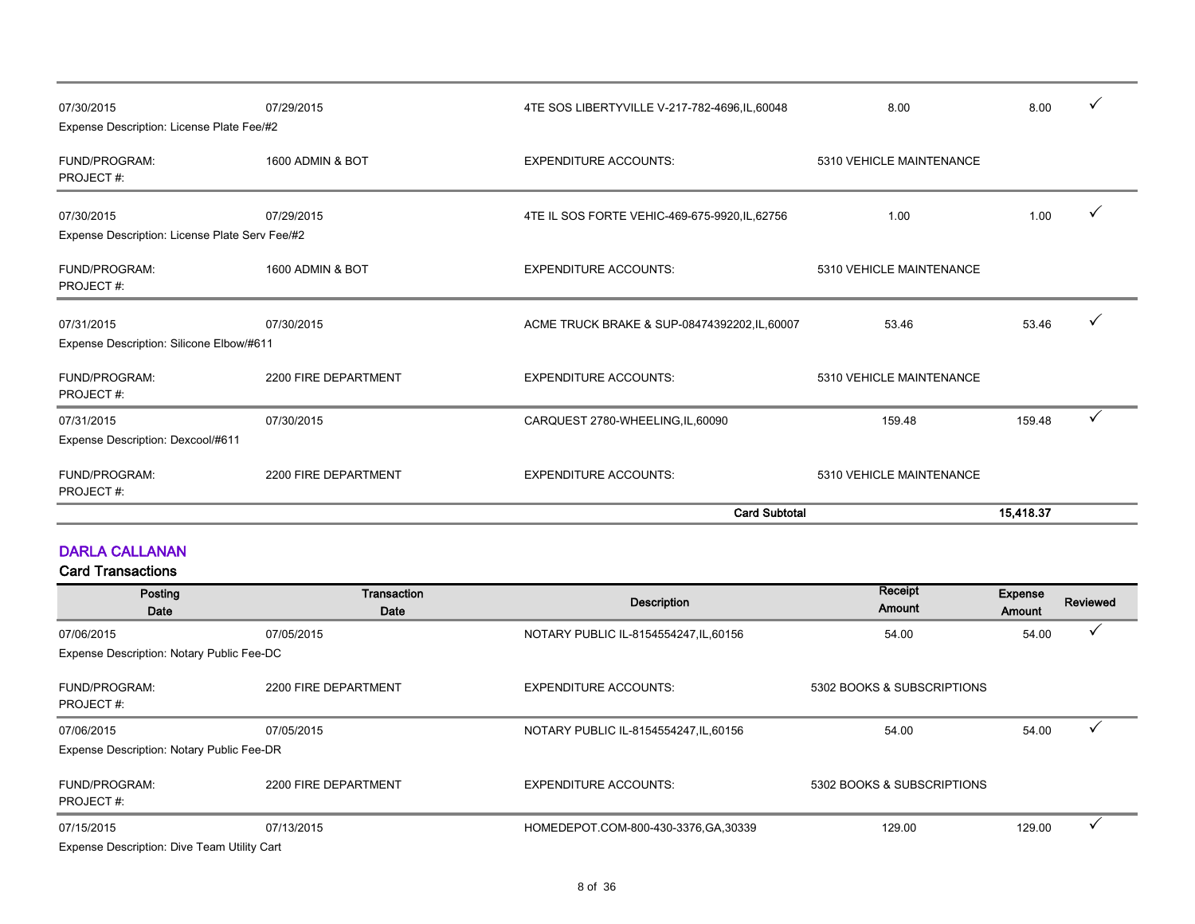| Posting Date | Transaction Date | Description | Receipt Amount | Expense Amount | Reviewed |
|---|---|---|---|---|---|
| 07/30/2015 | 07/29/2015 | 4TE SOS LIBERTYVILLE V-217-782-4696,IL,60048 | 8.00 | 8.00 | ✓ |
| Expense Description: License Plate Fee/#2 | | | | | |
| FUND/PROGRAM: PROJECT #: | 1600 ADMIN & BOT | EXPENDITURE ACCOUNTS: | 5310 VEHICLE MAINTENANCE | | |
| 07/30/2015 | 07/29/2015 | 4TE IL SOS FORTE VEHIC-469-675-9920,IL,62756 | 1.00 | 1.00 | ✓ |
| Expense Description: License Plate Serv Fee/#2 | | | | | |
| FUND/PROGRAM: PROJECT #: | 1600 ADMIN & BOT | EXPENDITURE ACCOUNTS: | 5310 VEHICLE MAINTENANCE | | |
| 07/31/2015 | 07/30/2015 | ACME TRUCK BRAKE & SUP-08474392202,IL,60007 | 53.46 | 53.46 | ✓ |
| Expense Description: Silicone Elbow/#611 | | | | | |
| FUND/PROGRAM: PROJECT #: | 2200 FIRE DEPARTMENT | EXPENDITURE ACCOUNTS: | 5310 VEHICLE MAINTENANCE | | |
| 07/31/2015 | 07/30/2015 | CARQUEST 2780-WHEELING,IL,60090 | 159.48 | 159.48 | ✓ |
| Expense Description: Dexcool/#611 | | | | | |
| FUND/PROGRAM: PROJECT #: | 2200 FIRE DEPARTMENT | EXPENDITURE ACCOUNTS: | 5310 VEHICLE MAINTENANCE | | |
| | | **Card Subtotal** | | **15,418.37** | |

## DARLA CALLANAN

### Card Transactions

| Posting Date | Transaction Date | Description | Receipt Amount | Expense Amount | Reviewed |
|---|---|---|---|---|---|
| 07/06/2015 | 07/05/2015 | NOTARY PUBLIC IL-8154554247,IL,60156 | 54.00 | 54.00 | ✓ |
| Expense Description: Notary Public Fee-DC | | | | | |
| FUND/PROGRAM: PROJECT #: | 2200 FIRE DEPARTMENT | EXPENDITURE ACCOUNTS: | 5302 BOOKS & SUBSCRIPTIONS | | |
| 07/06/2015 | 07/05/2015 | NOTARY PUBLIC IL-8154554247,IL,60156 | 54.00 | 54.00 | ✓ |
| Expense Description: Notary Public Fee-DR | | | | | |
| FUND/PROGRAM: PROJECT #: | 2200 FIRE DEPARTMENT | EXPENDITURE ACCOUNTS: | 5302 BOOKS & SUBSCRIPTIONS | | |
| 07/15/2015 | 07/13/2015 | HOMEDEPOT.COM-800-430-3376,GA,30339 | 129.00 | 129.00 | ✓ |
| Expense Description: Dive Team Utility Cart | | | | | |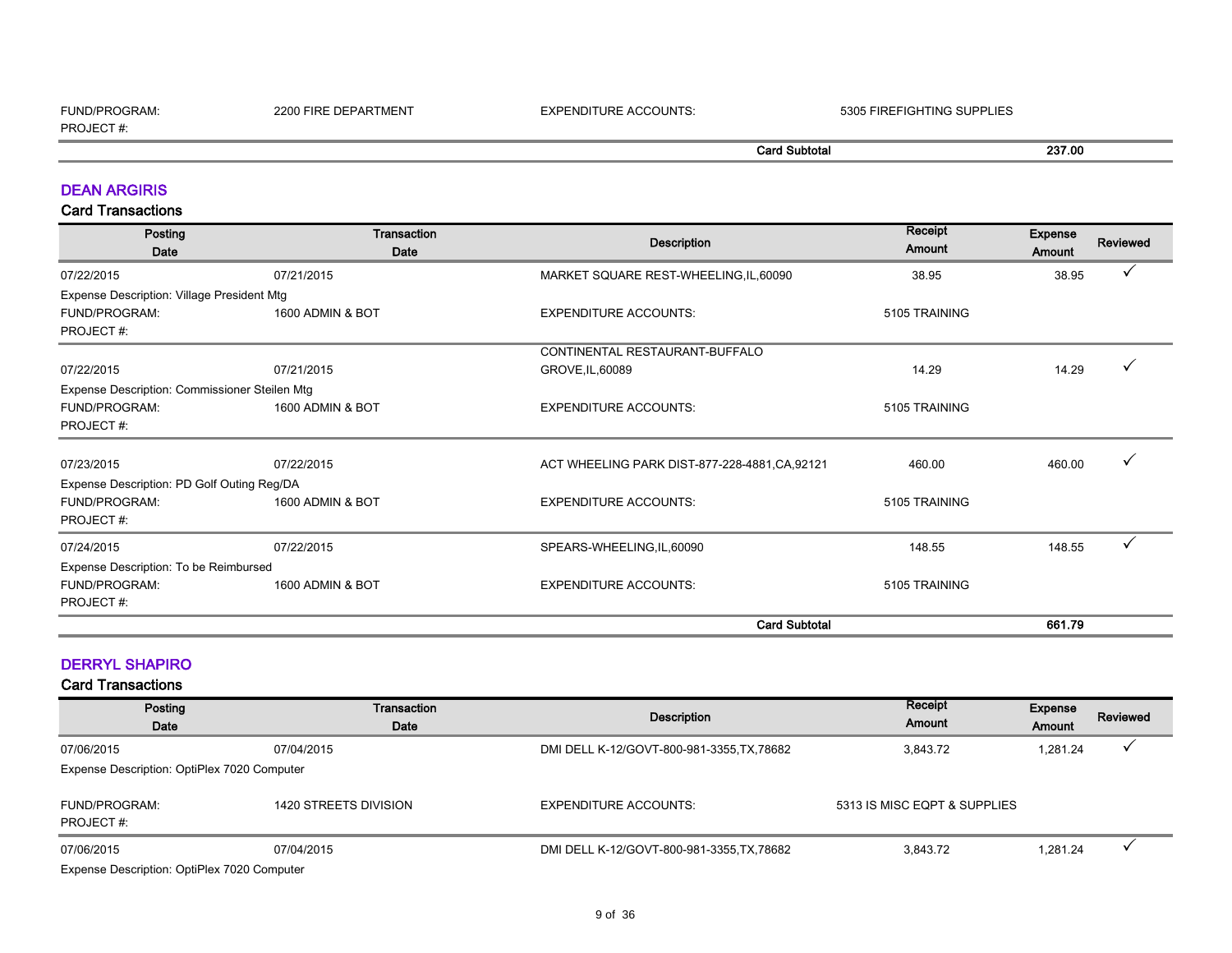| | | | |
|---|---|---|---|
| FUND/PROGRAM: | 2200 FIRE DEPARTMENT | EXPENDITURE ACCOUNTS: | 5305 FIREFIGHTING SUPPLIES |
| PROJECT #: | | | |

**Card Subtotal** **237.00**

## DEAN ARGIRIS

### Card Transactions

| Posting Date | Transaction Date | Description | Receipt Amount | Expense Amount | Reviewed |
|---|---|---|---|---|---|
| 07/22/2015 | 07/21/2015 | MARKET SQUARE REST-WHEELING,IL,60090 | 38.95 | 38.95 | ✓ |
| Expense Description: Village President Mtg | | | | | |
| FUND/PROGRAM: | 1600 ADMIN & BOT | EXPENDITURE ACCOUNTS: | 5105 TRAINING | | |
| PROJECT #: | | | | | |
| 07/22/2015 | 07/21/2015 | CONTINENTAL RESTAURANT-BUFFALO GROVE,IL,60089 | 14.29 | 14.29 | ✓ |
| Expense Description: Commissioner Steilen Mtg | | | | | |
| FUND/PROGRAM: | 1600 ADMIN & BOT | EXPENDITURE ACCOUNTS: | 5105 TRAINING | | |
| PROJECT #: | | | | | |
| 07/23/2015 | 07/22/2015 | ACT WHEELING PARK DIST-877-228-4881,CA,92121 | 460.00 | 460.00 | ✓ |
| Expense Description: PD Golf Outing Reg/DA | | | | | |
| FUND/PROGRAM: | 1600 ADMIN & BOT | EXPENDITURE ACCOUNTS: | 5105 TRAINING | | |
| PROJECT #: | | | | | |
| 07/24/2015 | 07/22/2015 | SPEARS-WHEELING,IL,60090 | 148.55 | 148.55 | ✓ |
| Expense Description: To be Reimbursed | | | | | |
| FUND/PROGRAM: | 1600 ADMIN & BOT | EXPENDITURE ACCOUNTS: | 5105 TRAINING | | |
| PROJECT #: | | | | | |

**Card Subtotal** **661.79**

## DERRYL SHAPIRO

### Card Transactions

| Posting Date | Transaction Date | Description | Receipt Amount | Expense Amount | Reviewed |
|---|---|---|---|---|---|
| 07/06/2015 | 07/04/2015 | DMI DELL K-12/GOVT-800-981-3355,TX,78682 | 3,843.72 | 1,281.24 | ✓ |
| Expense Description: OptiPlex 7020 Computer | | | | | |
| FUND/PROGRAM: | 1420 STREETS DIVISION | EXPENDITURE ACCOUNTS: | 5313 IS MISC EQPT & SUPPLIES | | |
| PROJECT #: | | | | | |
| 07/06/2015 | 07/04/2015 | DMI DELL K-12/GOVT-800-981-3355,TX,78682 | 3,843.72 | 1,281.24 | ✓ |
| Expense Description: OptiPlex 7020 Computer | | | | | |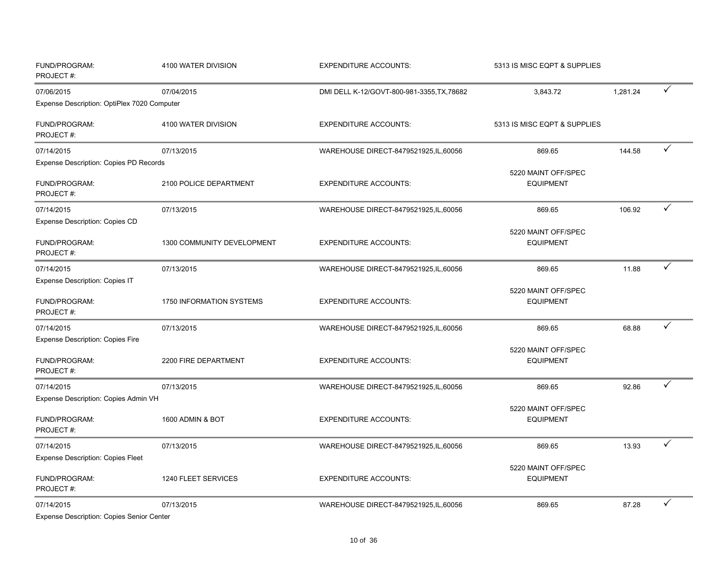| | | | | | |
|---|---|---|---|---|---|
| FUND/PROGRAM:<br>PROJECT #: | 4100 WATER DIVISION | EXPENDITURE ACCOUNTS: | 5313 IS MISC EQPT & SUPPLIES | | |
| 07/06/2015 | 07/04/2015 | DMI DELL K-12/GOVT-800-981-3355,TX,78682 | 3,843.72 | 1,281.24 | ✓ |
| Expense Description: OptiPlex 7020 Computer | | | | | |
| FUND/PROGRAM:<br>PROJECT #: | 4100 WATER DIVISION | EXPENDITURE ACCOUNTS: | 5313 IS MISC EQPT & SUPPLIES | | |
| 07/14/2015 | 07/13/2015 | WAREHOUSE DIRECT-8479521925,IL,60056 | 869.65 | 144.58 | ✓ |
| Expense Description: Copies PD Records | | | | | |
| FUND/PROGRAM:<br>PROJECT #: | 2100 POLICE DEPARTMENT | EXPENDITURE ACCOUNTS: | 5220 MAINT OFF/SPEC EQUIPMENT | | |
| 07/14/2015 | 07/13/2015 | WAREHOUSE DIRECT-8479521925,IL,60056 | 869.65 | 106.92 | ✓ |
| Expense Description: Copies CD | | | | | |
| FUND/PROGRAM:<br>PROJECT #: | 1300 COMMUNITY DEVELOPMENT | EXPENDITURE ACCOUNTS: | 5220 MAINT OFF/SPEC EQUIPMENT | | |
| 07/14/2015 | 07/13/2015 | WAREHOUSE DIRECT-8479521925,IL,60056 | 869.65 | 11.88 | ✓ |
| Expense Description: Copies IT | | | | | |
| FUND/PROGRAM:<br>PROJECT #: | 1750 INFORMATION SYSTEMS | EXPENDITURE ACCOUNTS: | 5220 MAINT OFF/SPEC EQUIPMENT | | |
| 07/14/2015 | 07/13/2015 | WAREHOUSE DIRECT-8479521925,IL,60056 | 869.65 | 68.88 | ✓ |
| Expense Description: Copies Fire | | | | | |
| FUND/PROGRAM:<br>PROJECT #: | 2200 FIRE DEPARTMENT | EXPENDITURE ACCOUNTS: | 5220 MAINT OFF/SPEC EQUIPMENT | | |
| 07/14/2015 | 07/13/2015 | WAREHOUSE DIRECT-8479521925,IL,60056 | 869.65 | 92.86 | ✓ |
| Expense Description: Copies Admin VH | | | | | |
| FUND/PROGRAM:<br>PROJECT #: | 1600 ADMIN & BOT | EXPENDITURE ACCOUNTS: | 5220 MAINT OFF/SPEC EQUIPMENT | | |
| 07/14/2015 | 07/13/2015 | WAREHOUSE DIRECT-8479521925,IL,60056 | 869.65 | 13.93 | ✓ |
| Expense Description: Copies Fleet | | | | | |
| FUND/PROGRAM:<br>PROJECT #: | 1240 FLEET SERVICES | EXPENDITURE ACCOUNTS: | 5220 MAINT OFF/SPEC EQUIPMENT | | |
| 07/14/2015 | 07/13/2015 | WAREHOUSE DIRECT-8479521925,IL,60056 | 869.65 | 87.28 | ✓ |
| Expense Description: Copies Senior Center | | | | | |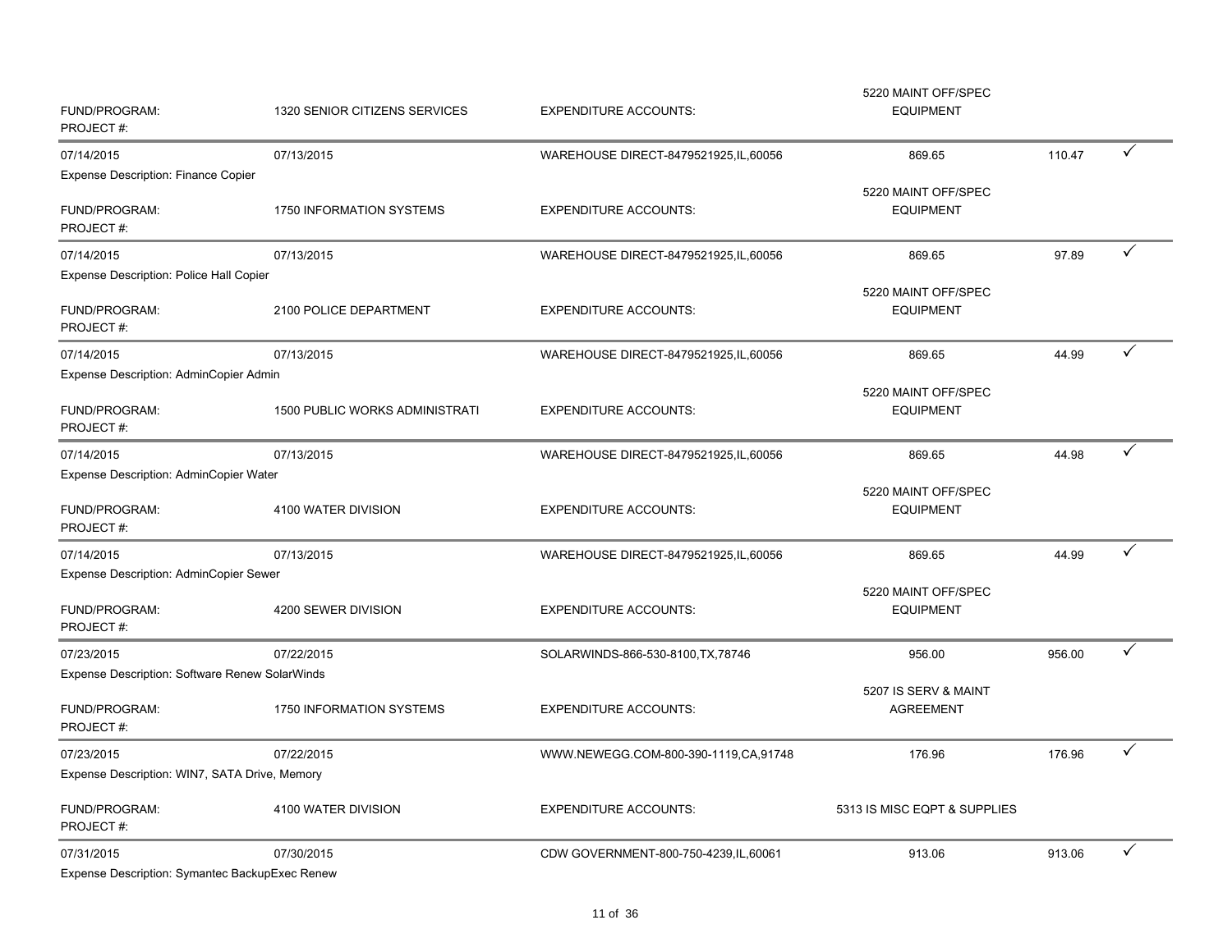| | | | | | |
|---|---|---|---|---|---|
| FUND/PROGRAM: PROJECT #: | 1320 SENIOR CITIZENS SERVICES | EXPENDITURE ACCOUNTS: | 5220 MAINT OFF/SPEC EQUIPMENT | | |
| 07/14/2015 | 07/13/2015 | WAREHOUSE DIRECT-8479521925,IL,60056 | 869.65 | 110.47 | ✓ |
| Expense Description: Finance Copier | | | | | |
| FUND/PROGRAM: PROJECT #: | 1750 INFORMATION SYSTEMS | EXPENDITURE ACCOUNTS: | 5220 MAINT OFF/SPEC EQUIPMENT | | |
| 07/14/2015 | 07/13/2015 | WAREHOUSE DIRECT-8479521925,IL,60056 | 869.65 | 97.89 | ✓ |
| Expense Description: Police Hall Copier | | | | | |
| FUND/PROGRAM: PROJECT #: | 2100 POLICE DEPARTMENT | EXPENDITURE ACCOUNTS: | 5220 MAINT OFF/SPEC EQUIPMENT | | |
| 07/14/2015 | 07/13/2015 | WAREHOUSE DIRECT-8479521925,IL,60056 | 869.65 | 44.99 | ✓ |
| Expense Description: AdminCopier Admin | | | | | |
| FUND/PROGRAM: PROJECT #: | 1500 PUBLIC WORKS ADMINISTRATI | EXPENDITURE ACCOUNTS: | 5220 MAINT OFF/SPEC EQUIPMENT | | |
| 07/14/2015 | 07/13/2015 | WAREHOUSE DIRECT-8479521925,IL,60056 | 869.65 | 44.98 | ✓ |
| Expense Description: AdminCopier Water | | | | | |
| FUND/PROGRAM: PROJECT #: | 4100 WATER DIVISION | EXPENDITURE ACCOUNTS: | 5220 MAINT OFF/SPEC EQUIPMENT | | |
| 07/14/2015 | 07/13/2015 | WAREHOUSE DIRECT-8479521925,IL,60056 | 869.65 | 44.99 | ✓ |
| Expense Description: AdminCopier Sewer | | | | | |
| FUND/PROGRAM: PROJECT #: | 4200 SEWER DIVISION | EXPENDITURE ACCOUNTS: | 5220 MAINT OFF/SPEC EQUIPMENT | | |
| 07/23/2015 | 07/22/2015 | SOLARWINDS-866-530-8100,TX,78746 | 956.00 | 956.00 | ✓ |
| Expense Description: Software Renew SolarWinds | | | | | |
| FUND/PROGRAM: PROJECT #: | 1750 INFORMATION SYSTEMS | EXPENDITURE ACCOUNTS: | 5207 IS SERV & MAINT AGREEMENT | | |
| 07/23/2015 | 07/22/2015 | WWW.NEWEGG.COM-800-390-1119,CA,91748 | 176.96 | 176.96 | ✓ |
| Expense Description: WIN7, SATA Drive, Memory | | | | | |
| FUND/PROGRAM: PROJECT #: | 4100 WATER DIVISION | EXPENDITURE ACCOUNTS: | 5313 IS MISC EQPT & SUPPLIES | | |
| 07/31/2015 | 07/30/2015 | CDW GOVERNMENT-800-750-4239,IL,60061 | 913.06 | 913.06 | ✓ |
| Expense Description: Symantec BackupExec Renew | | | | | |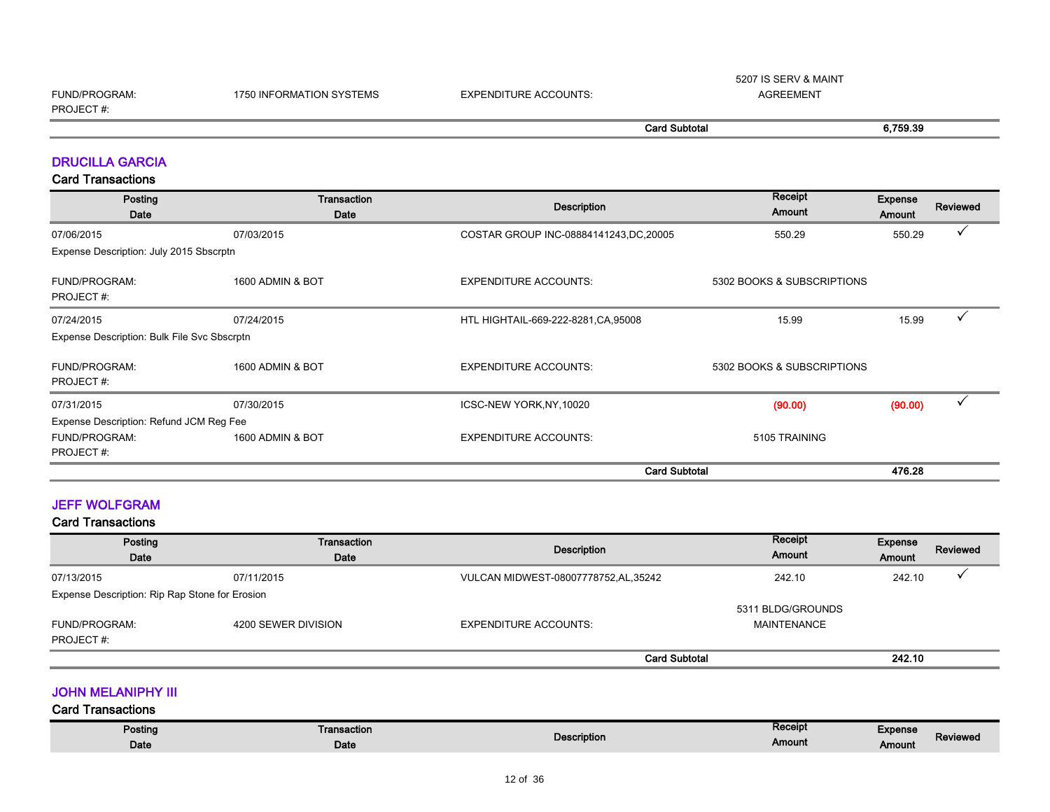| | | | | | |
|---|---|---|---|---|---|
| FUND/PROGRAM: | 1750 INFORMATION SYSTEMS | EXPENDITURE ACCOUNTS: | 5207 IS SERV & MAINT AGREEMENT | | |
| PROJECT #: | | | | | |
| | | | **Card Subtotal** | **6,759.39** | |

## DRUCILLA GARCIA

### Card Transactions

| Posting Date | Transaction Date | Description | Receipt Amount | Expense Amount | Reviewed |
|---|---|---|---|---|---|
| 07/06/2015 | 07/03/2015 | COSTAR GROUP INC-08884141243,DC,20005 | 550.29 | 550.29 | ✓ |
| Expense Description: July 2015 Sbscrptn | | | | | |
| FUND/PROGRAM: | 1600 ADMIN & BOT | EXPENDITURE ACCOUNTS: | 5302 BOOKS & SUBSCRIPTIONS | | |
| PROJECT #: | | | | | |
| 07/24/2015 | 07/24/2015 | HTL HIGHTAIL-669-222-8281,CA,95008 | 15.99 | 15.99 | ✓ |
| Expense Description: Bulk File Svc Sbscrptn | | | | | |
| FUND/PROGRAM: | 1600 ADMIN & BOT | EXPENDITURE ACCOUNTS: | 5302 BOOKS & SUBSCRIPTIONS | | |
| PROJECT #: | | | | | |
| 07/31/2015 | 07/30/2015 | ICSC-NEW YORK,NY,10020 | (90.00) | (90.00) | ✓ |
| Expense Description: Refund JCM Reg Fee | | | | | |
| FUND/PROGRAM: | 1600 ADMIN & BOT | EXPENDITURE ACCOUNTS: | 5105 TRAINING | | |
| PROJECT #: | | | | | |
| | | | **Card Subtotal** | **476.28** | |

## JEFF WOLFGRAM

### Card Transactions

| Posting Date | Transaction Date | Description | Receipt Amount | Expense Amount | Reviewed |
|---|---|---|---|---|---|
| 07/13/2015 | 07/11/2015 | VULCAN MIDWEST-08007778752,AL,35242 | 242.10 | 242.10 | ✓ |
| Expense Description: Rip Rap Stone for Erosion | | | | | |
| FUND/PROGRAM: | 4200 SEWER DIVISION | EXPENDITURE ACCOUNTS: | 5311 BLDG/GROUNDS MAINTENANCE | | |
| PROJECT #: | | | | | |
| | | | **Card Subtotal** | **242.10** | |

## JOHN MELANIPHY III

### Card Transactions

| Posting Date | Transaction Date | Description | Receipt Amount | Expense Amount | Reviewed |
|---|---|---|---|---|---|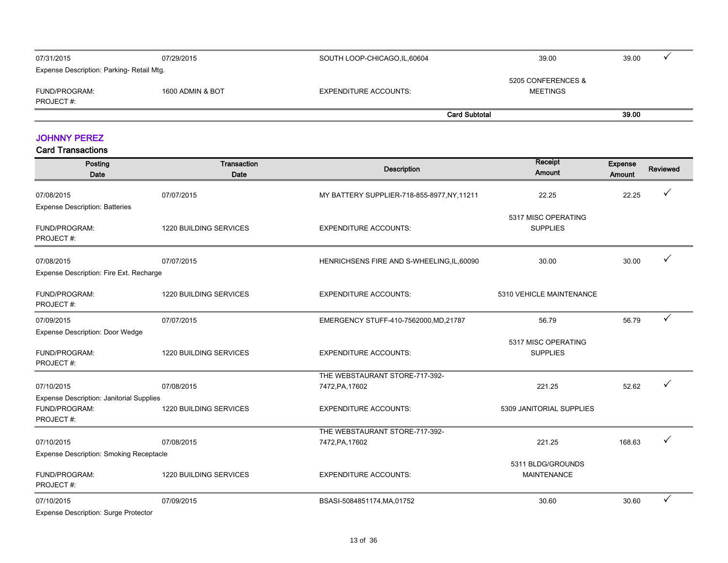| Posting Date | Transaction Date | Description | Receipt Amount | Expense Amount | Reviewed |
|---|---|---|---|---|---|
| 07/31/2015 | 07/29/2015 | SOUTH LOOP-CHICAGO,IL,60604 | 39.00 | 39.00 | ✓ |
| Expense Description: Parking- Retail Mtg. | | | | | |
| FUND/PROGRAM: PROJECT #: | 1600 ADMIN & BOT | EXPENDITURE ACCOUNTS: | 5205 CONFERENCES & MEETINGS | | |
| | | **Card Subtotal** | | **39.00** | |

## JOHNNY PEREZ

### Card Transactions

| Posting Date | Transaction Date | Description | Receipt Amount | Expense Amount | Reviewed |
|---|---|---|---|---|---|
| 07/08/2015 | 07/07/2015 | MY BATTERY SUPPLIER-718-855-8977,NY,11211 | 22.25 | 22.25 | ✓ |
| Expense Description: Batteries | | | | | |
| FUND/PROGRAM: PROJECT #: | 1220 BUILDING SERVICES | EXPENDITURE ACCOUNTS: | 5317 MISC OPERATING SUPPLIES | | |
| 07/08/2015 | 07/07/2015 | HENRICHSENS FIRE AND S-WHEELING,IL,60090 | 30.00 | 30.00 | ✓ |
| Expense Description: Fire Ext. Recharge | | | | | |
| FUND/PROGRAM: PROJECT #: | 1220 BUILDING SERVICES | EXPENDITURE ACCOUNTS: | 5310 VEHICLE MAINTENANCE | | |
| 07/09/2015 | 07/07/2015 | EMERGENCY STUFF-410-7562000,MD,21787 | 56.79 | 56.79 | ✓ |
| Expense Description: Door Wedge | | | | | |
| FUND/PROGRAM: PROJECT #: | 1220 BUILDING SERVICES | EXPENDITURE ACCOUNTS: | 5317 MISC OPERATING SUPPLIES | | |
| 07/10/2015 | 07/08/2015 | THE WEBSTAURANT STORE-717-392-7472,PA,17602 | 221.25 | 52.62 | ✓ |
| Expense Description: Janitorial Supplies | | | | | |
| FUND/PROGRAM: PROJECT #: | 1220 BUILDING SERVICES | EXPENDITURE ACCOUNTS: | 5309 JANITORIAL SUPPLIES | | |
| 07/10/2015 | 07/08/2015 | THE WEBSTAURANT STORE-717-392-7472,PA,17602 | 221.25 | 168.63 | ✓ |
| Expense Description: Smoking Receptacle | | | | | |
| FUND/PROGRAM: PROJECT #: | 1220 BUILDING SERVICES | EXPENDITURE ACCOUNTS: | 5311 BLDG/GROUNDS MAINTENANCE | | |
| 07/10/2015 | 07/09/2015 | BSASI-5084851174,MA,01752 | 30.60 | 30.60 | ✓ |
| Expense Description: Surge Protector | | | | | |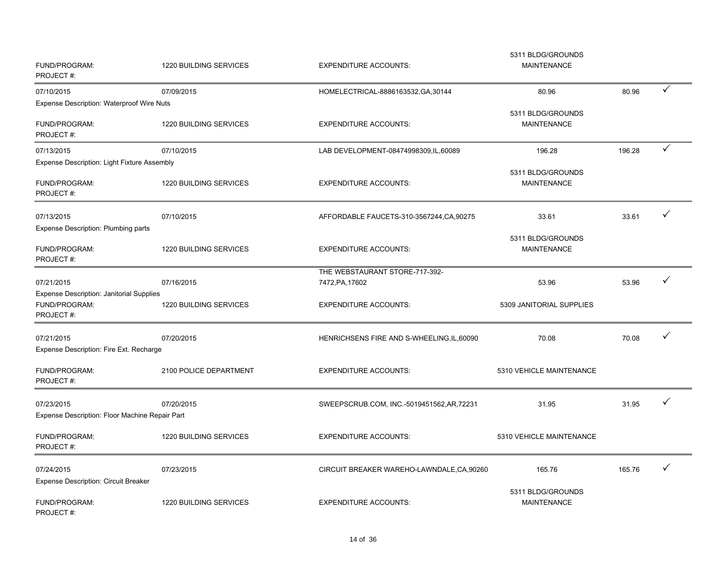| | | | | | |
|---|---|---|---|---|---|
| FUND/PROGRAM: PROJECT #: | 1220 BUILDING SERVICES | EXPENDITURE ACCOUNTS: | 5311 BLDG/GROUNDS MAINTENANCE | | |
| 07/10/2015 | 07/09/2015 | HOMELECTRICAL-8886163532,GA,30144 | 80.96 | 80.96 | ✓ |
| Expense Description: Waterproof Wire Nuts | | | | | |
| FUND/PROGRAM: PROJECT #: | 1220 BUILDING SERVICES | EXPENDITURE ACCOUNTS: | 5311 BLDG/GROUNDS MAINTENANCE | | |
| 07/13/2015 | 07/10/2015 | LAB DEVELOPMENT-08474998309,IL,60089 | 196.28 | 196.28 | ✓ |
| Expense Description: Light Fixture Assembly | | | | | |
| FUND/PROGRAM: PROJECT #: | 1220 BUILDING SERVICES | EXPENDITURE ACCOUNTS: | 5311 BLDG/GROUNDS MAINTENANCE | | |
| 07/13/2015 | 07/10/2015 | AFFORDABLE FAUCETS-310-3567244,CA,90275 | 33.61 | 33.61 | ✓ |
| Expense Description: Plumbing parts | | | | | |
| FUND/PROGRAM: PROJECT #: | 1220 BUILDING SERVICES | EXPENDITURE ACCOUNTS: | 5311 BLDG/GROUNDS MAINTENANCE | | |
| 07/21/2015 | 07/16/2015 | THE WEBSTAURANT STORE-717-392-7472,PA,17602 | 53.96 | 53.96 | ✓ |
| Expense Description: Janitorial Supplies | | | | | |
| FUND/PROGRAM: PROJECT #: | 1220 BUILDING SERVICES | EXPENDITURE ACCOUNTS: | 5309 JANITORIAL SUPPLIES | | |
| 07/21/2015 | 07/20/2015 | HENRICHSENS FIRE AND S-WHEELING,IL,60090 | 70.08 | 70.08 | ✓ |
| Expense Description: Fire Ext. Recharge | | | | | |
| FUND/PROGRAM: PROJECT #: | 2100 POLICE DEPARTMENT | EXPENDITURE ACCOUNTS: | 5310 VEHICLE MAINTENANCE | | |
| 07/23/2015 | 07/20/2015 | SWEEPSCRUB.COM, INC.-5019451562,AR,72231 | 31.95 | 31.95 | ✓ |
| Expense Description: Floor Machine Repair Part | | | | | |
| FUND/PROGRAM: PROJECT #: | 1220 BUILDING SERVICES | EXPENDITURE ACCOUNTS: | 5310 VEHICLE MAINTENANCE | | |
| 07/24/2015 | 07/23/2015 | CIRCUIT BREAKER WAREHO-LAWNDALE,CA,90260 | 165.76 | 165.76 | ✓ |
| Expense Description: Circuit Breaker | | | | | |
| FUND/PROGRAM: PROJECT #: | 1220 BUILDING SERVICES | EXPENDITURE ACCOUNTS: | 5311 BLDG/GROUNDS MAINTENANCE | | |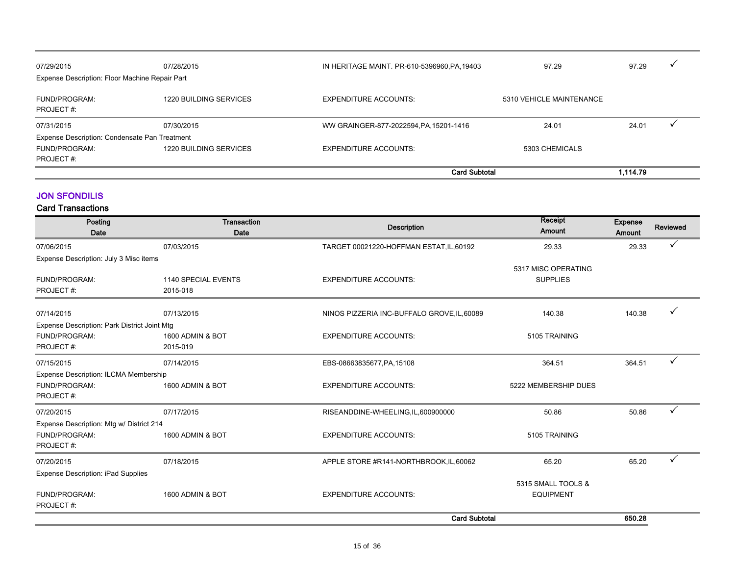| Posting Date | Transaction Date | Description | Receipt Amount | Expense Amount | Reviewed |
|---|---|---|---|---|---|
| 07/29/2015 | 07/28/2015 | IN HERITAGE MAINT. PR-610-5396960,PA,19403 | 97.29 | 97.29 | ✓ |
| Expense Description: Floor Machine Repair Part | | | | | |
| FUND/PROGRAM: | 1220 BUILDING SERVICES | EXPENDITURE ACCOUNTS: | 5310 VEHICLE MAINTENANCE | | |
| PROJECT #: | | | | | |
| 07/31/2015 | 07/30/2015 | WW GRAINGER-877-2022594,PA,15201-1416 | 24.01 | 24.01 | ✓ |
| Expense Description: Condensate Pan Treatment | | | | | |
| FUND/PROGRAM: | 1220 BUILDING SERVICES | EXPENDITURE ACCOUNTS: | 5303 CHEMICALS | | |
| PROJECT #: | | | | | |
| | | | **Card Subtotal** | **1,114.79** | |

## JON SFONDILIS

### Card Transactions

| Posting Date | Transaction Date | Description | Receipt Amount | Expense Amount | Reviewed |
|---|---|---|---|---|---|
| 07/06/2015 | 07/03/2015 | TARGET 00021220-HOFFMAN ESTAT,IL,60192 | 29.33 | 29.33 | ✓ |
| Expense Description: July 3 Misc items | | | | | |
| FUND/PROGRAM: | 1140 SPECIAL EVENTS | EXPENDITURE ACCOUNTS: | 5317 MISC OPERATING SUPPLIES | | |
| PROJECT #: | 2015-018 | | | | |
| 07/14/2015 | 07/13/2015 | NINOS PIZZERIA INC-BUFFALO GROVE,IL,60089 | 140.38 | 140.38 | ✓ |
| Expense Description: Park District Joint Mtg | | | | | |
| FUND/PROGRAM: | 1600 ADMIN & BOT | EXPENDITURE ACCOUNTS: | 5105 TRAINING | | |
| PROJECT #: | 2015-019 | | | | |
| 07/15/2015 | 07/14/2015 | EBS-08663835677,PA,15108 | 364.51 | 364.51 | ✓ |
| Expense Description: ILCMA Membership | | | | | |
| FUND/PROGRAM: | 1600 ADMIN & BOT | EXPENDITURE ACCOUNTS: | 5222 MEMBERSHIP DUES | | |
| PROJECT #: | | | | | |
| 07/20/2015 | 07/17/2015 | RISEANDDINE-WHEELING,IL,600900000 | 50.86 | 50.86 | ✓ |
| Expense Description: Mtg w/ District 214 | | | | | |
| FUND/PROGRAM: | 1600 ADMIN & BOT | EXPENDITURE ACCOUNTS: | 5105 TRAINING | | |
| PROJECT #: | | | | | |
| 07/20/2015 | 07/18/2015 | APPLE STORE #R141-NORTHBROOK,IL,60062 | 65.20 | 65.20 | ✓ |
| Expense Description: iPad Supplies | | | | | |
| FUND/PROGRAM: | 1600 ADMIN & BOT | EXPENDITURE ACCOUNTS: | 5315 SMALL TOOLS & EQUIPMENT | | |
| PROJECT #: | | | | | |
| | | | **Card Subtotal** | **650.28** | |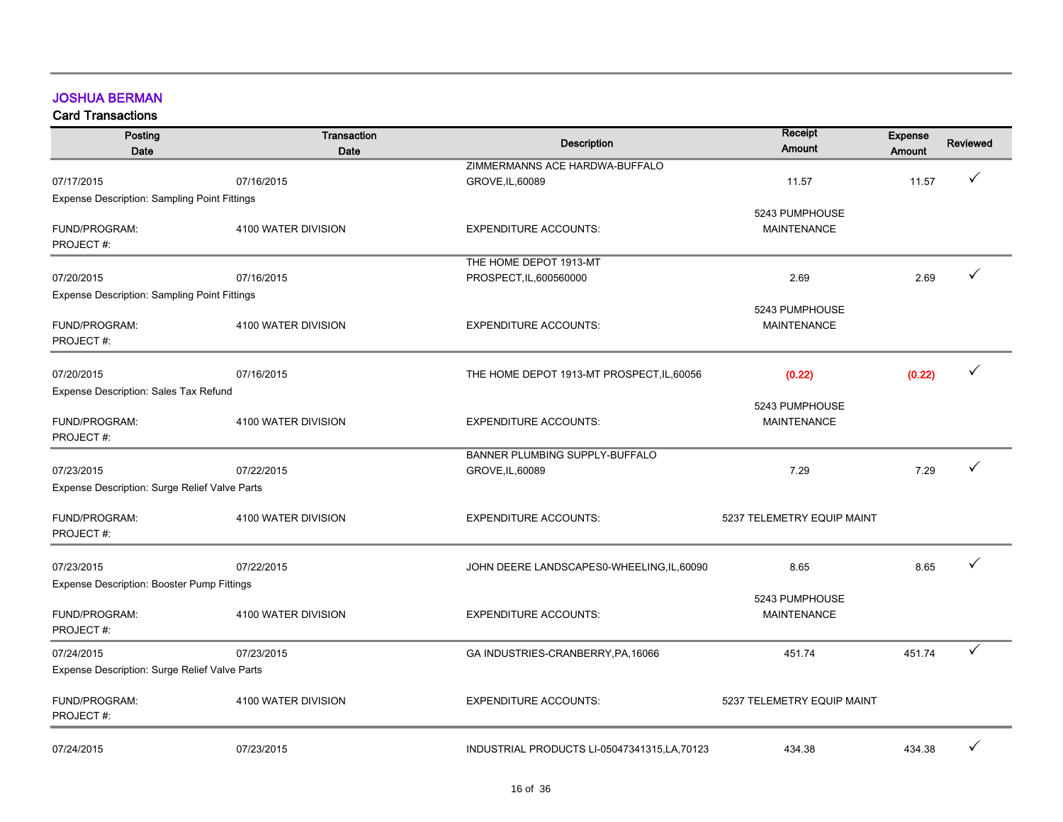## JOSHUA BERMAN

### Card Transactions

| Posting Date | Transaction Date | Description | Receipt Amount | Expense Amount | Reviewed |
|---|---|---|---|---|---|
| 07/17/2015 | 07/16/2015 | ZIMMERMANNS ACE HARDWA-BUFFALO GROVE,IL,60089 | 11.57 | 11.57 | ✓ |
| Expense Description: Sampling Point Fittings | | | | | |
| FUND/PROGRAM: | 4100 WATER DIVISION | EXPENDITURE ACCOUNTS: | 5243 PUMPHOUSE MAINTENANCE | | |
| PROJECT #: | | | | | |
| 07/20/2015 | 07/16/2015 | THE HOME DEPOT 1913-MT PROSPECT,IL,600560000 | 2.69 | 2.69 | ✓ |
| Expense Description: Sampling Point Fittings | | | | | |
| FUND/PROGRAM: | 4100 WATER DIVISION | EXPENDITURE ACCOUNTS: | 5243 PUMPHOUSE MAINTENANCE | | |
| PROJECT #: | | | | | |
| 07/20/2015 | 07/16/2015 | THE HOME DEPOT 1913-MT PROSPECT,IL,60056 | **(0.22)** | **(0.22)** | ✓ |
| Expense Description: Sales Tax Refund | | | | | |
| FUND/PROGRAM: | 4100 WATER DIVISION | EXPENDITURE ACCOUNTS: | 5243 PUMPHOUSE MAINTENANCE | | |
| PROJECT #: | | | | | |
| 07/23/2015 | 07/22/2015 | BANNER PLUMBING SUPPLY-BUFFALO GROVE,IL,60089 | 7.29 | 7.29 | ✓ |
| Expense Description: Surge Relief Valve Parts | | | | | |
| FUND/PROGRAM: | 4100 WATER DIVISION | EXPENDITURE ACCOUNTS: | 5237 TELEMETRY EQUIP MAINT | | |
| PROJECT #: | | | | | |
| 07/23/2015 | 07/22/2015 | JOHN DEERE LANDSCAPES0-WHEELING,IL,60090 | 8.65 | 8.65 | ✓ |
| Expense Description: Booster Pump Fittings | | | | | |
| FUND/PROGRAM: | 4100 WATER DIVISION | EXPENDITURE ACCOUNTS: | 5243 PUMPHOUSE MAINTENANCE | | |
| PROJECT #: | | | | | |
| 07/24/2015 | 07/23/2015 | GA INDUSTRIES-CRANBERRY,PA,16066 | 451.74 | 451.74 | ✓ |
| Expense Description: Surge Relief Valve Parts | | | | | |
| FUND/PROGRAM: | 4100 WATER DIVISION | EXPENDITURE ACCOUNTS: | 5237 TELEMETRY EQUIP MAINT | | |
| PROJECT #: | | | | | |
| 07/24/2015 | 07/23/2015 | INDUSTRIAL PRODUCTS LI-05047341315,LA,70123 | 434.38 | 434.38 | ✓ |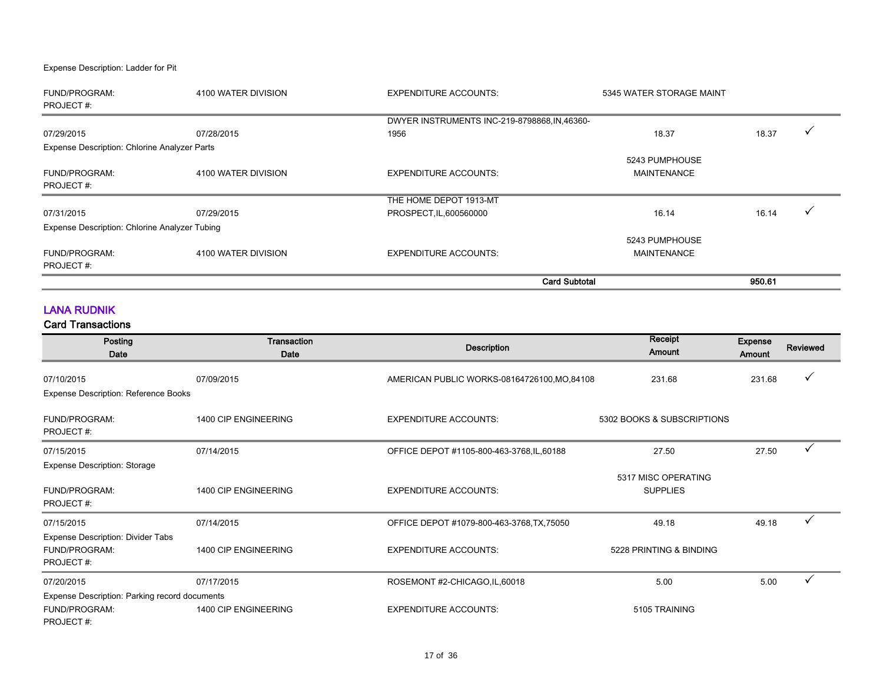Expense Description: Ladder for Pit

| | | | | | |
|---|---|---|---|---|---|
| FUND/PROGRAM: PROJECT #: | 4100 WATER DIVISION | EXPENDITURE ACCOUNTS: | 5345 WATER STORAGE MAINT | | |
| 07/29/2015 | 07/28/2015 | DWYER INSTRUMENTS INC-219-8798868,IN,46360-1956 | 18.37 | 18.37 | ✓ |
| Expense Description: Chlorine Analyzer Parts | | | | | |
| FUND/PROGRAM: PROJECT #: | 4100 WATER DIVISION | EXPENDITURE ACCOUNTS: | 5243 PUMPHOUSE MAINTENANCE | | |
| 07/31/2015 | 07/29/2015 | THE HOME DEPOT 1913-MT PROSPECT,IL,600560000 | 16.14 | 16.14 | ✓ |
| Expense Description: Chlorine Analyzer Tubing | | | | | |
| FUND/PROGRAM: PROJECT #: | 4100 WATER DIVISION | EXPENDITURE ACCOUNTS: | 5243 PUMPHOUSE MAINTENANCE | | |
| | | **Card Subtotal** | | **950.61** | |

## LANA RUDNIK

### Card Transactions

| Posting Date | Transaction Date | Description | Receipt Amount | Expense Amount | Reviewed |
|---|---|---|---|---|---|
| 07/10/2015 | 07/09/2015 | AMERICAN PUBLIC WORKS-08164726100,MO,84108 | 231.68 | 231.68 | ✓ |
| Expense Description: Reference Books | | | | | |
| FUND/PROGRAM: PROJECT #: | 1400 CIP ENGINEERING | EXPENDITURE ACCOUNTS: | 5302 BOOKS & SUBSCRIPTIONS | | |
| 07/15/2015 | 07/14/2015 | OFFICE DEPOT #1105-800-463-3768,IL,60188 | 27.50 | 27.50 | ✓ |
| Expense Description: Storage | | | | | |
| FUND/PROGRAM: PROJECT #: | 1400 CIP ENGINEERING | EXPENDITURE ACCOUNTS: | 5317 MISC OPERATING SUPPLIES | | |
| 07/15/2015 | 07/14/2015 | OFFICE DEPOT #1079-800-463-3768,TX,75050 | 49.18 | 49.18 | ✓ |
| Expense Description: Divider Tabs | | | | | |
| FUND/PROGRAM: PROJECT #: | 1400 CIP ENGINEERING | EXPENDITURE ACCOUNTS: | 5228 PRINTING & BINDING | | |
| 07/20/2015 | 07/17/2015 | ROSEMONT #2-CHICAGO,IL,60018 | 5.00 | 5.00 | ✓ |
| Expense Description: Parking record documents | | | | | |
| FUND/PROGRAM: PROJECT #: | 1400 CIP ENGINEERING | EXPENDITURE ACCOUNTS: | 5105 TRAINING | | |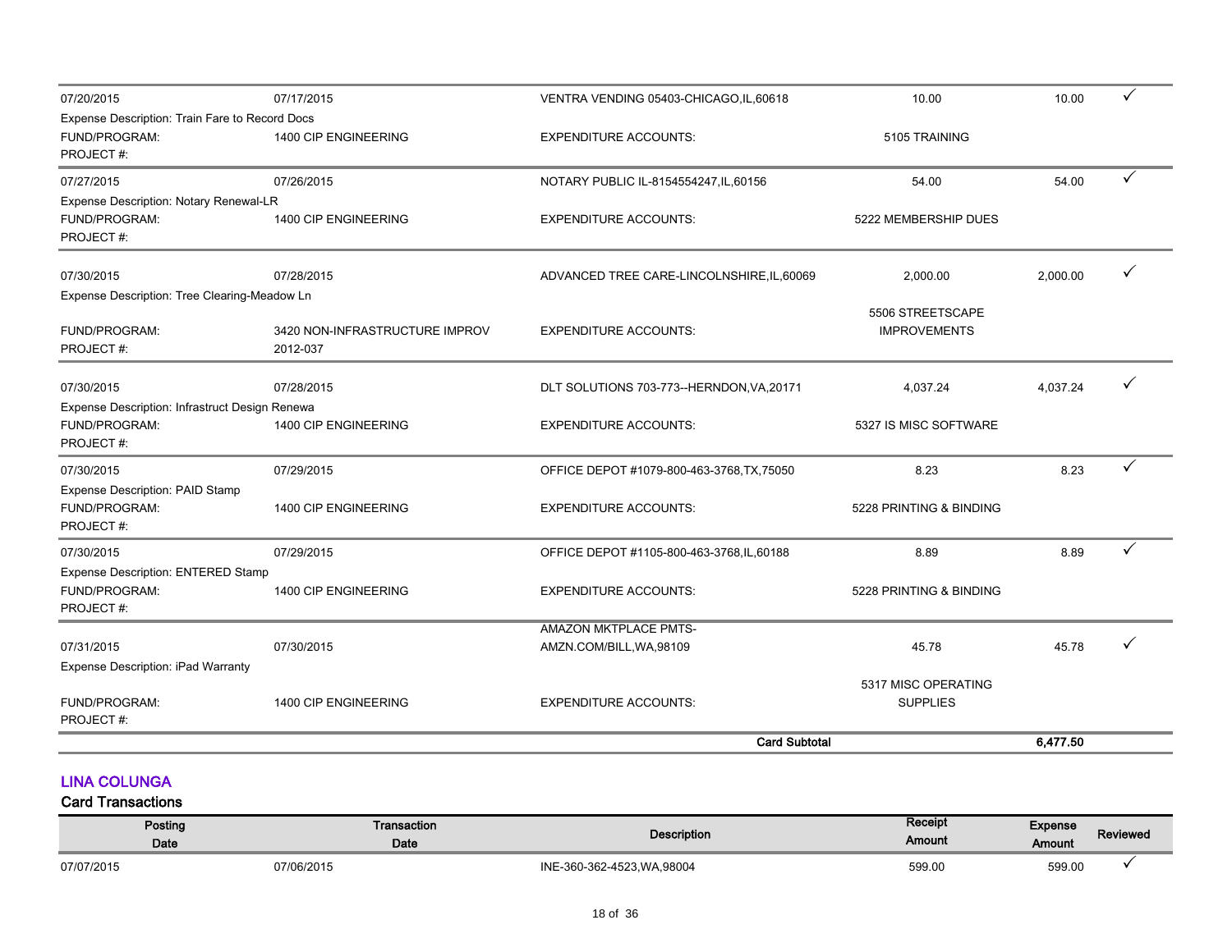| Posting Date | Transaction Date | Description | Receipt Amount | Expense Amount | Reviewed |
|---|---|---|---|---|---|
| 07/20/2015 | 07/17/2015 | VENTRA VENDING 05403-CHICAGO,IL,60618 | 10.00 | 10.00 | ✓ |
| Expense Description: Train Fare to Record Docs | | | | | |
| FUND/PROGRAM: | 1400 CIP ENGINEERING | EXPENDITURE ACCOUNTS: | 5105 TRAINING | | |
| PROJECT #: | | | | | |
| 07/27/2015 | 07/26/2015 | NOTARY PUBLIC IL-8154554247,IL,60156 | 54.00 | 54.00 | ✓ |
| Expense Description: Notary Renewal-LR | | | | | |
| FUND/PROGRAM: | 1400 CIP ENGINEERING | EXPENDITURE ACCOUNTS: | 5222 MEMBERSHIP DUES | | |
| PROJECT #: | | | | | |
| 07/30/2015 | 07/28/2015 | ADVANCED TREE CARE-LINCOLNSHIRE,IL,60069 | 2,000.00 | 2,000.00 | ✓ |
| Expense Description: Tree Clearing-Meadow Ln | | | | | |
| FUND/PROGRAM: | 3420 NON-INFRASTRUCTURE IMPROV | EXPENDITURE ACCOUNTS: | 5506 STREETSCAPE IMPROVEMENTS | | |
| PROJECT #: | 2012-037 | | | | |
| 07/30/2015 | 07/28/2015 | DLT SOLUTIONS 703-773--HERNDON,VA,20171 | 4,037.24 | 4,037.24 | ✓ |
| Expense Description: Infrastruct Design Renewa | | | | | |
| FUND/PROGRAM: | 1400 CIP ENGINEERING | EXPENDITURE ACCOUNTS: | 5327 IS MISC SOFTWARE | | |
| PROJECT #: | | | | | |
| 07/30/2015 | 07/29/2015 | OFFICE DEPOT #1079-800-463-3768,TX,75050 | 8.23 | 8.23 | ✓ |
| Expense Description: PAID Stamp | | | | | |
| FUND/PROGRAM: | 1400 CIP ENGINEERING | EXPENDITURE ACCOUNTS: | 5228 PRINTING & BINDING | | |
| PROJECT #: | | | | | |
| 07/30/2015 | 07/29/2015 | OFFICE DEPOT #1105-800-463-3768,IL,60188 | 8.89 | 8.89 | ✓ |
| Expense Description: ENTERED Stamp | | | | | |
| FUND/PROGRAM: | 1400 CIP ENGINEERING | EXPENDITURE ACCOUNTS: | 5228 PRINTING & BINDING | | |
| PROJECT #: | | | | | |
| 07/31/2015 | 07/30/2015 | AMAZON MKTPLACE PMTS-AMZN.COM/BILL,WA,98109 | 45.78 | 45.78 | ✓ |
| Expense Description: iPad Warranty | | | | | |
| FUND/PROGRAM: | 1400 CIP ENGINEERING | EXPENDITURE ACCOUNTS: | 5317 MISC OPERATING SUPPLIES | | |
| PROJECT #: | | | | | |
| | | | **Card Subtotal** | **6,477.50** | |

## LINA COLUNGA

### Card Transactions

| Posting Date | Transaction Date | Description | Receipt Amount | Expense Amount | Reviewed |
|---|---|---|---|---|---|
| 07/07/2015 | 07/06/2015 | INE-360-362-4523,WA,98004 | 599.00 | 599.00 | ✓ |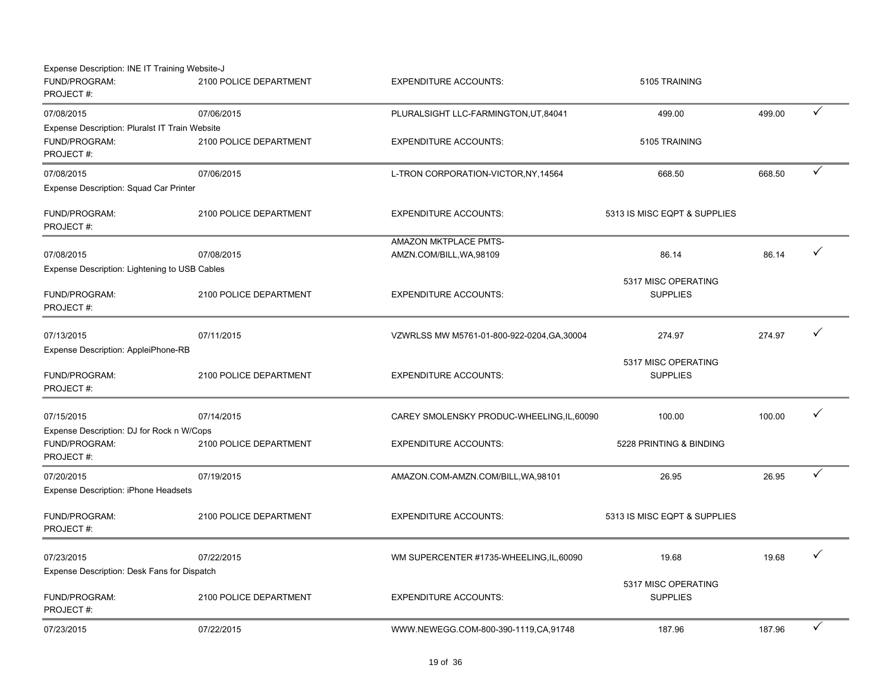Expense Description: INE IT Training Website-J

| | | | | | |
|---|---|---|---|---|---|
| FUND/PROGRAM: PROJECT #: | 2100 POLICE DEPARTMENT | EXPENDITURE ACCOUNTS: | 5105 TRAINING | | |
| 07/08/2015 | 07/06/2015 | PLURALSIGHT LLC-FARMINGTON,UT,84041 | 499.00 | 499.00 | ✓ |
| Expense Description: Pluralst IT Train Website | | | | | |
| FUND/PROGRAM: PROJECT #: | 2100 POLICE DEPARTMENT | EXPENDITURE ACCOUNTS: | 5105 TRAINING | | |
| 07/08/2015 | 07/06/2015 | L-TRON CORPORATION-VICTOR,NY,14564 | 668.50 | 668.50 | ✓ |
| Expense Description: Squad Car Printer | | | | | |
| FUND/PROGRAM: PROJECT #: | 2100 POLICE DEPARTMENT | EXPENDITURE ACCOUNTS: | 5313 IS MISC EQPT & SUPPLIES | | |
| 07/08/2015 | 07/08/2015 | AMAZON MKTPLACE PMTS-AMZN.COM/BILL,WA,98109 | 86.14 | 86.14 | ✓ |
| Expense Description: Lightening to USB Cables | | | | | |
| FUND/PROGRAM: PROJECT #: | 2100 POLICE DEPARTMENT | EXPENDITURE ACCOUNTS: | 5317 MISC OPERATING SUPPLIES | | |
| 07/13/2015 | 07/11/2015 | VZWRLSS MW M5761-01-800-922-0204,GA,30004 | 274.97 | 274.97 | ✓ |
| Expense Description: AppleiPhone-RB | | | | | |
| FUND/PROGRAM: PROJECT #: | 2100 POLICE DEPARTMENT | EXPENDITURE ACCOUNTS: | 5317 MISC OPERATING SUPPLIES | | |
| 07/15/2015 | 07/14/2015 | CAREY SMOLENSKY PRODUC-WHEELING,IL,60090 | 100.00 | 100.00 | ✓ |
| Expense Description: DJ for Rock n W/Cops | | | | | |
| FUND/PROGRAM: PROJECT #: | 2100 POLICE DEPARTMENT | EXPENDITURE ACCOUNTS: | 5228 PRINTING & BINDING | | |
| 07/20/2015 | 07/19/2015 | AMAZON.COM-AMZN.COM/BILL,WA,98101 | 26.95 | 26.95 | ✓ |
| Expense Description: iPhone Headsets | | | | | |
| FUND/PROGRAM: PROJECT #: | 2100 POLICE DEPARTMENT | EXPENDITURE ACCOUNTS: | 5313 IS MISC EQPT & SUPPLIES | | |
| 07/23/2015 | 07/22/2015 | WM SUPERCENTER #1735-WHEELING,IL,60090 | 19.68 | 19.68 | ✓ |
| Expense Description: Desk Fans for Dispatch | | | | | |
| FUND/PROGRAM: PROJECT #: | 2100 POLICE DEPARTMENT | EXPENDITURE ACCOUNTS: | 5317 MISC OPERATING SUPPLIES | | |
| 07/23/2015 | 07/22/2015 | WWW.NEWEGG.COM-800-390-1119,CA,91748 | 187.96 | 187.96 | ✓ |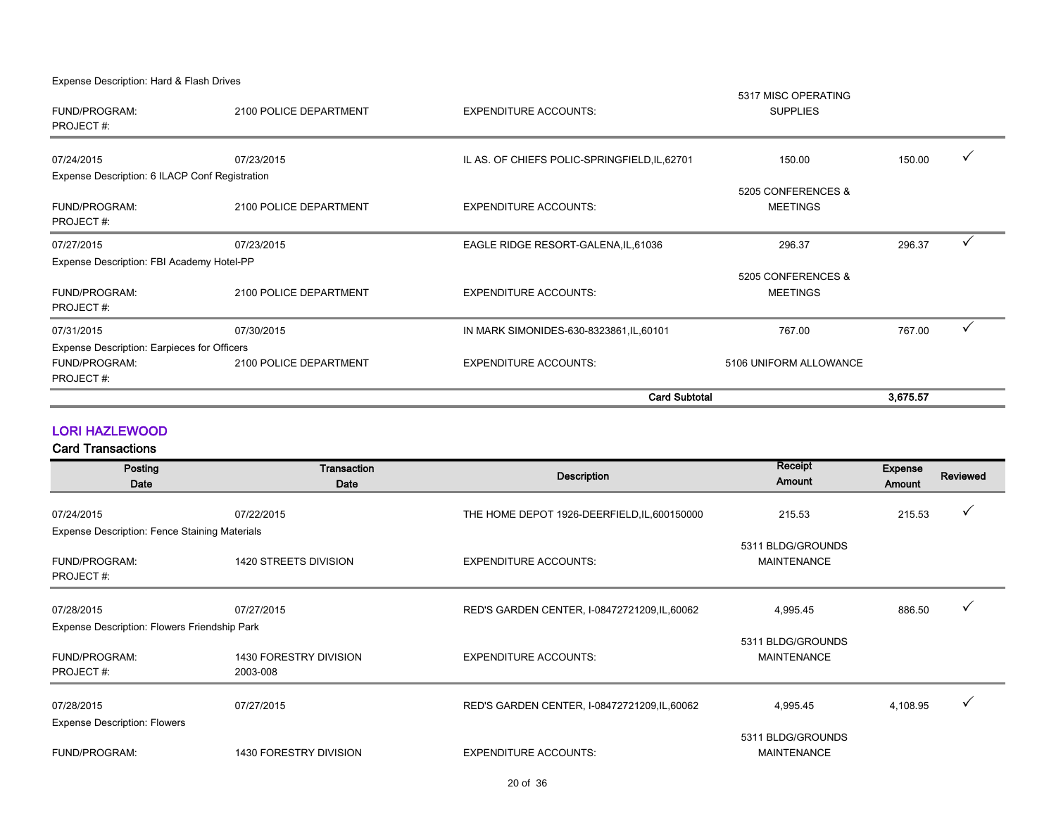Expense Description: Hard & Flash Drives

| | | | | | |
|---|---|---|---|---|---|
| FUND/PROGRAM: | 2100 POLICE DEPARTMENT | EXPENDITURE ACCOUNTS: | 5317 MISC OPERATING SUPPLIES | | |
| PROJECT #: | | | | | |
| 07/24/2015 | 07/23/2015 | IL AS. OF CHIEFS POLIC-SPRINGFIELD,IL,62701 | 150.00 | 150.00 | ✓ |
| Expense Description: 6 ILACP Conf Registration | | | | | |
| FUND/PROGRAM: | 2100 POLICE DEPARTMENT | EXPENDITURE ACCOUNTS: | 5205 CONFERENCES & MEETINGS | | |
| PROJECT #: | | | | | |
| 07/27/2015 | 07/23/2015 | EAGLE RIDGE RESORT-GALENA,IL,61036 | 296.37 | 296.37 | ✓ |
| Expense Description: FBI Academy Hotel-PP | | | | | |
| FUND/PROGRAM: | 2100 POLICE DEPARTMENT | EXPENDITURE ACCOUNTS: | 5205 CONFERENCES & MEETINGS | | |
| PROJECT #: | | | | | |
| 07/31/2015 | 07/30/2015 | IN MARK SIMONIDES-630-8323861,IL,60101 | 767.00 | 767.00 | ✓ |
| Expense Description: Earpieces for Officers | | | | | |
| FUND/PROGRAM: | 2100 POLICE DEPARTMENT | EXPENDITURE ACCOUNTS: | 5106 UNIFORM ALLOWANCE | | |
| PROJECT #: | | | | | |
| | | **Card Subtotal** | | **3,675.57** | |

## LORI HAZLEWOOD

### Card Transactions

| Posting Date | Transaction Date | Description | Receipt Amount | Expense Amount | Reviewed |
|---|---|---|---|---|---|
| 07/24/2015 | 07/22/2015 | THE HOME DEPOT 1926-DEERFIELD,IL,600150000 | 215.53 | 215.53 | ✓ |
| Expense Description: Fence Staining Materials | | | | | |
| FUND/PROGRAM: | 1420 STREETS DIVISION | EXPENDITURE ACCOUNTS: | 5311 BLDG/GROUNDS MAINTENANCE | | |
| PROJECT #: | | | | | |
| 07/28/2015 | 07/27/2015 | RED'S GARDEN CENTER, I-08472721209,IL,60062 | 4,995.45 | 886.50 | ✓ |
| Expense Description: Flowers Friendship Park | | | | | |
| FUND/PROGRAM: | 1430 FORESTRY DIVISION | EXPENDITURE ACCOUNTS: | 5311 BLDG/GROUNDS MAINTENANCE | | |
| PROJECT #: | 2003-008 | | | | |
| 07/28/2015 | 07/27/2015 | RED'S GARDEN CENTER, I-08472721209,IL,60062 | 4,995.45 | 4,108.95 | ✓ |
| Expense Description: Flowers | | | | | |
| FUND/PROGRAM: | 1430 FORESTRY DIVISION | EXPENDITURE ACCOUNTS: | 5311 BLDG/GROUNDS MAINTENANCE | | |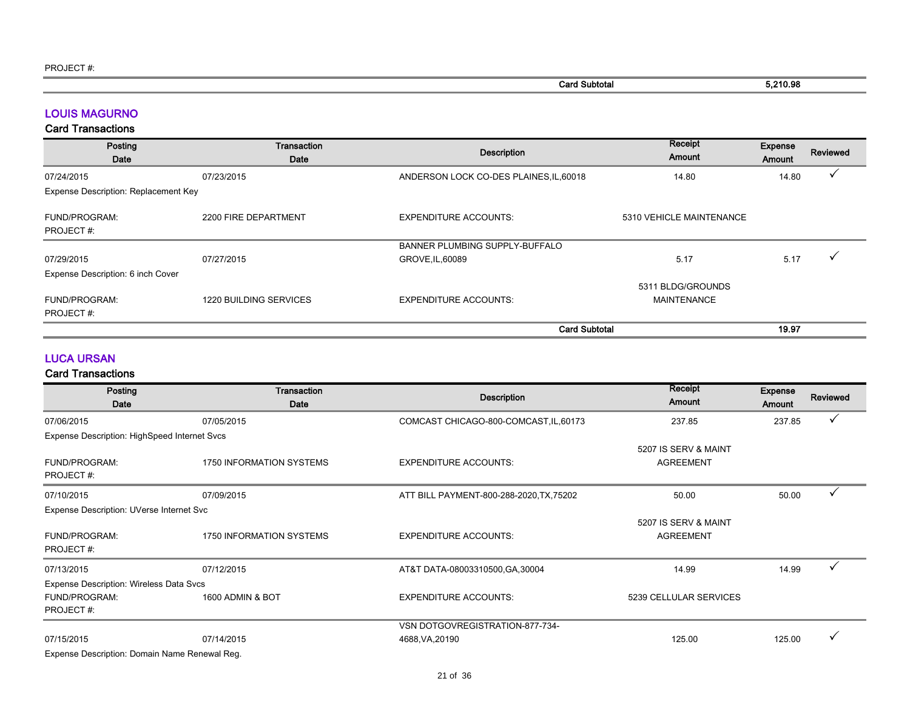PROJECT #:

| | | | Card Subtotal | 5,210.98 | |
|---|---|---|---|---|---|

## LOUIS MAGURNO

### Card Transactions

| Posting Date | Transaction Date | Description | Receipt Amount | Expense Amount | Reviewed |
|---|---|---|---|---|---|
| 07/24/2015 | 07/23/2015 | ANDERSON LOCK CO-DES PLAINES,IL,60018 | 14.80 | 14.80 | ✓ |
| Expense Description: Replacement Key | | | | | |
| FUND/PROGRAM: | 2200 FIRE DEPARTMENT | EXPENDITURE ACCOUNTS: | 5310 VEHICLE MAINTENANCE | | |
| PROJECT #: | | | | | |
| 07/29/2015 | 07/27/2015 | BANNER PLUMBING SUPPLY-BUFFALO GROVE,IL,60089 | 5.17 | 5.17 | ✓ |
| Expense Description: 6 inch Cover | | | | | |
| FUND/PROGRAM: | 1220 BUILDING SERVICES | EXPENDITURE ACCOUNTS: | 5311 BLDG/GROUNDS MAINTENANCE | | |
| PROJECT #: | | | | | |
| | | | Card Subtotal | 19.97 | |

## LUCA URSAN

### Card Transactions

| Posting Date | Transaction Date | Description | Receipt Amount | Expense Amount | Reviewed |
|---|---|---|---|---|---|
| 07/06/2015 | 07/05/2015 | COMCAST CHICAGO-800-COMCAST,IL,60173 | 237.85 | 237.85 | ✓ |
| Expense Description: HighSpeed Internet Svcs | | | | | |
| FUND/PROGRAM: | 1750 INFORMATION SYSTEMS | EXPENDITURE ACCOUNTS: | 5207 IS SERV & MAINT AGREEMENT | | |
| PROJECT #: | | | | | |
| 07/10/2015 | 07/09/2015 | ATT BILL PAYMENT-800-288-2020,TX,75202 | 50.00 | 50.00 | ✓ |
| Expense Description: UVerse Internet Svc | | | | | |
| FUND/PROGRAM: | 1750 INFORMATION SYSTEMS | EXPENDITURE ACCOUNTS: | 5207 IS SERV & MAINT AGREEMENT | | |
| PROJECT #: | | | | | |
| 07/13/2015 | 07/12/2015 | AT&T DATA-08003310500,GA,30004 | 14.99 | 14.99 | ✓ |
| Expense Description: Wireless Data Svcs | | | | | |
| FUND/PROGRAM: | 1600 ADMIN & BOT | EXPENDITURE ACCOUNTS: | 5239 CELLULAR SERVICES | | |
| PROJECT #: | | | | | |
| 07/15/2015 | 07/14/2015 | VSN DOTGOVREGISTRATION-877-734-4688,VA,20190 | 125.00 | 125.00 | ✓ |
| Expense Description: Domain Name Renewal Reg. | | | | | |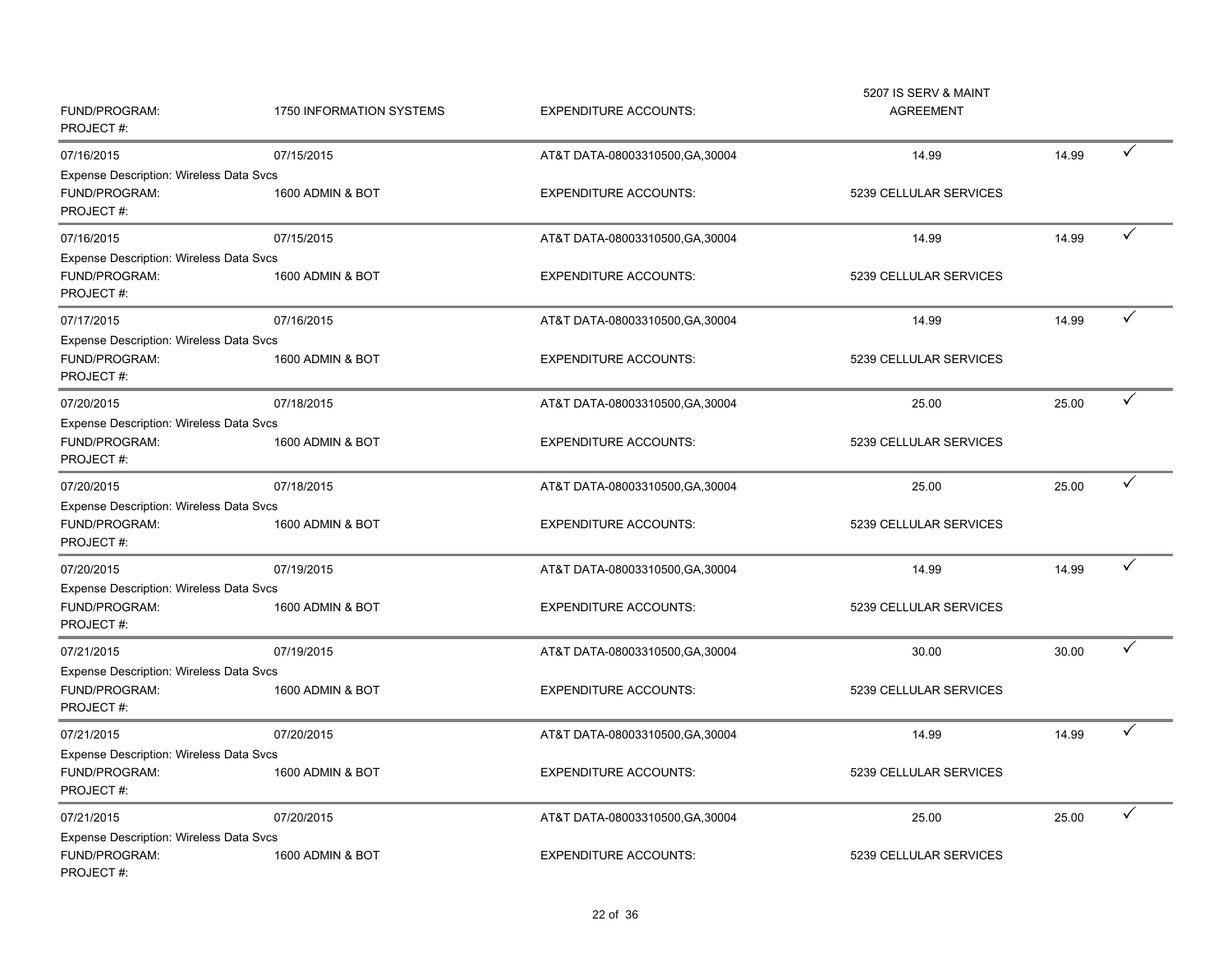| | | | | | |
|---|---|---|---|---|---|
| FUND/PROGRAM: | 1750 INFORMATION SYSTEMS | EXPENDITURE ACCOUNTS: | 5207 IS SERV & MAINT AGREEMENT | | |
| PROJECT #: | | | | | |
| 07/16/2015 | 07/15/2015 | AT&T DATA-08003310500,GA,30004 | 14.99 | 14.99 | ✓ |
| Expense Description: Wireless Data Svcs | | | | | |
| FUND/PROGRAM: | 1600 ADMIN & BOT | EXPENDITURE ACCOUNTS: | 5239 CELLULAR SERVICES | | |
| PROJECT #: | | | | | |
| 07/16/2015 | 07/15/2015 | AT&T DATA-08003310500,GA,30004 | 14.99 | 14.99 | ✓ |
| Expense Description: Wireless Data Svcs | | | | | |
| FUND/PROGRAM: | 1600 ADMIN & BOT | EXPENDITURE ACCOUNTS: | 5239 CELLULAR SERVICES | | |
| PROJECT #: | | | | | |
| 07/17/2015 | 07/16/2015 | AT&T DATA-08003310500,GA,30004 | 14.99 | 14.99 | ✓ |
| Expense Description: Wireless Data Svcs | | | | | |
| FUND/PROGRAM: | 1600 ADMIN & BOT | EXPENDITURE ACCOUNTS: | 5239 CELLULAR SERVICES | | |
| PROJECT #: | | | | | |
| 07/20/2015 | 07/18/2015 | AT&T DATA-08003310500,GA,30004 | 25.00 | 25.00 | ✓ |
| Expense Description: Wireless Data Svcs | | | | | |
| FUND/PROGRAM: | 1600 ADMIN & BOT | EXPENDITURE ACCOUNTS: | 5239 CELLULAR SERVICES | | |
| PROJECT #: | | | | | |
| 07/20/2015 | 07/18/2015 | AT&T DATA-08003310500,GA,30004 | 25.00 | 25.00 | ✓ |
| Expense Description: Wireless Data Svcs | | | | | |
| FUND/PROGRAM: | 1600 ADMIN & BOT | EXPENDITURE ACCOUNTS: | 5239 CELLULAR SERVICES | | |
| PROJECT #: | | | | | |
| 07/20/2015 | 07/19/2015 | AT&T DATA-08003310500,GA,30004 | 14.99 | 14.99 | ✓ |
| Expense Description: Wireless Data Svcs | | | | | |
| FUND/PROGRAM: | 1600 ADMIN & BOT | EXPENDITURE ACCOUNTS: | 5239 CELLULAR SERVICES | | |
| PROJECT #: | | | | | |
| 07/21/2015 | 07/19/2015 | AT&T DATA-08003310500,GA,30004 | 30.00 | 30.00 | ✓ |
| Expense Description: Wireless Data Svcs | | | | | |
| FUND/PROGRAM: | 1600 ADMIN & BOT | EXPENDITURE ACCOUNTS: | 5239 CELLULAR SERVICES | | |
| PROJECT #: | | | | | |
| 07/21/2015 | 07/20/2015 | AT&T DATA-08003310500,GA,30004 | 14.99 | 14.99 | ✓ |
| Expense Description: Wireless Data Svcs | | | | | |
| FUND/PROGRAM: | 1600 ADMIN & BOT | EXPENDITURE ACCOUNTS: | 5239 CELLULAR SERVICES | | |
| PROJECT #: | | | | | |
| 07/21/2015 | 07/20/2015 | AT&T DATA-08003310500,GA,30004 | 25.00 | 25.00 | ✓ |
| Expense Description: Wireless Data Svcs | | | | | |
| FUND/PROGRAM: | 1600 ADMIN & BOT | EXPENDITURE ACCOUNTS: | 5239 CELLULAR SERVICES | | |
| PROJECT #: | | | | | |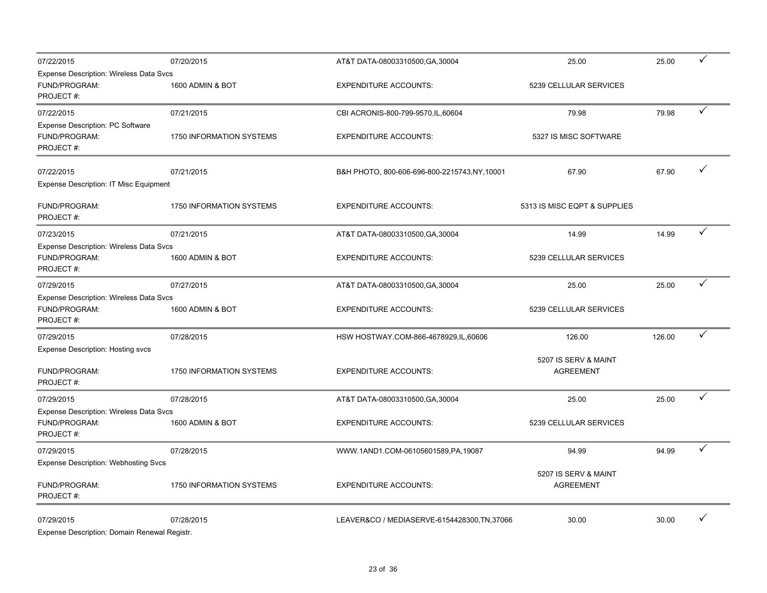| | | | | | |
|---|---|---|---|---|---|
| 07/22/2015 | 07/20/2015 | AT&T DATA-08003310500,GA,30004 | 25.00 | 25.00 | ✓ |
| Expense Description: Wireless Data Svcs | | | | | |
| FUND/PROGRAM: | 1600 ADMIN & BOT | EXPENDITURE ACCOUNTS: | 5239 CELLULAR SERVICES | | |
| PROJECT #: | | | | | |
| 07/22/2015 | 07/21/2015 | CBI ACRONIS-800-799-9570,IL,60604 | 79.98 | 79.98 | ✓ |
| Expense Description: PC Software | | | | | |
| FUND/PROGRAM: | 1750 INFORMATION SYSTEMS | EXPENDITURE ACCOUNTS: | 5327 IS MISC SOFTWARE | | |
| PROJECT #: | | | | | |
| 07/22/2015 | 07/21/2015 | B&H PHOTO, 800-606-696-800-2215743,NY,10001 | 67.90 | 67.90 | ✓ |
| Expense Description: IT Misc Equipment | | | | | |
| FUND/PROGRAM: | 1750 INFORMATION SYSTEMS | EXPENDITURE ACCOUNTS: | 5313 IS MISC EQPT & SUPPLIES | | |
| PROJECT #: | | | | | |
| 07/23/2015 | 07/21/2015 | AT&T DATA-08003310500,GA,30004 | 14.99 | 14.99 | ✓ |
| Expense Description: Wireless Data Svcs | | | | | |
| FUND/PROGRAM: | 1600 ADMIN & BOT | EXPENDITURE ACCOUNTS: | 5239 CELLULAR SERVICES | | |
| PROJECT #: | | | | | |
| 07/29/2015 | 07/27/2015 | AT&T DATA-08003310500,GA,30004 | 25.00 | 25.00 | ✓ |
| Expense Description: Wireless Data Svcs | | | | | |
| FUND/PROGRAM: | 1600 ADMIN & BOT | EXPENDITURE ACCOUNTS: | 5239 CELLULAR SERVICES | | |
| PROJECT #: | | | | | |
| 07/29/2015 | 07/28/2015 | HSW HOSTWAY.COM-866-4678929,IL,60606 | 126.00 | 126.00 | ✓ |
| Expense Description: Hosting svcs | | | | | |
| FUND/PROGRAM: | 1750 INFORMATION SYSTEMS | EXPENDITURE ACCOUNTS: | 5207 IS SERV & MAINT AGREEMENT | | |
| PROJECT #: | | | | | |
| 07/29/2015 | 07/28/2015 | AT&T DATA-08003310500,GA,30004 | 25.00 | 25.00 | ✓ |
| Expense Description: Wireless Data Svcs | | | | | |
| FUND/PROGRAM: | 1600 ADMIN & BOT | EXPENDITURE ACCOUNTS: | 5239 CELLULAR SERVICES | | |
| PROJECT #: | | | | | |
| 07/29/2015 | 07/28/2015 | WWW.1AND1.COM-06105601589,PA,19087 | 94.99 | 94.99 | ✓ |
| Expense Description: Webhosting Svcs | | | | | |
| FUND/PROGRAM: | 1750 INFORMATION SYSTEMS | EXPENDITURE ACCOUNTS: | 5207 IS SERV & MAINT AGREEMENT | | |
| PROJECT #: | | | | | |
| 07/29/2015 | 07/28/2015 | LEAVER&CO / MEDIASERVE-6154428300,TN,37066 | 30.00 | 30.00 | ✓ |
| Expense Description: Domain Renewal Registr. | | | | | |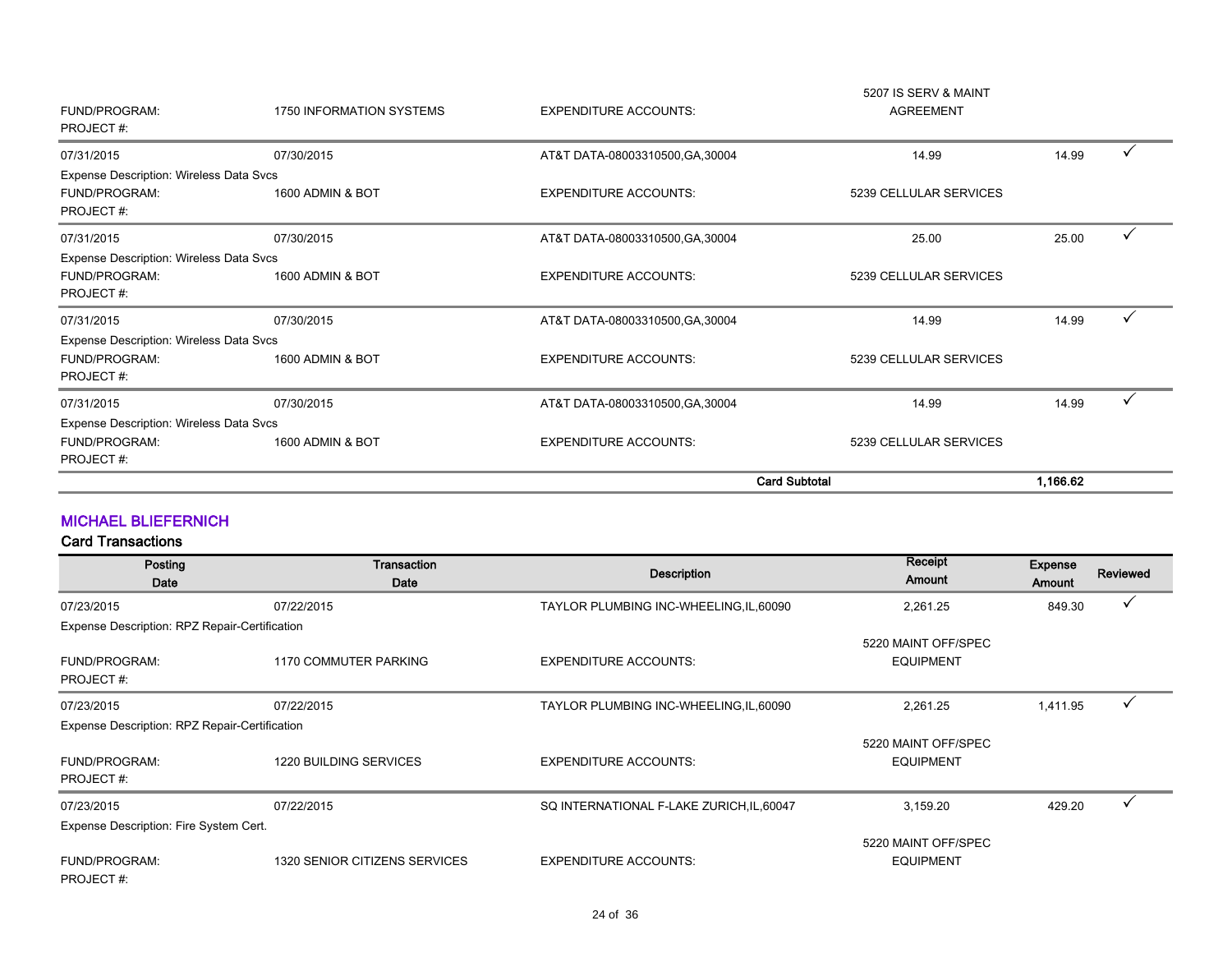| | | | | | |
|---|---|---|---|---|---|
| FUND/PROGRAM: | 1750 INFORMATION SYSTEMS | EXPENDITURE ACCOUNTS: | 5207 IS SERV & MAINT AGREEMENT | | |
| PROJECT #: | | | | | |
| 07/31/2015 | 07/30/2015 | AT&T DATA-08003310500,GA,30004 | 14.99 | 14.99 | ✓ |
| Expense Description: Wireless Data Svcs | | | | | |
| FUND/PROGRAM: | 1600 ADMIN & BOT | EXPENDITURE ACCOUNTS: | 5239 CELLULAR SERVICES | | |
| PROJECT #: | | | | | |
| 07/31/2015 | 07/30/2015 | AT&T DATA-08003310500,GA,30004 | 25.00 | 25.00 | ✓ |
| Expense Description: Wireless Data Svcs | | | | | |
| FUND/PROGRAM: | 1600 ADMIN & BOT | EXPENDITURE ACCOUNTS: | 5239 CELLULAR SERVICES | | |
| PROJECT #: | | | | | |
| 07/31/2015 | 07/30/2015 | AT&T DATA-08003310500,GA,30004 | 14.99 | 14.99 | ✓ |
| Expense Description: Wireless Data Svcs | | | | | |
| FUND/PROGRAM: | 1600 ADMIN & BOT | EXPENDITURE ACCOUNTS: | 5239 CELLULAR SERVICES | | |
| PROJECT #: | | | | | |
| 07/31/2015 | 07/30/2015 | AT&T DATA-08003310500,GA,30004 | 14.99 | 14.99 | ✓ |
| Expense Description: Wireless Data Svcs | | | | | |
| FUND/PROGRAM: | 1600 ADMIN & BOT | EXPENDITURE ACCOUNTS: | 5239 CELLULAR SERVICES | | |
| PROJECT #: | | | | | |
| | | | **Card Subtotal** | **1,166.62** | |

## MICHAEL BLIEFERNICH

### Card Transactions

| Posting Date | Transaction Date | Description | Receipt Amount | Expense Amount | Reviewed |
|---|---|---|---|---|---|
| 07/23/2015 | 07/22/2015 | TAYLOR PLUMBING INC-WHEELING,IL,60090 | 2,261.25 | 849.30 | ✓ |
| Expense Description: RPZ Repair-Certification | | | | | |
| FUND/PROGRAM: | 1170 COMMUTER PARKING | EXPENDITURE ACCOUNTS: | 5220 MAINT OFF/SPEC EQUIPMENT | | |
| PROJECT #: | | | | | |
| 07/23/2015 | 07/22/2015 | TAYLOR PLUMBING INC-WHEELING,IL,60090 | 2,261.25 | 1,411.95 | ✓ |
| Expense Description: RPZ Repair-Certification | | | | | |
| FUND/PROGRAM: | 1220 BUILDING SERVICES | EXPENDITURE ACCOUNTS: | 5220 MAINT OFF/SPEC EQUIPMENT | | |
| PROJECT #: | | | | | |
| 07/23/2015 | 07/22/2015 | SQ INTERNATIONAL F-LAKE ZURICH,IL,60047 | 3,159.20 | 429.20 | ✓ |
| Expense Description: Fire System Cert. | | | | | |
| FUND/PROGRAM: | 1320 SENIOR CITIZENS SERVICES | EXPENDITURE ACCOUNTS: | 5220 MAINT OFF/SPEC EQUIPMENT | | |
| PROJECT #: | | | | | |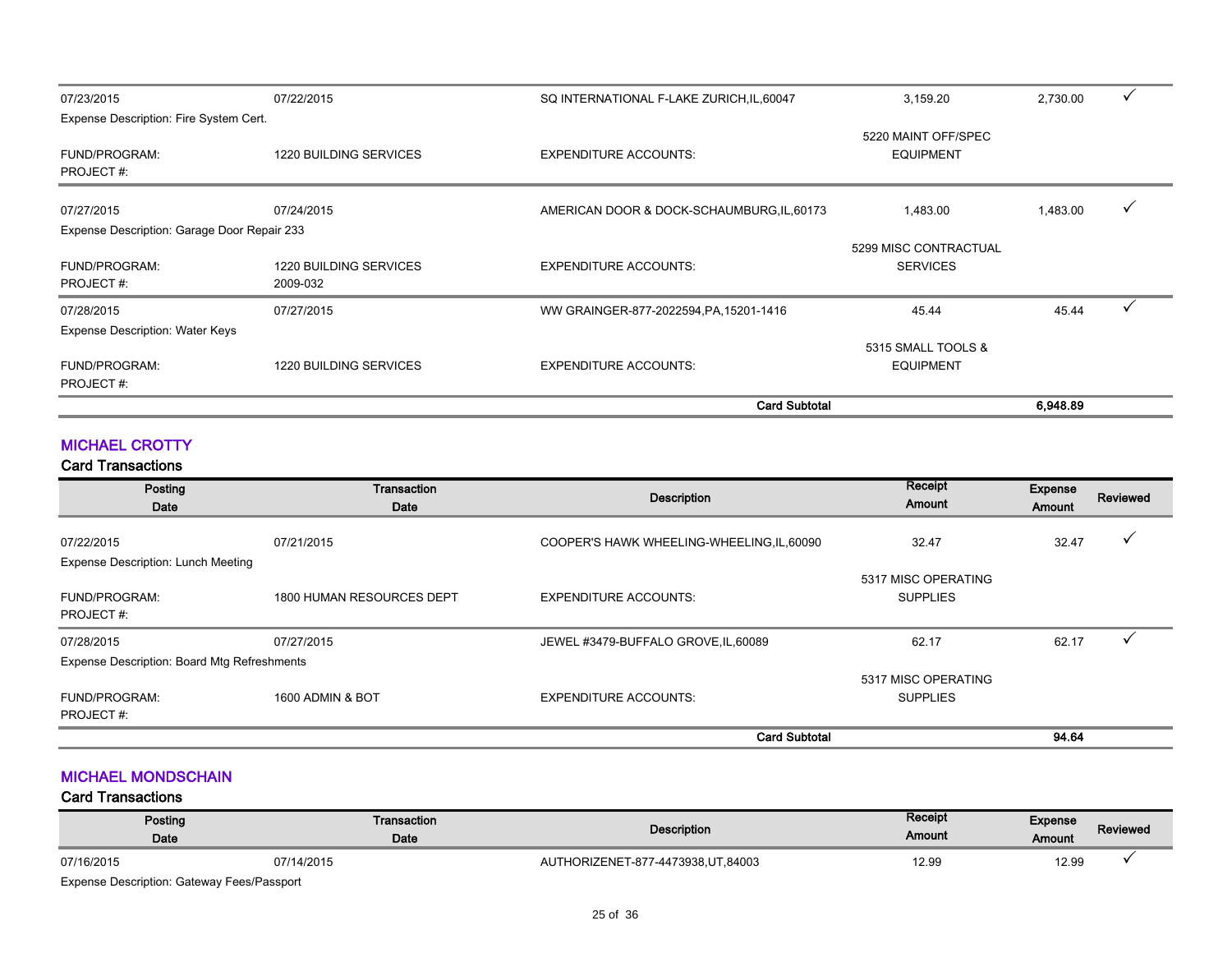| | | | | | |
|---|---|---|---|---|---|
| 07/23/2015 | 07/22/2015 | SQ INTERNATIONAL F-LAKE ZURICH,IL,60047 | 3,159.20 | 2,730.00 | ✓ |
| Expense Description: Fire System Cert. | | | | | |
| FUND/PROGRAM: | 1220 BUILDING SERVICES | EXPENDITURE ACCOUNTS: | 5220 MAINT OFF/SPEC EQUIPMENT | | |
| PROJECT #: | | | | | |
| 07/27/2015 | 07/24/2015 | AMERICAN DOOR & DOCK-SCHAUMBURG,IL,60173 | 1,483.00 | 1,483.00 | ✓ |
| Expense Description: Garage Door Repair 233 | | | | | |
| FUND/PROGRAM: | 1220 BUILDING SERVICES | EXPENDITURE ACCOUNTS: | 5299 MISC CONTRACTUAL SERVICES | | |
| PROJECT #: | 2009-032 | | | | |
| 07/28/2015 | 07/27/2015 | WW GRAINGER-877-2022594,PA,15201-1416 | 45.44 | 45.44 | ✓ |
| Expense Description: Water Keys | | | | | |
| FUND/PROGRAM: | 1220 BUILDING SERVICES | EXPENDITURE ACCOUNTS: | 5315 SMALL TOOLS & EQUIPMENT | | |
| PROJECT #: | | | | | |
| | | **Card Subtotal** | | **6,948.89** | |

## MICHAEL CROTTY

### Card Transactions

| Posting Date | Transaction Date | Description | Receipt Amount | Expense Amount | Reviewed |
|---|---|---|---|---|---|
| 07/22/2015 | 07/21/2015 | COOPER'S HAWK WHEELING-WHEELING,IL,60090 | 32.47 | 32.47 | ✓ |
| Expense Description: Lunch Meeting | | | | | |
| FUND/PROGRAM: | 1800 HUMAN RESOURCES DEPT | EXPENDITURE ACCOUNTS: | 5317 MISC OPERATING SUPPLIES | | |
| PROJECT #: | | | | | |
| 07/28/2015 | 07/27/2015 | JEWEL #3479-BUFFALO GROVE,IL,60089 | 62.17 | 62.17 | ✓ |
| Expense Description: Board Mtg Refreshments | | | | | |
| FUND/PROGRAM: | 1600 ADMIN & BOT | EXPENDITURE ACCOUNTS: | 5317 MISC OPERATING SUPPLIES | | |
| PROJECT #: | | | | | |
| | | **Card Subtotal** | | **94.64** | |

## MICHAEL MONDSCHAIN

### Card Transactions

| Posting Date | Transaction Date | Description | Receipt Amount | Expense Amount | Reviewed |
|---|---|---|---|---|---|
| 07/16/2015 | 07/14/2015 | AUTHORIZENET-877-4473938,UT,84003 | 12.99 | 12.99 | ✓ |
| Expense Description: Gateway Fees/Passport | | | | | |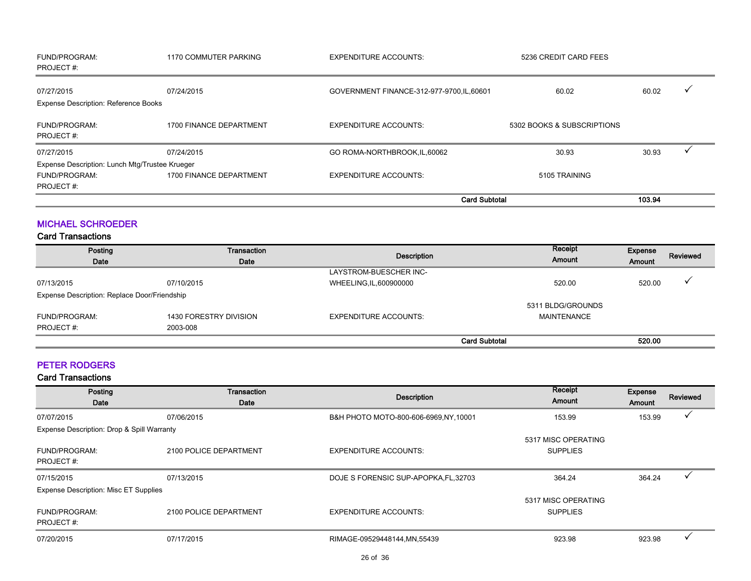| | | | | | |
|---|---|---|---|---|---|
| FUND/PROGRAM:<br>PROJECT #: | 1170 COMMUTER PARKING | EXPENDITURE ACCOUNTS: | 5236 CREDIT CARD FEES | | |
| 07/27/2015 | 07/24/2015 | GOVERNMENT FINANCE-312-977-9700,IL,60601 | 60.02 | 60.02 | ✓ |
| Expense Description: Reference Books | | | | | |
| FUND/PROGRAM:<br>PROJECT #: | 1700 FINANCE DEPARTMENT | EXPENDITURE ACCOUNTS: | 5302 BOOKS & SUBSCRIPTIONS | | |
| 07/27/2015 | 07/24/2015 | GO ROMA-NORTHBROOK,IL,60062 | 30.93 | 30.93 | ✓ |
| Expense Description: Lunch Mtg/Trustee Krueger | | | | | |
| FUND/PROGRAM:<br>PROJECT #: | 1700 FINANCE DEPARTMENT | EXPENDITURE ACCOUNTS: | 5105 TRAINING | | |
| | | **Card Subtotal** | | **103.94** | |

## MICHAEL SCHROEDER

### Card Transactions

| Posting Date | Transaction Date | Description | Receipt Amount | Expense Amount | Reviewed |
|---|---|---|---|---|---|
| 07/13/2015 | 07/10/2015 | LAYSTROM-BUESCHER INC-WHEELING,IL,600900000 | 520.00 | 520.00 | ✓ |
| Expense Description: Replace Door/Friendship | | | | | |
| FUND/PROGRAM:<br>PROJECT #: | 1430 FORESTRY DIVISION<br>2003-008 | EXPENDITURE ACCOUNTS: | 5311 BLDG/GROUNDS MAINTENANCE | | |
| | | **Card Subtotal** | | **520.00** | |

## PETER RODGERS

### Card Transactions

| Posting Date | Transaction Date | Description | Receipt Amount | Expense Amount | Reviewed |
|---|---|---|---|---|---|
| 07/07/2015 | 07/06/2015 | B&H PHOTO MOTO-800-606-6969,NY,10001 | 153.99 | 153.99 | ✓ |
| Expense Description: Drop & Spill Warranty | | | | | |
| FUND/PROGRAM:<br>PROJECT #: | 2100 POLICE DEPARTMENT | EXPENDITURE ACCOUNTS: | 5317 MISC OPERATING SUPPLIES | | |
| 07/15/2015 | 07/13/2015 | DOJE S FORENSIC SUP-APOPKA,FL,32703 | 364.24 | 364.24 | ✓ |
| Expense Description: Misc ET Supplies | | | | | |
| FUND/PROGRAM:<br>PROJECT #: | 2100 POLICE DEPARTMENT | EXPENDITURE ACCOUNTS: | 5317 MISC OPERATING SUPPLIES | | |
| 07/20/2015 | 07/17/2015 | RIMAGE-09529448144,MN,55439 | 923.98 | 923.98 | ✓ |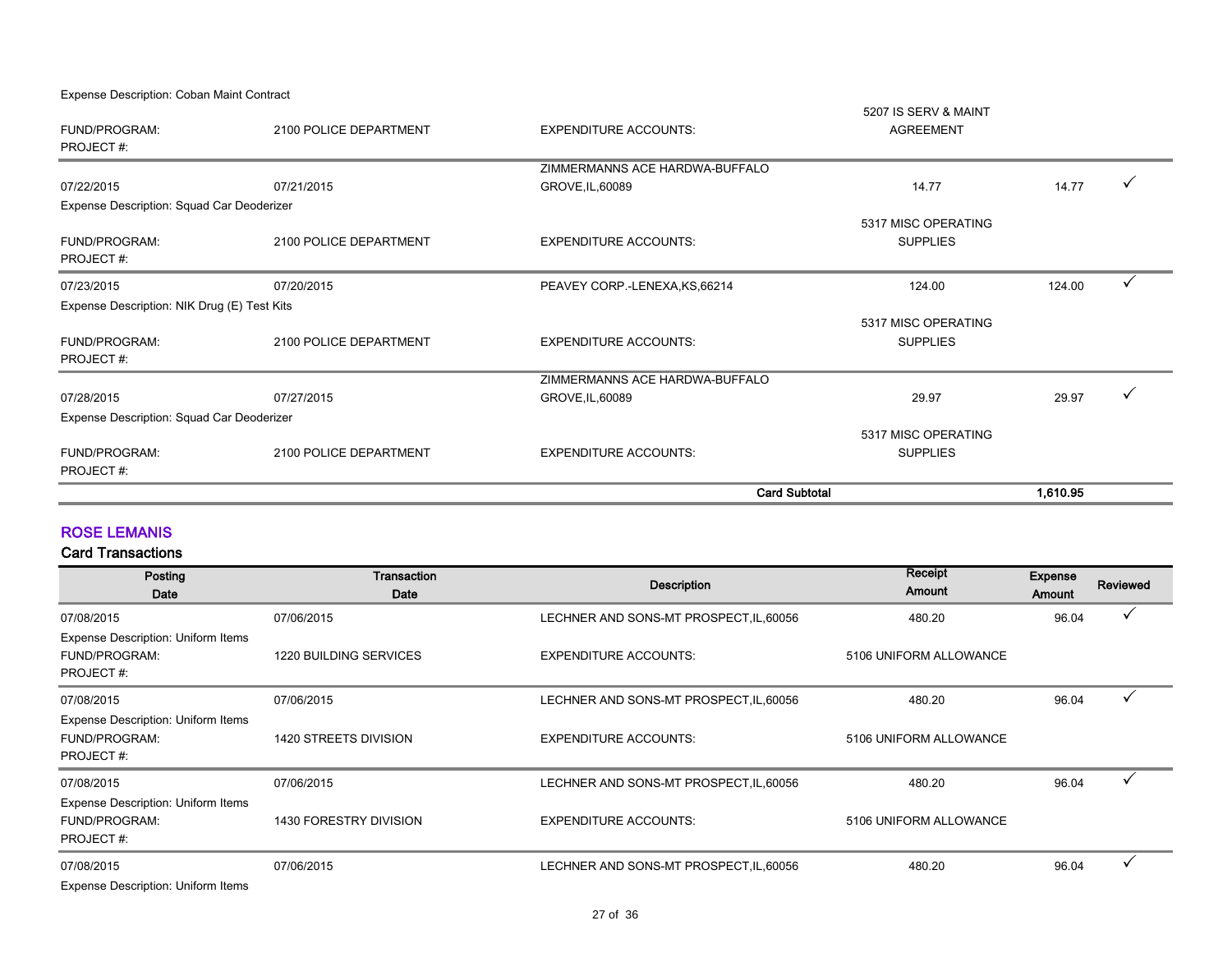Expense Description: Coban Maint Contract

| | | | | | |
|---|---|---|---|---|---|
| FUND/PROGRAM: | 2100 POLICE DEPARTMENT | EXPENDITURE ACCOUNTS: | 5207 IS SERV & MAINT AGREEMENT | | |
| PROJECT #: | | | | | |
| 07/22/2015 | 07/21/2015 | ZIMMERMANNS ACE HARDWA-BUFFALO GROVE,IL,60089 | 14.77 | 14.77 | ✓ |
| Expense Description: Squad Car Deoderizer | | | | | |
| FUND/PROGRAM: | 2100 POLICE DEPARTMENT | EXPENDITURE ACCOUNTS: | 5317 MISC OPERATING SUPPLIES | | |
| PROJECT #: | | | | | |
| 07/23/2015 | 07/20/2015 | PEAVEY CORP.-LENEXA,KS,66214 | 124.00 | 124.00 | ✓ |
| Expense Description: NIK Drug (E) Test Kits | | | | | |
| FUND/PROGRAM: | 2100 POLICE DEPARTMENT | EXPENDITURE ACCOUNTS: | 5317 MISC OPERATING SUPPLIES | | |
| PROJECT #: | | | | | |
| 07/28/2015 | 07/27/2015 | ZIMMERMANNS ACE HARDWA-BUFFALO GROVE,IL,60089 | 29.97 | 29.97 | ✓ |
| Expense Description: Squad Car Deoderizer | | | | | |
| FUND/PROGRAM: | 2100 POLICE DEPARTMENT | EXPENDITURE ACCOUNTS: | 5317 MISC OPERATING SUPPLIES | | |
| PROJECT #: | | | | | |
| | | **Card Subtotal** | | **1,610.95** | |

## ROSE LEMANIS

### Card Transactions

| Posting Date | Transaction Date | Description | Receipt Amount | Expense Amount | Reviewed |
|---|---|---|---|---|---|
| 07/08/2015 | 07/06/2015 | LECHNER AND SONS-MT PROSPECT,IL,60056 | 480.20 | 96.04 | ✓ |
| Expense Description: Uniform Items | | | | | |
| FUND/PROGRAM: | 1220 BUILDING SERVICES | EXPENDITURE ACCOUNTS: | 5106 UNIFORM ALLOWANCE | | |
| PROJECT #: | | | | | |
| 07/08/2015 | 07/06/2015 | LECHNER AND SONS-MT PROSPECT,IL,60056 | 480.20 | 96.04 | ✓ |
| Expense Description: Uniform Items | | | | | |
| FUND/PROGRAM: | 1420 STREETS DIVISION | EXPENDITURE ACCOUNTS: | 5106 UNIFORM ALLOWANCE | | |
| PROJECT #: | | | | | |
| 07/08/2015 | 07/06/2015 | LECHNER AND SONS-MT PROSPECT,IL,60056 | 480.20 | 96.04 | ✓ |
| Expense Description: Uniform Items | | | | | |
| FUND/PROGRAM: | 1430 FORESTRY DIVISION | EXPENDITURE ACCOUNTS: | 5106 UNIFORM ALLOWANCE | | |
| PROJECT #: | | | | | |
| 07/08/2015 | 07/06/2015 | LECHNER AND SONS-MT PROSPECT,IL,60056 | 480.20 | 96.04 | ✓ |
| Expense Description: Uniform Items | | | | | |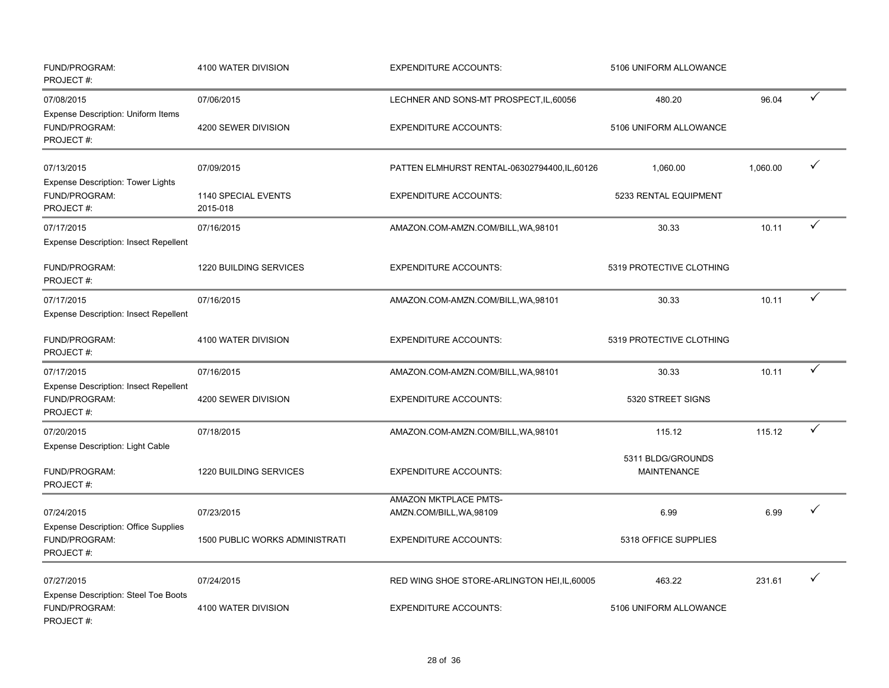| | | | | | |
|---|---|---|---|---|---|
| FUND/PROGRAM:<br>PROJECT #: | 4100 WATER DIVISION | EXPENDITURE ACCOUNTS: | 5106 UNIFORM ALLOWANCE | | |
| 07/08/2015<br>Expense Description: Uniform Items | 07/06/2015 | LECHNER AND SONS-MT PROSPECT,IL,60056 | 480.20 | 96.04 | ✓ |
| FUND/PROGRAM:<br>PROJECT #: | 4200 SEWER DIVISION | EXPENDITURE ACCOUNTS: | 5106 UNIFORM ALLOWANCE | | |
| 07/13/2015<br>Expense Description: Tower Lights | 07/09/2015 | PATTEN ELMHURST RENTAL-06302794400,IL,60126 | 1,060.00 | 1,060.00 | ✓ |
| FUND/PROGRAM:<br>PROJECT #: | 1140 SPECIAL EVENTS<br>2015-018 | EXPENDITURE ACCOUNTS: | 5233 RENTAL EQUIPMENT | | |
| 07/17/2015<br>Expense Description: Insect Repellent | 07/16/2015 | AMAZON.COM-AMZN.COM/BILL,WA,98101 | 30.33 | 10.11 | ✓ |
| FUND/PROGRAM:<br>PROJECT #: | 1220 BUILDING SERVICES | EXPENDITURE ACCOUNTS: | 5319 PROTECTIVE CLOTHING | | |
| 07/17/2015<br>Expense Description: Insect Repellent | 07/16/2015 | AMAZON.COM-AMZN.COM/BILL,WA,98101 | 30.33 | 10.11 | ✓ |
| FUND/PROGRAM:<br>PROJECT #: | 4100 WATER DIVISION | EXPENDITURE ACCOUNTS: | 5319 PROTECTIVE CLOTHING | | |
| 07/17/2015<br>Expense Description: Insect Repellent | 07/16/2015 | AMAZON.COM-AMZN.COM/BILL,WA,98101 | 30.33 | 10.11 | ✓ |
| FUND/PROGRAM:<br>PROJECT #: | 4200 SEWER DIVISION | EXPENDITURE ACCOUNTS: | 5320 STREET SIGNS | | |
| 07/20/2015<br>Expense Description: Light Cable | 07/18/2015 | AMAZON.COM-AMZN.COM/BILL,WA,98101 | 115.12 | 115.12 | ✓ |
| FUND/PROGRAM:<br>PROJECT #: | 1220 BUILDING SERVICES | EXPENDITURE ACCOUNTS: | 5311 BLDG/GROUNDS MAINTENANCE | | |
| 07/24/2015<br>Expense Description: Office Supplies | 07/23/2015 | AMAZON MKTPLACE PMTS-AMZN.COM/BILL,WA,98109 | 6.99 | 6.99 | ✓ |
| FUND/PROGRAM:<br>PROJECT #: | 1500 PUBLIC WORKS ADMINISTRATI | EXPENDITURE ACCOUNTS: | 5318 OFFICE SUPPLIES | | |
| 07/27/2015<br>Expense Description: Steel Toe Boots | 07/24/2015 | RED WING SHOE STORE-ARLINGTON HEI,IL,60005 | 463.22 | 231.61 | ✓ |
| FUND/PROGRAM:<br>PROJECT #: | 4100 WATER DIVISION | EXPENDITURE ACCOUNTS: | 5106 UNIFORM ALLOWANCE | | |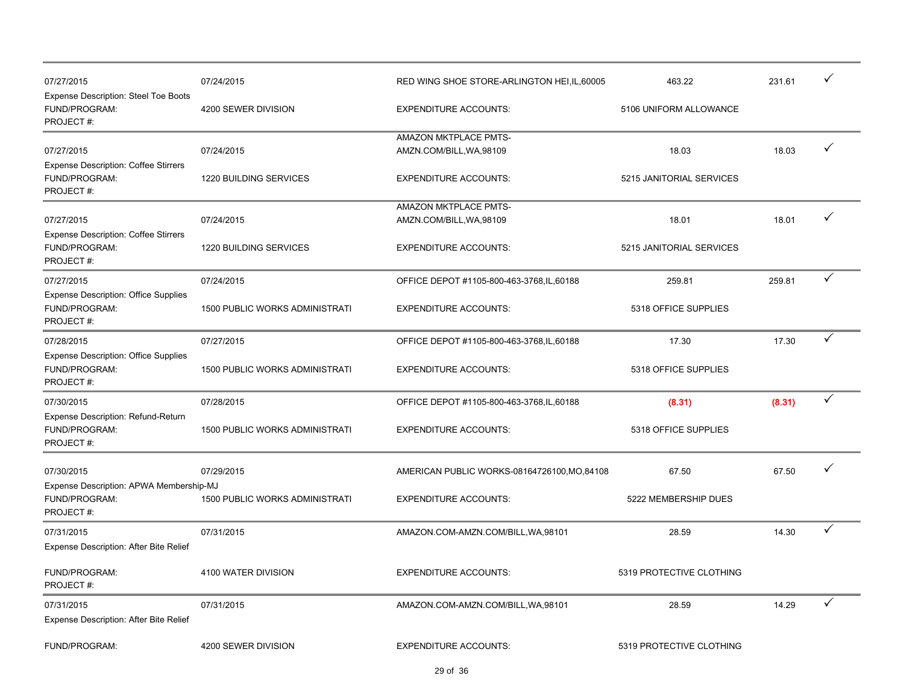| | | | | | |
|---|---|---|---|---|---|
| 07/27/2015 | 07/24/2015 | RED WING SHOE STORE-ARLINGTON HEI,IL,60005 | 463.22 | 231.61 | ✓ |
| Expense Description: Steel Toe Boots | | | | | |
| FUND/PROGRAM: | 4200 SEWER DIVISION | EXPENDITURE ACCOUNTS: | 5106 UNIFORM ALLOWANCE | | |
| PROJECT #: | | | | | |
| 07/27/2015 | 07/24/2015 | AMAZON MKTPLACE PMTS-AMZN.COM/BILL,WA,98109 | 18.03 | 18.03 | ✓ |
| Expense Description: Coffee Stirrers | | | | | |
| FUND/PROGRAM: | 1220 BUILDING SERVICES | EXPENDITURE ACCOUNTS: | 5215 JANITORIAL SERVICES | | |
| PROJECT #: | | | | | |
| 07/27/2015 | 07/24/2015 | AMAZON MKTPLACE PMTS-AMZN.COM/BILL,WA,98109 | 18.01 | 18.01 | ✓ |
| Expense Description: Coffee Stirrers | | | | | |
| FUND/PROGRAM: | 1220 BUILDING SERVICES | EXPENDITURE ACCOUNTS: | 5215 JANITORIAL SERVICES | | |
| PROJECT #: | | | | | |
| 07/27/2015 | 07/24/2015 | OFFICE DEPOT #1105-800-463-3768,IL,60188 | 259.81 | 259.81 | ✓ |
| Expense Description: Office Supplies | | | | | |
| FUND/PROGRAM: | 1500 PUBLIC WORKS ADMINISTRATI | EXPENDITURE ACCOUNTS: | 5318 OFFICE SUPPLIES | | |
| PROJECT #: | | | | | |
| 07/28/2015 | 07/27/2015 | OFFICE DEPOT #1105-800-463-3768,IL,60188 | 17.30 | 17.30 | ✓ |
| Expense Description: Office Supplies | | | | | |
| FUND/PROGRAM: | 1500 PUBLIC WORKS ADMINISTRATI | EXPENDITURE ACCOUNTS: | 5318 OFFICE SUPPLIES | | |
| PROJECT #: | | | | | |
| 07/30/2015 | 07/28/2015 | OFFICE DEPOT #1105-800-463-3768,IL,60188 | (8.31) | (8.31) | ✓ |
| Expense Description: Refund-Return | | | | | |
| FUND/PROGRAM: | 1500 PUBLIC WORKS ADMINISTRATI | EXPENDITURE ACCOUNTS: | 5318 OFFICE SUPPLIES | | |
| PROJECT #: | | | | | |
| 07/30/2015 | 07/29/2015 | AMERICAN PUBLIC WORKS-08164726100,MO,84108 | 67.50 | 67.50 | ✓ |
| Expense Description: APWA Membership-MJ | | | | | |
| FUND/PROGRAM: | 1500 PUBLIC WORKS ADMINISTRATI | EXPENDITURE ACCOUNTS: | 5222 MEMBERSHIP DUES | | |
| PROJECT #: | | | | | |
| 07/31/2015 | 07/31/2015 | AMAZON.COM-AMZN.COM/BILL,WA,98101 | 28.59 | 14.30 | ✓ |
| Expense Description: After Bite Relief | | | | | |
| FUND/PROGRAM: | 4100 WATER DIVISION | EXPENDITURE ACCOUNTS: | 5319 PROTECTIVE CLOTHING | | |
| PROJECT #: | | | | | |
| 07/31/2015 | 07/31/2015 | AMAZON.COM-AMZN.COM/BILL,WA,98101 | 28.59 | 14.29 | ✓ |
| Expense Description: After Bite Relief | | | | | |
| FUND/PROGRAM: | 4200 SEWER DIVISION | EXPENDITURE ACCOUNTS: | 5319 PROTECTIVE CLOTHING | | |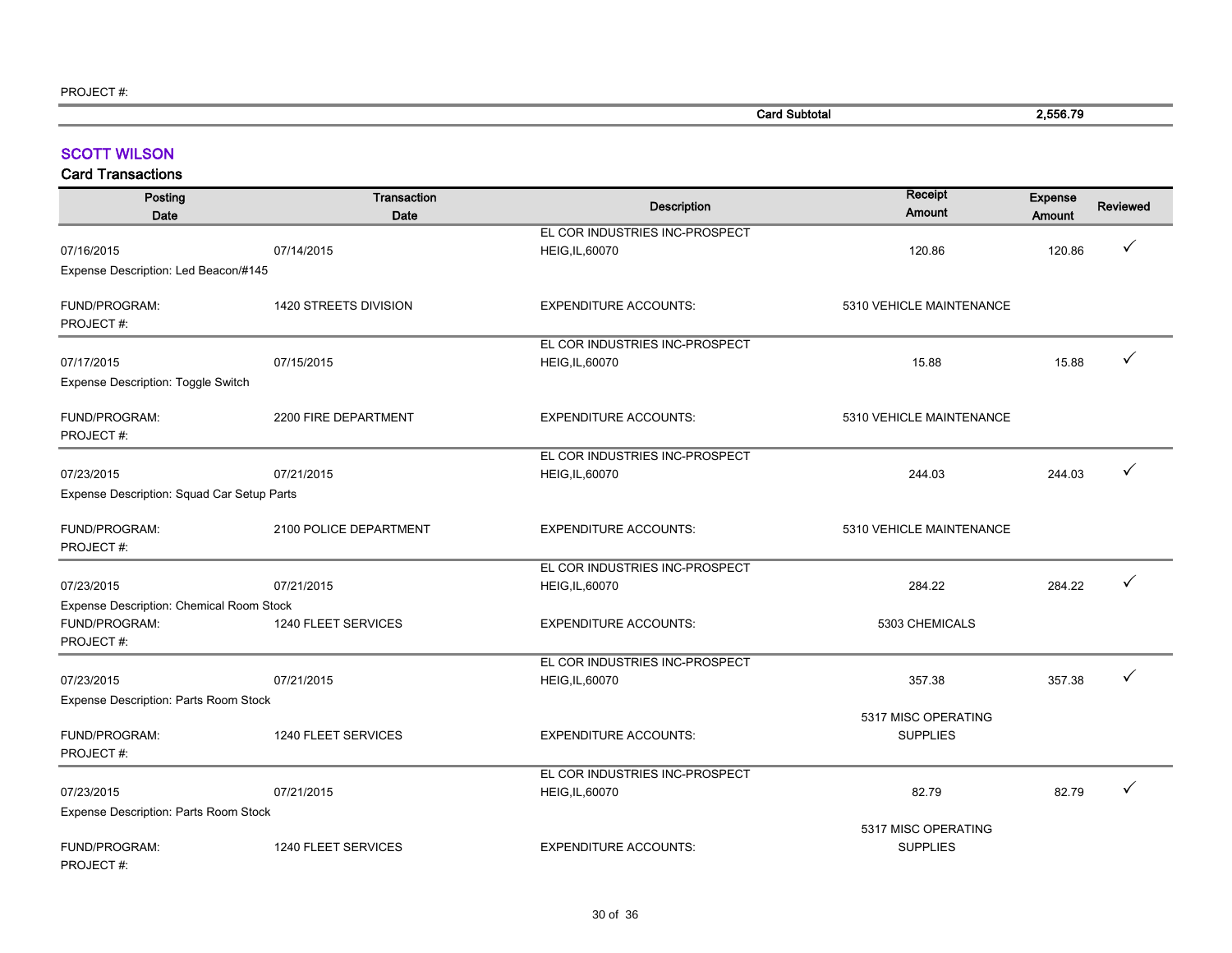PROJECT #:

| | | Card Subtotal | | 2,556.79 | |
|---|---|---|---|---|---|

## SCOTT WILSON

### Card Transactions

| Posting Date | Transaction Date | Description | Receipt Amount | Expense Amount | Reviewed |
|---|---|---|---|---|---|
| 07/16/2015 | 07/14/2015 | EL COR INDUSTRIES INC-PROSPECT HEIG,IL,60070 | 120.86 | 120.86 | ✓ |
| Expense Description: Led Beacon/#145 | | | | | |
| FUND/PROGRAM: | 1420 STREETS DIVISION | EXPENDITURE ACCOUNTS: | 5310 VEHICLE MAINTENANCE | | |
| PROJECT #: | | | | | |
| 07/17/2015 | 07/15/2015 | EL COR INDUSTRIES INC-PROSPECT HEIG,IL,60070 | 15.88 | 15.88 | ✓ |
| Expense Description: Toggle Switch | | | | | |
| FUND/PROGRAM: | 2200 FIRE DEPARTMENT | EXPENDITURE ACCOUNTS: | 5310 VEHICLE MAINTENANCE | | |
| PROJECT #: | | | | | |
| 07/23/2015 | 07/21/2015 | EL COR INDUSTRIES INC-PROSPECT HEIG,IL,60070 | 244.03 | 244.03 | ✓ |
| Expense Description: Squad Car Setup Parts | | | | | |
| FUND/PROGRAM: | 2100 POLICE DEPARTMENT | EXPENDITURE ACCOUNTS: | 5310 VEHICLE MAINTENANCE | | |
| PROJECT #: | | | | | |
| 07/23/2015 | 07/21/2015 | EL COR INDUSTRIES INC-PROSPECT HEIG,IL,60070 | 284.22 | 284.22 | ✓ |
| Expense Description: Chemical Room Stock | | | | | |
| FUND/PROGRAM: | 1240 FLEET SERVICES | EXPENDITURE ACCOUNTS: | 5303 CHEMICALS | | |
| PROJECT #: | | | | | |
| 07/23/2015 | 07/21/2015 | EL COR INDUSTRIES INC-PROSPECT HEIG,IL,60070 | 357.38 | 357.38 | ✓ |
| Expense Description: Parts Room Stock | | | | | |
| FUND/PROGRAM: | 1240 FLEET SERVICES | EXPENDITURE ACCOUNTS: | 5317 MISC OPERATING SUPPLIES | | |
| PROJECT #: | | | | | |
| 07/23/2015 | 07/21/2015 | EL COR INDUSTRIES INC-PROSPECT HEIG,IL,60070 | 82.79 | 82.79 | ✓ |
| Expense Description: Parts Room Stock | | | | | |
| FUND/PROGRAM: | 1240 FLEET SERVICES | EXPENDITURE ACCOUNTS: | 5317 MISC OPERATING SUPPLIES | | |
| PROJECT #: | | | | | |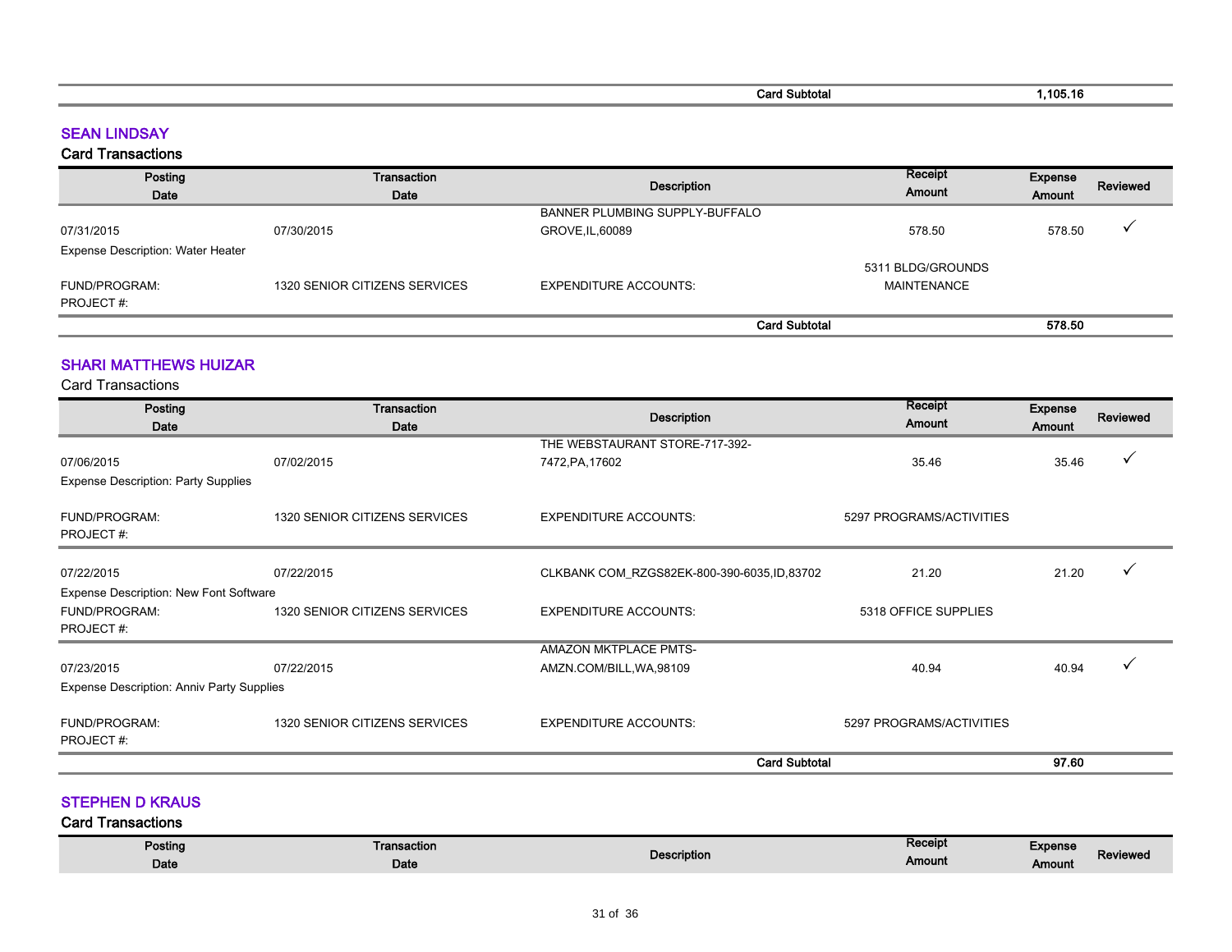| | | Card Subtotal | | 1,105.16 | |
|---|---|---|---|---|---|

## SEAN LINDSAY

### Card Transactions

| Posting Date | Transaction Date | Description | Receipt Amount | Expense Amount | Reviewed |
|---|---|---|---|---|---|
| 07/31/2015 | 07/30/2015 | BANNER PLUMBING SUPPLY-BUFFALO GROVE,IL,60089 | 578.50 | 578.50 | ✓ |
| Expense Description: Water Heater | | | | | |
| FUND/PROGRAM: | 1320 SENIOR CITIZENS SERVICES | EXPENDITURE ACCOUNTS: | 5311 BLDG/GROUNDS MAINTENANCE | | |
| PROJECT #: | | | | | |
| | | Card Subtotal | | 578.50 | |

## SHARI MATTHEWS HUIZAR

### Card Transactions

| Posting Date | Transaction Date | Description | Receipt Amount | Expense Amount | Reviewed |
|---|---|---|---|---|---|
| 07/06/2015 | 07/02/2015 | THE WEBSTAURANT STORE-717-392-7472,PA,17602 | 35.46 | 35.46 | ✓ |
| Expense Description: Party Supplies | | | | | |
| FUND/PROGRAM: | 1320 SENIOR CITIZENS SERVICES | EXPENDITURE ACCOUNTS: | 5297 PROGRAMS/ACTIVITIES | | |
| PROJECT #: | | | | | |
| 07/22/2015 | 07/22/2015 | CLKBANK COM_RZGS82EK-800-390-6035,ID,83702 | 21.20 | 21.20 | ✓ |
| Expense Description: New Font Software | | | | | |
| FUND/PROGRAM: | 1320 SENIOR CITIZENS SERVICES | EXPENDITURE ACCOUNTS: | 5318 OFFICE SUPPLIES | | |
| PROJECT #: | | | | | |
| 07/23/2015 | 07/22/2015 | AMAZON MKTPLACE PMTS-AMZN.COM/BILL,WA,98109 | 40.94 | 40.94 | ✓ |
| Expense Description: Anniv Party Supplies | | | | | |
| FUND/PROGRAM: | 1320 SENIOR CITIZENS SERVICES | EXPENDITURE ACCOUNTS: | 5297 PROGRAMS/ACTIVITIES | | |
| PROJECT #: | | | | | |
| | | Card Subtotal | | 97.60 | |

## STEPHEN D KRAUS

### Card Transactions

| Posting Date | Transaction Date | Description | Receipt Amount | Expense Amount | Reviewed |
|---|---|---|---|---|---|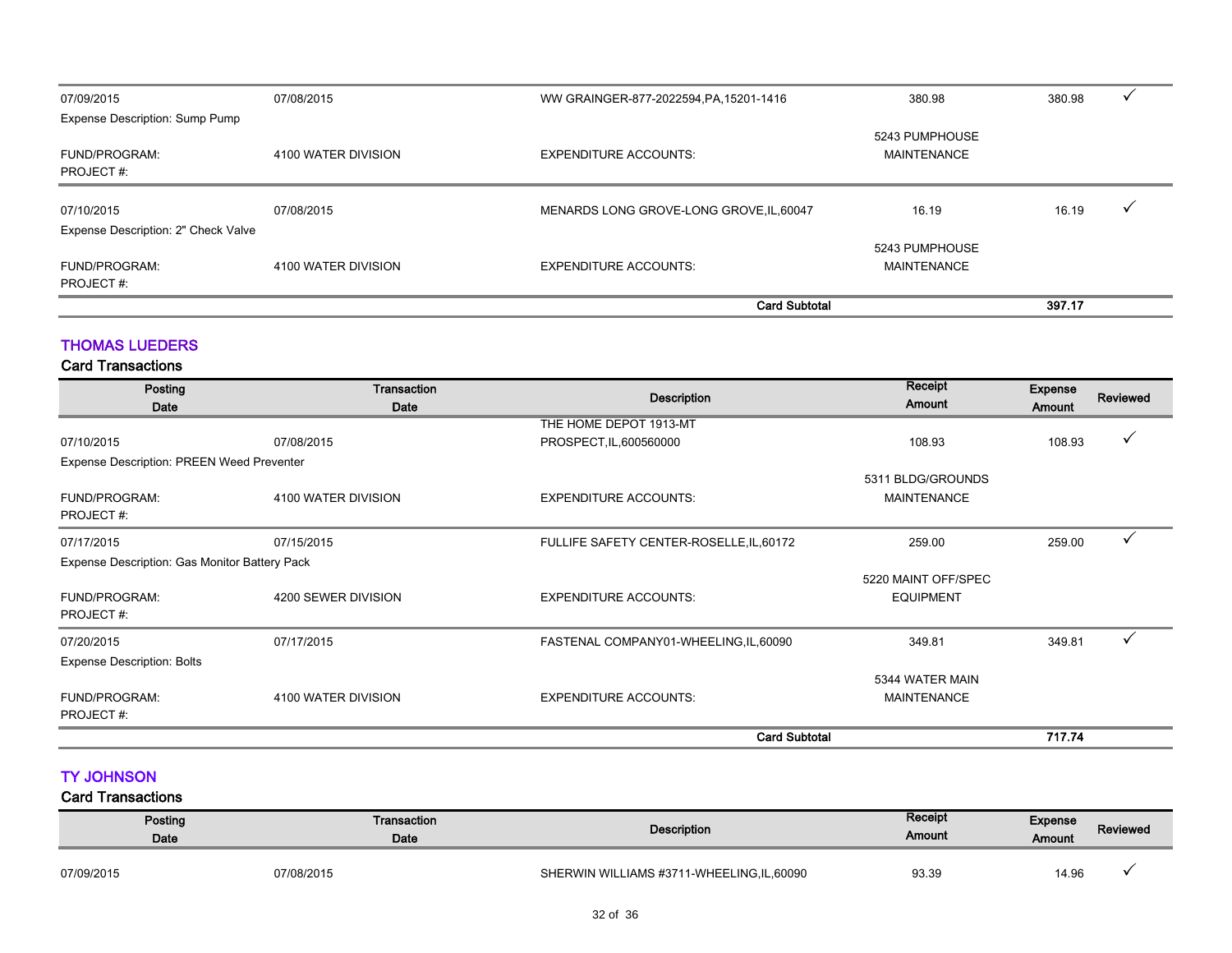| Posting Date | Transaction Date | Description | Receipt Amount | Expense Amount | Reviewed |
|---|---|---|---|---|---|
| 07/09/2015 | 07/08/2015 | WW GRAINGER-877-2022594,PA,15201-1416 | 380.98 | 380.98 | ✓ |
| Expense Description: Sump Pump | | | | | |
| FUND/PROGRAM: | 4100 WATER DIVISION | EXPENDITURE ACCOUNTS: | 5243 PUMPHOUSE MAINTENANCE | | |
| PROJECT #: | | | | | |
| 07/10/2015 | 07/08/2015 | MENARDS LONG GROVE-LONG GROVE,IL,60047 | 16.19 | 16.19 | ✓ |
| Expense Description: 2" Check Valve | | | | | |
| FUND/PROGRAM: | 4100 WATER DIVISION | EXPENDITURE ACCOUNTS: | 5243 PUMPHOUSE MAINTENANCE | | |
| PROJECT #: | | | | | |
| | | **Card Subtotal** | | **397.17** | |

## THOMAS LUEDERS

### Card Transactions

| Posting Date | Transaction Date | Description | Receipt Amount | Expense Amount | Reviewed |
|---|---|---|---|---|---|
| 07/10/2015 | 07/08/2015 | THE HOME DEPOT 1913-MT PROSPECT,IL,600560000 | 108.93 | 108.93 | ✓ |
| Expense Description: PREEN Weed Preventer | | | | | |
| FUND/PROGRAM: | 4100 WATER DIVISION | EXPENDITURE ACCOUNTS: | 5311 BLDG/GROUNDS MAINTENANCE | | |
| PROJECT #: | | | | | |
| 07/17/2015 | 07/15/2015 | FULLIFE SAFETY CENTER-ROSELLE,IL,60172 | 259.00 | 259.00 | ✓ |
| Expense Description: Gas Monitor Battery Pack | | | | | |
| FUND/PROGRAM: | 4200 SEWER DIVISION | EXPENDITURE ACCOUNTS: | 5220 MAINT OFF/SPEC EQUIPMENT | | |
| PROJECT #: | | | | | |
| 07/20/2015 | 07/17/2015 | FASTENAL COMPANY01-WHEELING,IL,60090 | 349.81 | 349.81 | ✓ |
| Expense Description: Bolts | | | | | |
| FUND/PROGRAM: | 4100 WATER DIVISION | EXPENDITURE ACCOUNTS: | 5344 WATER MAIN MAINTENANCE | | |
| PROJECT #: | | | | | |
| | | **Card Subtotal** | | **717.74** | |

## TY JOHNSON

### Card Transactions

| Posting Date | Transaction Date | Description | Receipt Amount | Expense Amount | Reviewed |
|---|---|---|---|---|---|
| 07/09/2015 | 07/08/2015 | SHERWIN WILLIAMS #3711-WHEELING,IL,60090 | 93.39 | 14.96 | ✓ |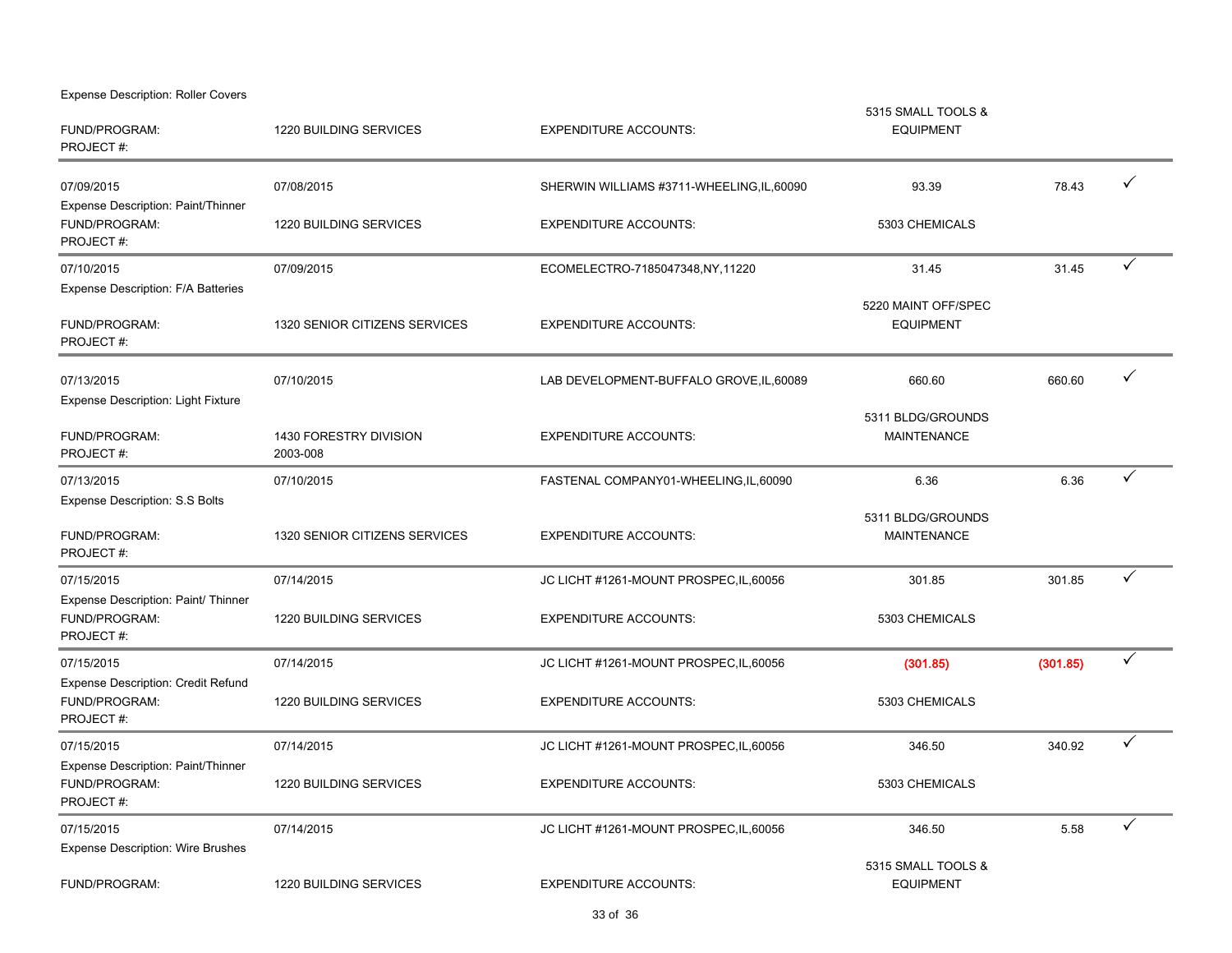Expense Description: Roller Covers

| | | | | | |
|---|---|---|---|---|---|
| FUND/PROGRAM: | 1220 BUILDING SERVICES | EXPENDITURE ACCOUNTS: | 5315 SMALL TOOLS & EQUIPMENT | | |
| PROJECT #: | | | | | |
| 07/09/2015 | 07/08/2015 | SHERWIN WILLIAMS #3711-WHEELING,IL,60090 | 93.39 | 78.43 | ✓ |
| Expense Description: Paint/Thinner | | | | | |
| FUND/PROGRAM: | 1220 BUILDING SERVICES | EXPENDITURE ACCOUNTS: | 5303 CHEMICALS | | |
| PROJECT #: | | | | | |
| 07/10/2015 | 07/09/2015 | ECOMELECTRO-7185047348,NY,11220 | 31.45 | 31.45 | ✓ |
| Expense Description: F/A Batteries | | | | | |
| FUND/PROGRAM: | 1320 SENIOR CITIZENS SERVICES | EXPENDITURE ACCOUNTS: | 5220 MAINT OFF/SPEC EQUIPMENT | | |
| PROJECT #: | | | | | |
| 07/13/2015 | 07/10/2015 | LAB DEVELOPMENT-BUFFALO GROVE,IL,60089 | 660.60 | 660.60 | ✓ |
| Expense Description: Light Fixture | | | | | |
| FUND/PROGRAM: | 1430 FORESTRY DIVISION | EXPENDITURE ACCOUNTS: | 5311 BLDG/GROUNDS MAINTENANCE | | |
| PROJECT #: | 2003-008 | | | | |
| 07/13/2015 | 07/10/2015 | FASTENAL COMPANY01-WHEELING,IL,60090 | 6.36 | 6.36 | ✓ |
| Expense Description: S.S Bolts | | | | | |
| FUND/PROGRAM: | 1320 SENIOR CITIZENS SERVICES | EXPENDITURE ACCOUNTS: | 5311 BLDG/GROUNDS MAINTENANCE | | |
| PROJECT #: | | | | | |
| 07/15/2015 | 07/14/2015 | JC LICHT #1261-MOUNT PROSPEC,IL,60056 | 301.85 | 301.85 | ✓ |
| Expense Description: Paint/ Thinner | | | | | |
| FUND/PROGRAM: | 1220 BUILDING SERVICES | EXPENDITURE ACCOUNTS: | 5303 CHEMICALS | | |
| PROJECT #: | | | | | |
| 07/15/2015 | 07/14/2015 | JC LICHT #1261-MOUNT PROSPEC,IL,60056 | (301.85) | (301.85) | ✓ |
| Expense Description: Credit Refund | | | | | |
| FUND/PROGRAM: | 1220 BUILDING SERVICES | EXPENDITURE ACCOUNTS: | 5303 CHEMICALS | | |
| PROJECT #: | | | | | |
| 07/15/2015 | 07/14/2015 | JC LICHT #1261-MOUNT PROSPEC,IL,60056 | 346.50 | 340.92 | ✓ |
| Expense Description: Paint/Thinner | | | | | |
| FUND/PROGRAM: | 1220 BUILDING SERVICES | EXPENDITURE ACCOUNTS: | 5303 CHEMICALS | | |
| PROJECT #: | | | | | |
| 07/15/2015 | 07/14/2015 | JC LICHT #1261-MOUNT PROSPEC,IL,60056 | 346.50 | 5.58 | ✓ |
| Expense Description: Wire Brushes | | | | | |
| FUND/PROGRAM: | 1220 BUILDING SERVICES | EXPENDITURE ACCOUNTS: | 5315 SMALL TOOLS & EQUIPMENT | | |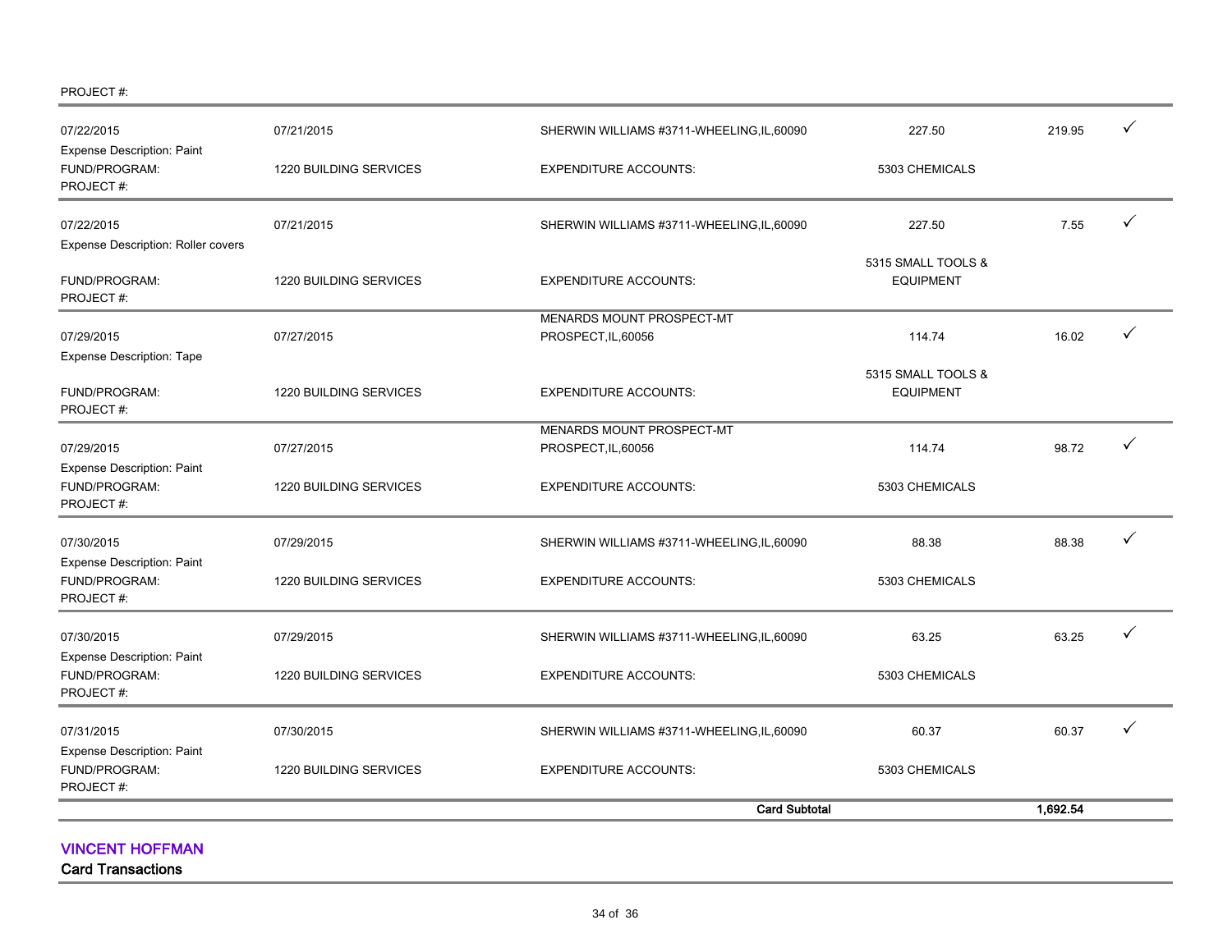PROJECT #:

| | | | | | |
|---|---|---|---|---|---|
| 07/22/2015 | 07/21/2015 | SHERWIN WILLIAMS #3711-WHEELING,IL,60090 | 227.50 | 219.95 | ✓ |
| Expense Description: Paint | | | | | |
| FUND/PROGRAM: | 1220 BUILDING SERVICES | EXPENDITURE ACCOUNTS: | 5303 CHEMICALS | | |
| PROJECT #: | | | | | |
| 07/22/2015 | 07/21/2015 | SHERWIN WILLIAMS #3711-WHEELING,IL,60090 | 227.50 | 7.55 | ✓ |
| Expense Description: Roller covers | | | | | |
| FUND/PROGRAM: | 1220 BUILDING SERVICES | EXPENDITURE ACCOUNTS: | 5315 SMALL TOOLS & EQUIPMENT | | |
| PROJECT #: | | | | | |
| 07/29/2015 | 07/27/2015 | MENARDS MOUNT PROSPECT-MT PROSPECT,IL,60056 | 114.74 | 16.02 | ✓ |
| Expense Description: Tape | | | | | |
| FUND/PROGRAM: | 1220 BUILDING SERVICES | EXPENDITURE ACCOUNTS: | 5315 SMALL TOOLS & EQUIPMENT | | |
| PROJECT #: | | | | | |
| 07/29/2015 | 07/27/2015 | MENARDS MOUNT PROSPECT-MT PROSPECT,IL,60056 | 114.74 | 98.72 | ✓ |
| Expense Description: Paint | | | | | |
| FUND/PROGRAM: | 1220 BUILDING SERVICES | EXPENDITURE ACCOUNTS: | 5303 CHEMICALS | | |
| PROJECT #: | | | | | |
| 07/30/2015 | 07/29/2015 | SHERWIN WILLIAMS #3711-WHEELING,IL,60090 | 88.38 | 88.38 | ✓ |
| Expense Description: Paint | | | | | |
| FUND/PROGRAM: | 1220 BUILDING SERVICES | EXPENDITURE ACCOUNTS: | 5303 CHEMICALS | | |
| PROJECT #: | | | | | |
| 07/30/2015 | 07/29/2015 | SHERWIN WILLIAMS #3711-WHEELING,IL,60090 | 63.25 | 63.25 | ✓ |
| Expense Description: Paint | | | | | |
| FUND/PROGRAM: | 1220 BUILDING SERVICES | EXPENDITURE ACCOUNTS: | 5303 CHEMICALS | | |
| PROJECT #: | | | | | |
| 07/31/2015 | 07/30/2015 | SHERWIN WILLIAMS #3711-WHEELING,IL,60090 | 60.37 | 60.37 | ✓ |
| Expense Description: Paint | | | | | |
| FUND/PROGRAM: | 1220 BUILDING SERVICES | EXPENDITURE ACCOUNTS: | 5303 CHEMICALS | | |
| PROJECT #: | | | | | |
| | | **Card Subtotal** | | **1,692.54** | |

## VINCENT HOFFMAN

**Card Transactions**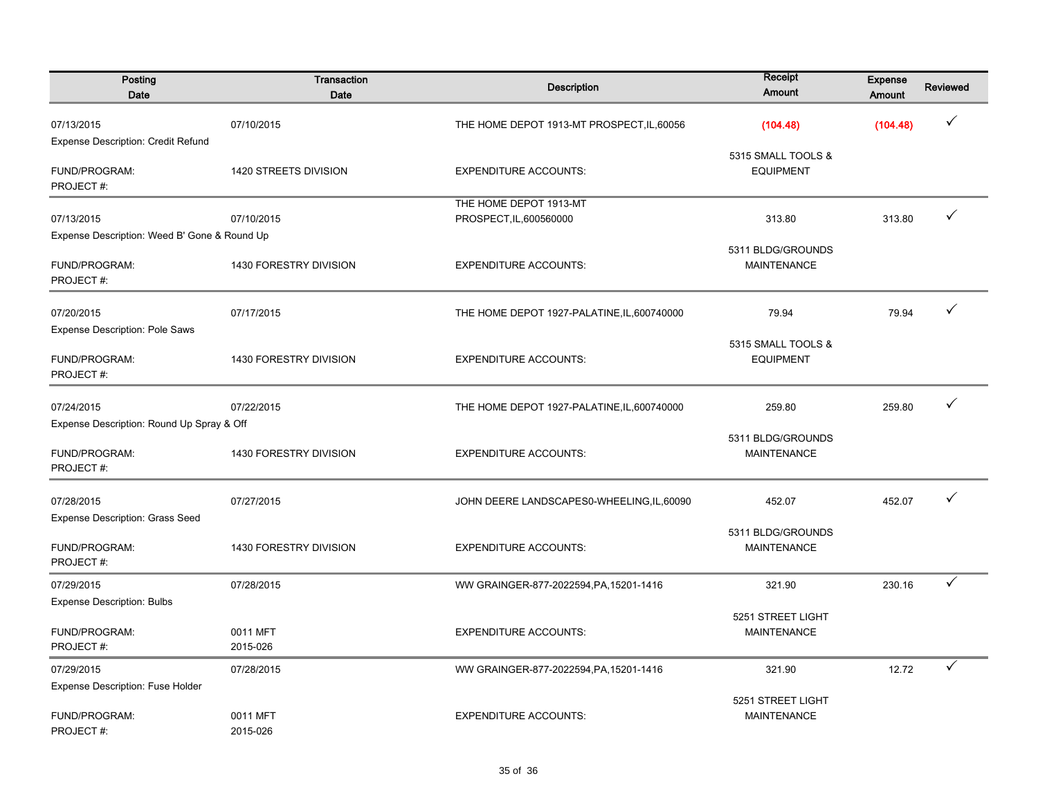| Posting Date | Transaction Date | Description | Receipt Amount | Expense Amount | Reviewed |
|---|---|---|---|---|---|
| 07/13/2015 | 07/10/2015 | THE HOME DEPOT 1913-MT PROSPECT,IL,60056 | (104.48) | (104.48) | ✓ |
| Expense Description: Credit Refund | | | | | |
| FUND/PROGRAM: | 1420 STREETS DIVISION | EXPENDITURE ACCOUNTS: | 5315 SMALL TOOLS & EQUIPMENT | | |
| PROJECT #: | | | | | |
| 07/13/2015 | 07/10/2015 | THE HOME DEPOT 1913-MT PROSPECT,IL,600560000 | 313.80 | 313.80 | ✓ |
| Expense Description: Weed B' Gone & Round Up | | | | | |
| FUND/PROGRAM: | 1430 FORESTRY DIVISION | EXPENDITURE ACCOUNTS: | 5311 BLDG/GROUNDS MAINTENANCE | | |
| PROJECT #: | | | | | |
| 07/20/2015 | 07/17/2015 | THE HOME DEPOT 1927-PALATINE,IL,600740000 | 79.94 | 79.94 | ✓ |
| Expense Description: Pole Saws | | | | | |
| FUND/PROGRAM: | 1430 FORESTRY DIVISION | EXPENDITURE ACCOUNTS: | 5315 SMALL TOOLS & EQUIPMENT | | |
| PROJECT #: | | | | | |
| 07/24/2015 | 07/22/2015 | THE HOME DEPOT 1927-PALATINE,IL,600740000 | 259.80 | 259.80 | ✓ |
| Expense Description: Round Up Spray & Off | | | | | |
| FUND/PROGRAM: | 1430 FORESTRY DIVISION | EXPENDITURE ACCOUNTS: | 5311 BLDG/GROUNDS MAINTENANCE | | |
| PROJECT #: | | | | | |
| 07/28/2015 | 07/27/2015 | JOHN DEERE LANDSCAPES0-WHEELING,IL,60090 | 452.07 | 452.07 | ✓ |
| Expense Description: Grass Seed | | | | | |
| FUND/PROGRAM: | 1430 FORESTRY DIVISION | EXPENDITURE ACCOUNTS: | 5311 BLDG/GROUNDS MAINTENANCE | | |
| PROJECT #: | | | | | |
| 07/29/2015 | 07/28/2015 | WW GRAINGER-877-2022594,PA,15201-1416 | 321.90 | 230.16 | ✓ |
| Expense Description: Bulbs | | | | | |
| FUND/PROGRAM: | 0011 MFT | EXPENDITURE ACCOUNTS: | 5251 STREET LIGHT MAINTENANCE | | |
| PROJECT #: | 2015-026 | | | | |
| 07/29/2015 | 07/28/2015 | WW GRAINGER-877-2022594,PA,15201-1416 | 321.90 | 12.72 | ✓ |
| Expense Description: Fuse Holder | | | | | |
| FUND/PROGRAM: | 0011 MFT | EXPENDITURE ACCOUNTS: | 5251 STREET LIGHT MAINTENANCE | | |
| PROJECT #: | 2015-026 | | | | |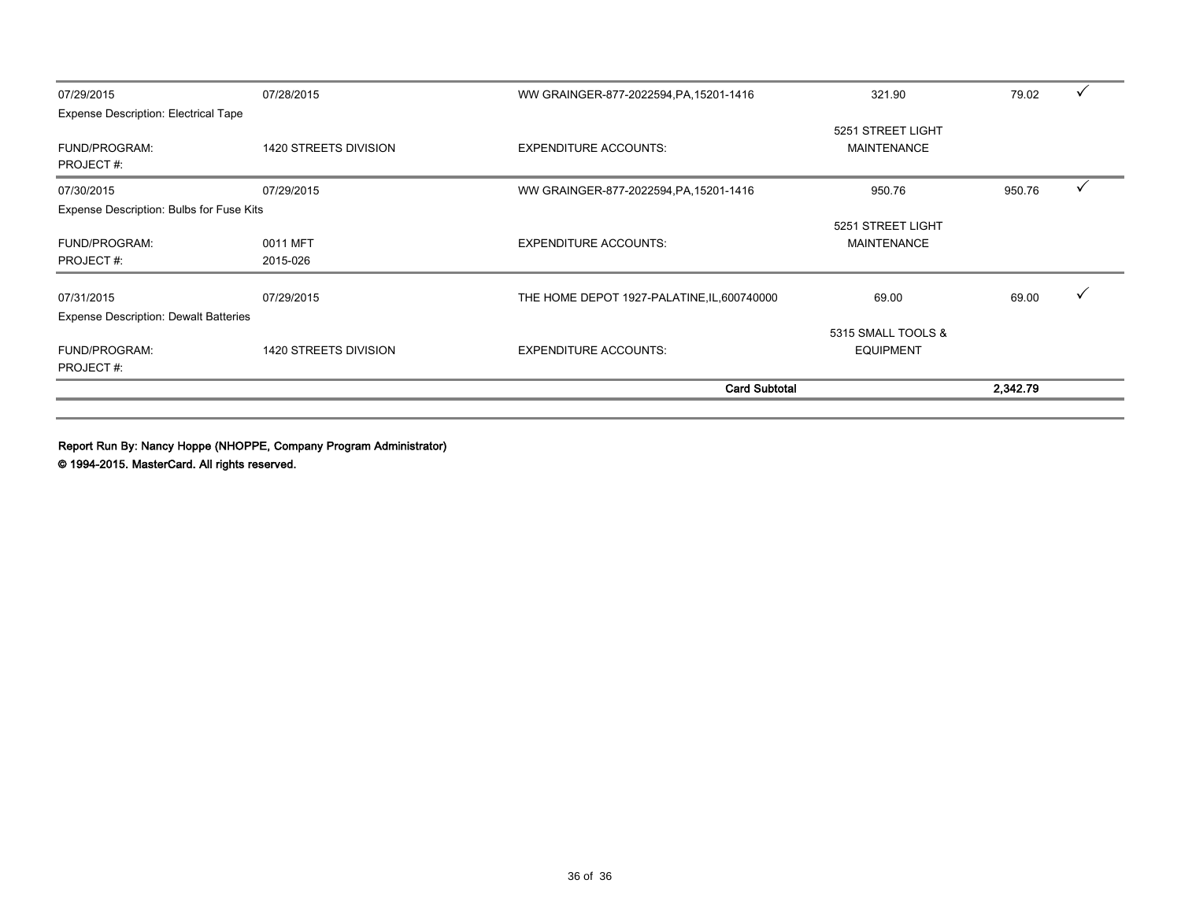| | | | | | |
|---|---|---|---|---|---|
| 07/29/2015 | 07/28/2015 | WW GRAINGER-877-2022594,PA,15201-1416 | 321.90 | 79.02 | ✓ |
| Expense Description: Electrical Tape | | | | | |
| FUND/PROGRAM: | 1420 STREETS DIVISION | EXPENDITURE ACCOUNTS: | 5251 STREET LIGHT MAINTENANCE | | |
| PROJECT #: | | | | | |
| 07/30/2015 | 07/29/2015 | WW GRAINGER-877-2022594,PA,15201-1416 | 950.76 | 950.76 | ✓ |
| Expense Description: Bulbs for Fuse Kits | | | | | |
| FUND/PROGRAM: | 0011 MFT | EXPENDITURE ACCOUNTS: | 5251 STREET LIGHT MAINTENANCE | | |
| PROJECT #: | 2015-026 | | | | |
| 07/31/2015 | 07/29/2015 | THE HOME DEPOT 1927-PALATINE,IL,600740000 | 69.00 | 69.00 | ✓ |
| Expense Description: Dewalt Batteries | | | | | |
| FUND/PROGRAM: | 1420 STREETS DIVISION | EXPENDITURE ACCOUNTS: | 5315 SMALL TOOLS & EQUIPMENT | | |
| PROJECT #: | | | | | |
| | | **Card Subtotal** | | **2,342.79** | |

**Report Run By: Nancy Hoppe (NHOPPE, Company Program Administrator)**

**© 1994-2015. MasterCard. All rights reserved.**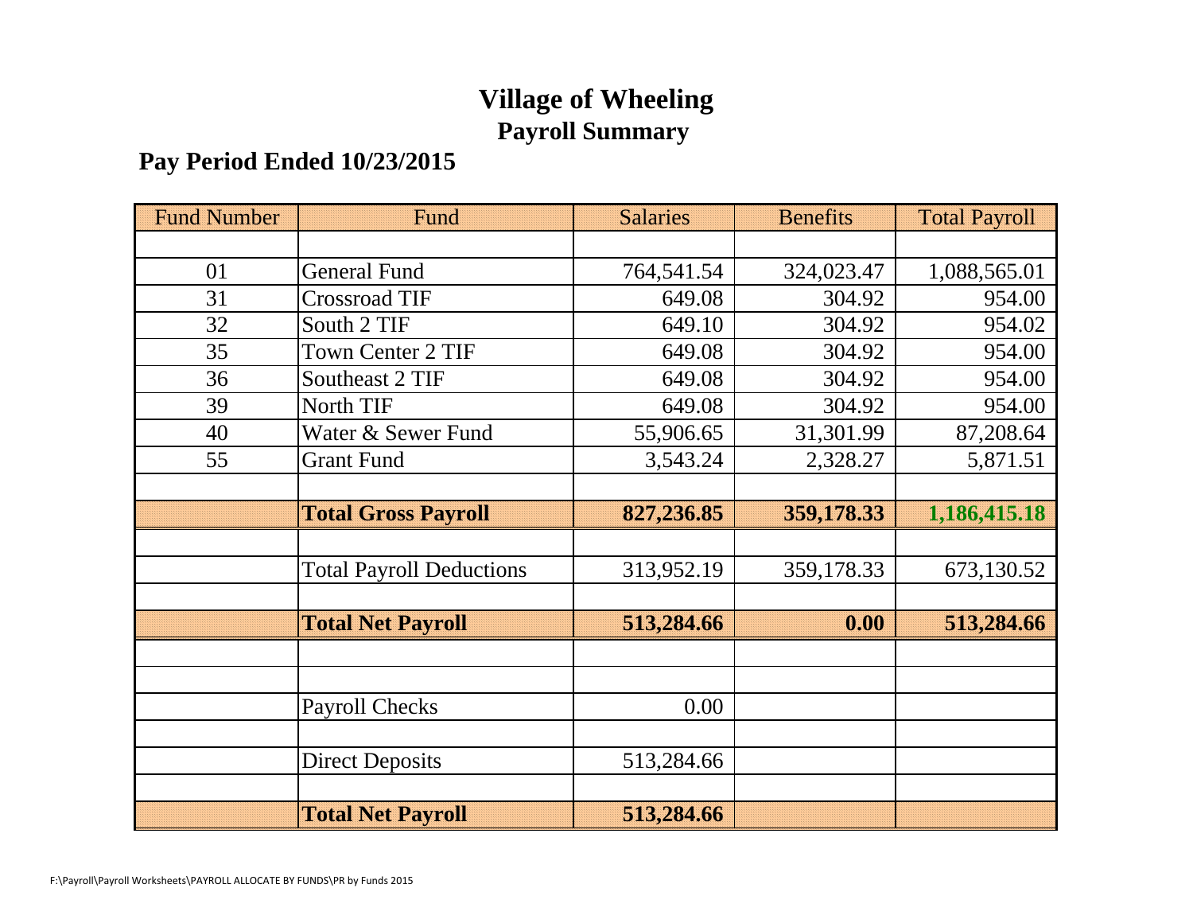# Village of Wheeling
## Payroll Summary

### Pay Period Ended 10/23/2015

| Fund Number | Fund | Salaries | Benefits | Total Payroll |
|---|---|---|---|---|
| | | | | |
| 01 | General Fund | 764,541.54 | 324,023.47 | 1,088,565.01 |
| 31 | Crossroad TIF | 649.08 | 304.92 | 954.00 |
| 32 | South 2 TIF | 649.10 | 304.92 | 954.02 |
| 35 | Town Center 2 TIF | 649.08 | 304.92 | 954.00 |
| 36 | Southeast 2 TIF | 649.08 | 304.92 | 954.00 |
| 39 | North TIF | 649.08 | 304.92 | 954.00 |
| 40 | Water & Sewer Fund | 55,906.65 | 31,301.99 | 87,208.64 |
| 55 | Grant Fund | 3,543.24 | 2,328.27 | 5,871.51 |
| | | | | |
| | **Total Gross Payroll** | **827,236.85** | **359,178.33** | **1,186,415.18** |
| | | | | |
| | Total Payroll Deductions | 313,952.19 | 359,178.33 | 673,130.52 |
| | | | | |
| | **Total Net Payroll** | **513,284.66** | **0.00** | **513,284.66** |
| | | | | |
| | | | | |
| | Payroll Checks | 0.00 | | |
| | | | | |
| | Direct Deposits | 513,284.66 | | |
| | | | | |
| | **Total Net Payroll** | **513,284.66** | | |

F:\Payroll\Payroll Worksheets\PAYROLL ALLOCATE BY FUNDS\PR by Funds 2015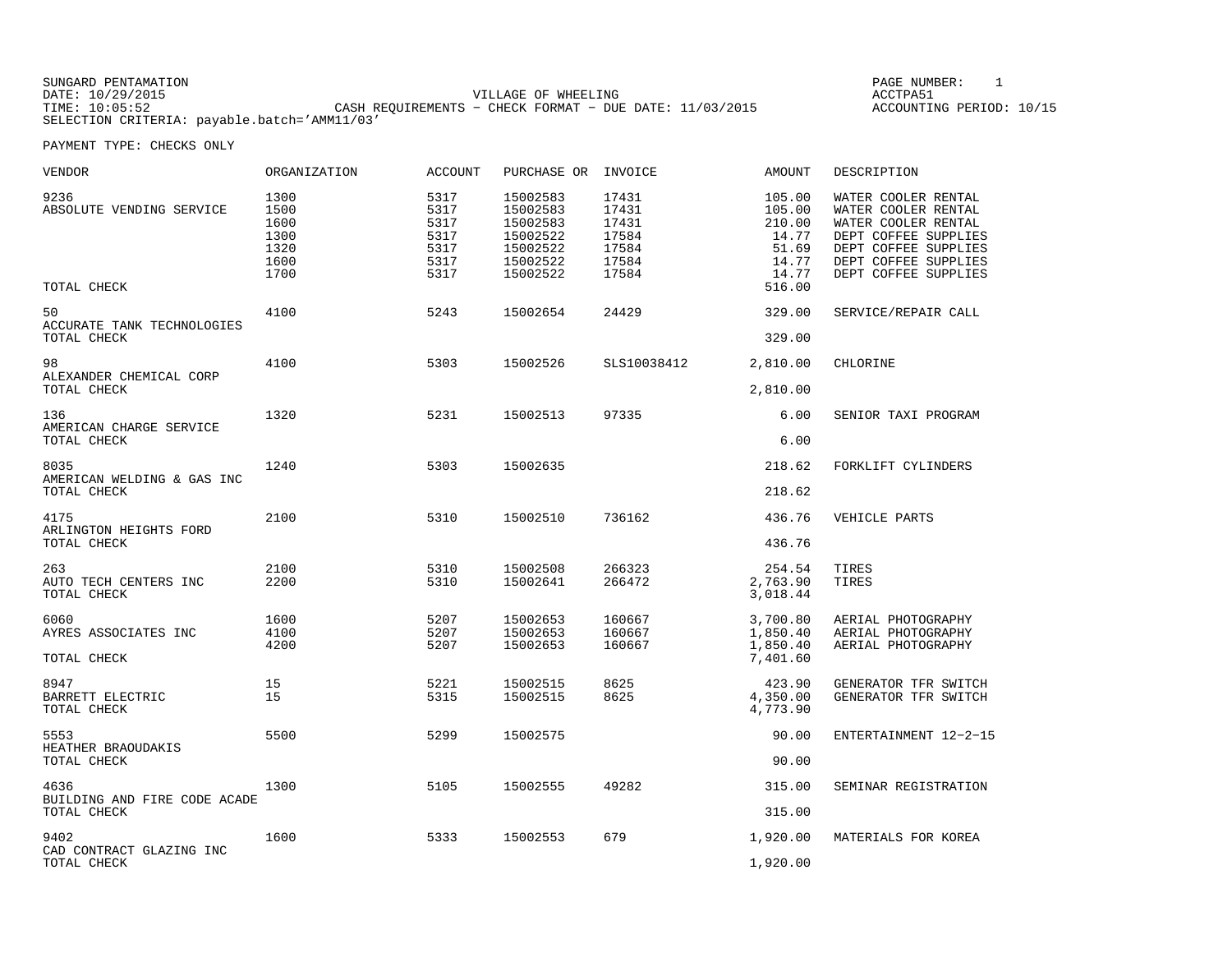SUNGARD PENTAMATION
DATE: 10/29/2015
TIME: 10:05:52
SELECTION CRITERIA: payable.batch='AMM11/03'

VILLAGE OF WHEELING
CASH REQUIREMENTS - CHECK FORMAT - DUE DATE: 11/03/2015

PAGE NUMBER: 1
ACCTPA51
ACCOUNTING PERIOD: 10/15

PAYMENT TYPE: CHECKS ONLY

| VENDOR | ORGANIZATION | ACCOUNT | PURCHASE OR | INVOICE | AMOUNT | DESCRIPTION |
|---|---|---|---|---|---|---|
| 9236 | 1300 | 5317 | 15002583 | 17431 | 105.00 | WATER COOLER RENTAL |
| ABSOLUTE VENDING SERVICE | 1500 | 5317 | 15002583 | 17431 | 105.00 | WATER COOLER RENTAL |
| | 1600 | 5317 | 15002583 | 17431 | 210.00 | WATER COOLER RENTAL |
| | 1300 | 5317 | 15002522 | 17584 | 14.77 | DEPT COFFEE SUPPLIES |
| | 1320 | 5317 | 15002522 | 17584 | 51.69 | DEPT COFFEE SUPPLIES |
| | 1600 | 5317 | 15002522 | 17584 | 14.77 | DEPT COFFEE SUPPLIES |
| | 1700 | 5317 | 15002522 | 17584 | 14.77 | DEPT COFFEE SUPPLIES |
| TOTAL CHECK | | | | | 516.00 | |
| 50 | 4100 | 5243 | 15002654 | 24429 | 329.00 | SERVICE/REPAIR CALL |
| ACCURATE TANK TECHNOLOGIES | | | | | | |
| TOTAL CHECK | | | | | 329.00 | |
| 98 | 4100 | 5303 | 15002526 | SLS10038412 | 2,810.00 | CHLORINE |
| ALEXANDER CHEMICAL CORP | | | | | | |
| TOTAL CHECK | | | | | 2,810.00 | |
| 136 | 1320 | 5231 | 15002513 | 97335 | 6.00 | SENIOR TAXI PROGRAM |
| AMERICAN CHARGE SERVICE | | | | | | |
| TOTAL CHECK | | | | | 6.00 | |
| 8035 | 1240 | 5303 | 15002635 | | 218.62 | FORKLIFT CYLINDERS |
| AMERICAN WELDING & GAS INC | | | | | | |
| TOTAL CHECK | | | | | 218.62 | |
| 4175 | 2100 | 5310 | 15002510 | 736162 | 436.76 | VEHICLE PARTS |
| ARLINGTON HEIGHTS FORD | | | | | | |
| TOTAL CHECK | | | | | 436.76 | |
| 263 | 2100 | 5310 | 15002508 | 266323 | 254.54 | TIRES |
| AUTO TECH CENTERS INC | 2200 | 5310 | 15002641 | 266472 | 2,763.90 | TIRES |
| TOTAL CHECK | | | | | 3,018.44 | |
| 6060 | 1600 | 5207 | 15002653 | 160667 | 3,700.80 | AERIAL PHOTOGRAPHY |
| AYRES ASSOCIATES INC | 4100 | 5207 | 15002653 | 160667 | 1,850.40 | AERIAL PHOTOGRAPHY |
| | 4200 | 5207 | 15002653 | 160667 | 1,850.40 | AERIAL PHOTOGRAPHY |
| TOTAL CHECK | | | | | 7,401.60 | |
| 8947 | 15 | 5221 | 15002515 | 8625 | 423.90 | GENERATOR TFR SWITCH |
| BARRETT ELECTRIC | 15 | 5315 | 15002515 | 8625 | 4,350.00 | GENERATOR TFR SWITCH |
| TOTAL CHECK | | | | | 4,773.90 | |
| 5553 | 5500 | 5299 | 15002575 | | 90.00 | ENTERTAINMENT 12-2-15 |
| HEATHER BRAOUDAKIS | | | | | | |
| TOTAL CHECK | | | | | 90.00 | |
| 4636 | 1300 | 5105 | 15002555 | 49282 | 315.00 | SEMINAR REGISTRATION |
| BUILDING AND FIRE CODE ACADE | | | | | | |
| TOTAL CHECK | | | | | 315.00 | |
| 9402 | 1600 | 5333 | 15002553 | 679 | 1,920.00 | MATERIALS FOR KOREA |
| CAD CONTRACT GLAZING INC | | | | | | |
| TOTAL CHECK | | | | | 1,920.00 | |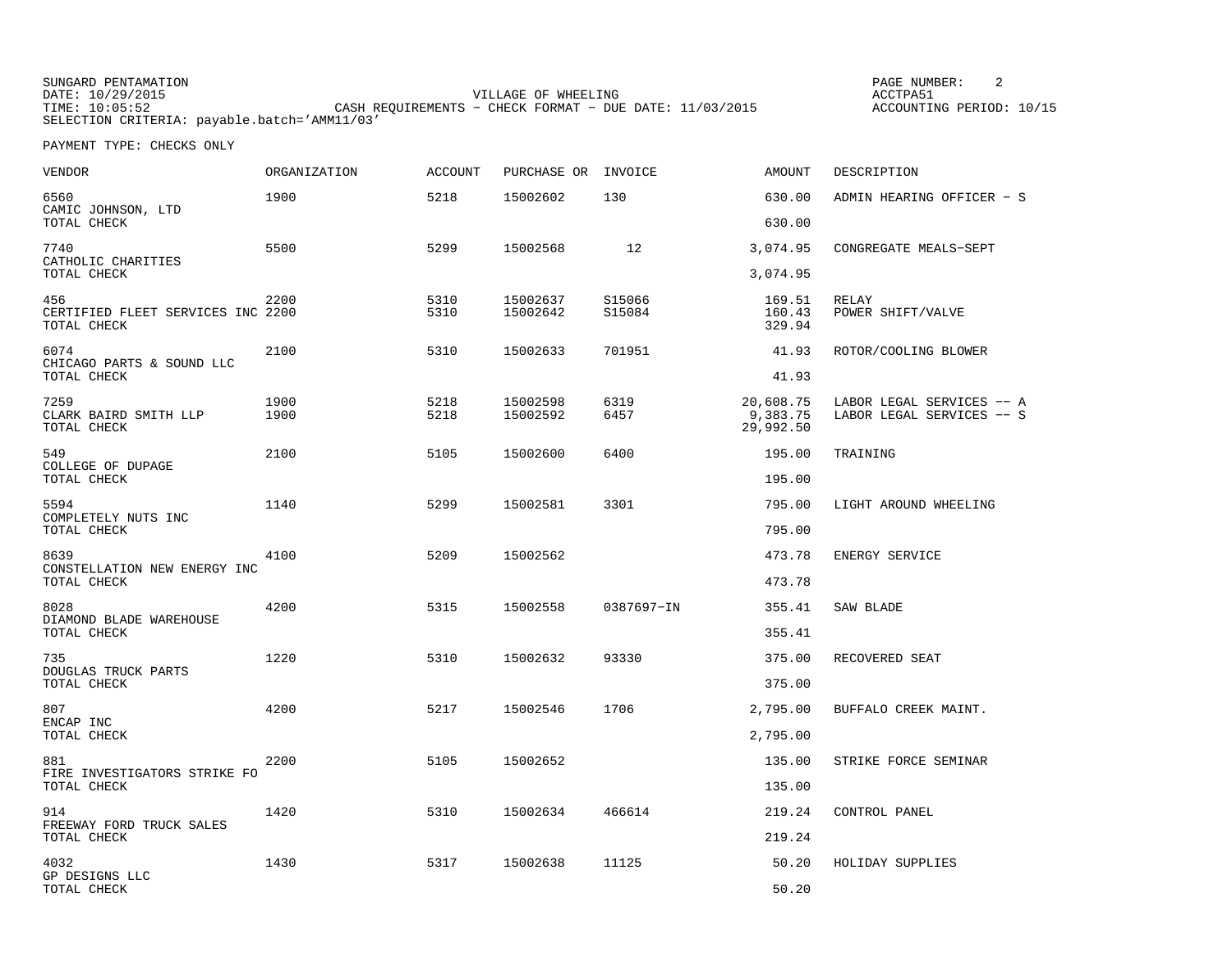SUNGARD PENTAMATION
DATE: 10/29/2015
TIME: 10:05:52
SELECTION CRITERIA: payable.batch='AMM11/03'

VILLAGE OF WHEELING
CASH REQUIREMENTS - CHECK FORMAT - DUE DATE: 11/03/2015

PAGE NUMBER: 2
ACCTPA51
ACCOUNTING PERIOD: 10/15

PAYMENT TYPE: CHECKS ONLY

| VENDOR | ORGANIZATION | ACCOUNT | PURCHASE OR | INVOICE | AMOUNT | DESCRIPTION |
|---|---|---|---|---|---|---|
| 6560 CAMIC JOHNSON, LTD | 1900 | 5218 | 15002602 | 130 | 630.00 | ADMIN HEARING OFFICER - S |
| TOTAL CHECK | | | | | 630.00 | |
| 7740 CATHOLIC CHARITIES | 5500 | 5299 | 15002568 | 12 | 3,074.95 | CONGREGATE MEALS-SEPT |
| TOTAL CHECK | | | | | 3,074.95 | |
| 456 | 2200 | 5310 | 15002637 | S15066 | 169.51 | RELAY |
| CERTIFIED FLEET SERVICES INC | 2200 | 5310 | 15002642 | S15084 | 160.43 | POWER SHIFT/VALVE |
| TOTAL CHECK | | | | | 329.94 | |
| 6074 CHICAGO PARTS & SOUND LLC | 2100 | 5310 | 15002633 | 701951 | 41.93 | ROTOR/COOLING BLOWER |
| TOTAL CHECK | | | | | 41.93 | |
| 7259 | 1900 | 5218 | 15002598 | 6319 | 20,608.75 | LABOR LEGAL SERVICES -- A |
| CLARK BAIRD SMITH LLP | 1900 | 5218 | 15002592 | 6457 | 9,383.75 | LABOR LEGAL SERVICES -- S |
| TOTAL CHECK | | | | | 29,992.50 | |
| 549 COLLEGE OF DUPAGE | 2100 | 5105 | 15002600 | 6400 | 195.00 | TRAINING |
| TOTAL CHECK | | | | | 195.00 | |
| 5594 COMPLETELY NUTS INC | 1140 | 5299 | 15002581 | 3301 | 795.00 | LIGHT AROUND WHEELING |
| TOTAL CHECK | | | | | 795.00 | |
| 8639 CONSTELLATION NEW ENERGY INC | 4100 | 5209 | 15002562 | | 473.78 | ENERGY SERVICE |
| TOTAL CHECK | | | | | 473.78 | |
| 8028 DIAMOND BLADE WAREHOUSE | 4200 | 5315 | 15002558 | 0387697-IN | 355.41 | SAW BLADE |
| TOTAL CHECK | | | | | 355.41 | |
| 735 DOUGLAS TRUCK PARTS | 1220 | 5310 | 15002632 | 93330 | 375.00 | RECOVERED SEAT |
| TOTAL CHECK | | | | | 375.00 | |
| 807 ENCAP INC | 4200 | 5217 | 15002546 | 1706 | 2,795.00 | BUFFALO CREEK MAINT. |
| TOTAL CHECK | | | | | 2,795.00 | |
| 881 FIRE INVESTIGATORS STRIKE FO | 2200 | 5105 | 15002652 | | 135.00 | STRIKE FORCE SEMINAR |
| TOTAL CHECK | | | | | 135.00 | |
| 914 FREEWAY FORD TRUCK SALES | 1420 | 5310 | 15002634 | 466614 | 219.24 | CONTROL PANEL |
| TOTAL CHECK | | | | | 219.24 | |
| 4032 GP DESIGNS LLC | 1430 | 5317 | 15002638 | 11125 | 50.20 | HOLIDAY SUPPLIES |
| TOTAL CHECK | | | | | 50.20 | |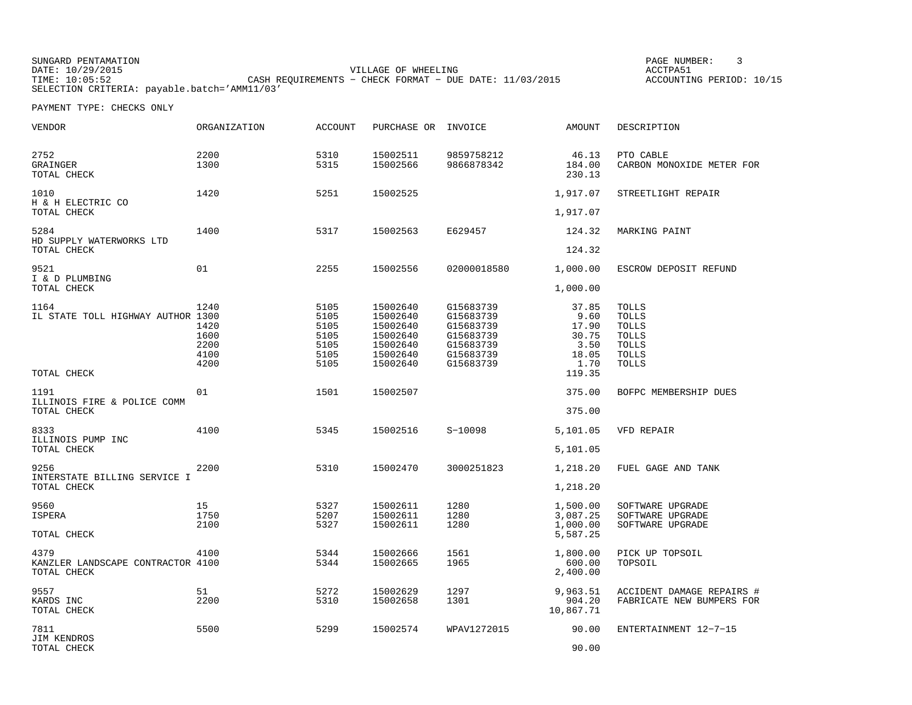SUNGARD PENTAMATION
DATE: 10/29/2015
TIME: 10:05:52
SELECTION CRITERIA: payable.batch='AMM11/03'

VILLAGE OF WHEELING
CASH REQUIREMENTS - CHECK FORMAT - DUE DATE: 11/03/2015

ACCTPA51
ACCOUNTING PERIOD: 10/15

PAYMENT TYPE: CHECKS ONLY

| VENDOR | ORGANIZATION | ACCOUNT | PURCHASE OR | INVOICE | AMOUNT | DESCRIPTION |
|---|---|---|---|---|---|---|
| 2752 | 2200 | 5310 | 15002511 | 9859758212 | 46.13 | PTO CABLE |
| GRAINGER | 1300 | 5315 | 15002566 | 9866878342 | 184.00 | CARBON MONOXIDE METER FOR |
| TOTAL CHECK | | | | | 230.13 | |
| 1010 | 1420 | 5251 | 15002525 | | 1,917.07 | STREETLIGHT REPAIR |
| H & H ELECTRIC CO | | | | | | |
| TOTAL CHECK | | | | | 1,917.07 | |
| 5284 | 1400 | 5317 | 15002563 | E629457 | 124.32 | MARKING PAINT |
| HD SUPPLY WATERWORKS LTD | | | | | | |
| TOTAL CHECK | | | | | 124.32 | |
| 9521 | 01 | 2255 | 15002556 | 02000018580 | 1,000.00 | ESCROW DEPOSIT REFUND |
| I & D PLUMBING | | | | | | |
| TOTAL CHECK | | | | | 1,000.00 | |
| 1164 | 1240 | 5105 | 15002640 | G15683739 | 37.85 | TOLLS |
| IL STATE TOLL HIGHWAY AUTHOR | 1300 | 5105 | 15002640 | G15683739 | 9.60 | TOLLS |
| | 1420 | 5105 | 15002640 | G15683739 | 17.90 | TOLLS |
| | 1600 | 5105 | 15002640 | G15683739 | 30.75 | TOLLS |
| | 2200 | 5105 | 15002640 | G15683739 | 3.50 | TOLLS |
| | 4100 | 5105 | 15002640 | G15683739 | 18.05 | TOLLS |
| | 4200 | 5105 | 15002640 | G15683739 | 1.70 | TOLLS |
| TOTAL CHECK | | | | | 119.35 | |
| 1191 | 01 | 1501 | 15002507 | | 375.00 | BOFPC MEMBERSHIP DUES |
| ILLINOIS FIRE & POLICE COMM | | | | | | |
| TOTAL CHECK | | | | | 375.00 | |
| 8333 | 4100 | 5345 | 15002516 | S-10098 | 5,101.05 | VFD REPAIR |
| ILLINOIS PUMP INC | | | | | | |
| TOTAL CHECK | | | | | 5,101.05 | |
| 9256 | 2200 | 5310 | 15002470 | 3000251823 | 1,218.20 | FUEL GAGE AND TANK |
| INTERSTATE BILLING SERVICE I | | | | | | |
| TOTAL CHECK | | | | | 1,218.20 | |
| 9560 | 15 | 5327 | 15002611 | 1280 | 1,500.00 | SOFTWARE UPGRADE |
| ISPERA | 1750 | 5207 | 15002611 | 1280 | 3,087.25 | SOFTWARE UPGRADE |
| | 2100 | 5327 | 15002611 | 1280 | 1,000.00 | SOFTWARE UPGRADE |
| TOTAL CHECK | | | | | 5,587.25 | |
| 4379 | 4100 | 5344 | 15002666 | 1561 | 1,800.00 | PICK UP TOPSOIL |
| KANZLER LANDSCAPE CONTRACTOR | 4100 | 5344 | 15002665 | 1965 | 600.00 | TOPSOIL |
| TOTAL CHECK | | | | | 2,400.00 | |
| 9557 | 51 | 5272 | 15002629 | 1297 | 9,963.51 | ACCIDENT DAMAGE REPAIRS # |
| KARDS INC | 2200 | 5310 | 15002658 | 1301 | 904.20 | FABRICATE NEW BUMPERS FOR |
| TOTAL CHECK | | | | | 10,867.71 | |
| 7811 | 5500 | 5299 | 15002574 | WPAV1272015 | 90.00 | ENTERTAINMENT 12-7-15 |
| JIM KENDROS | | | | | | |
| TOTAL CHECK | | | | | 90.00 | |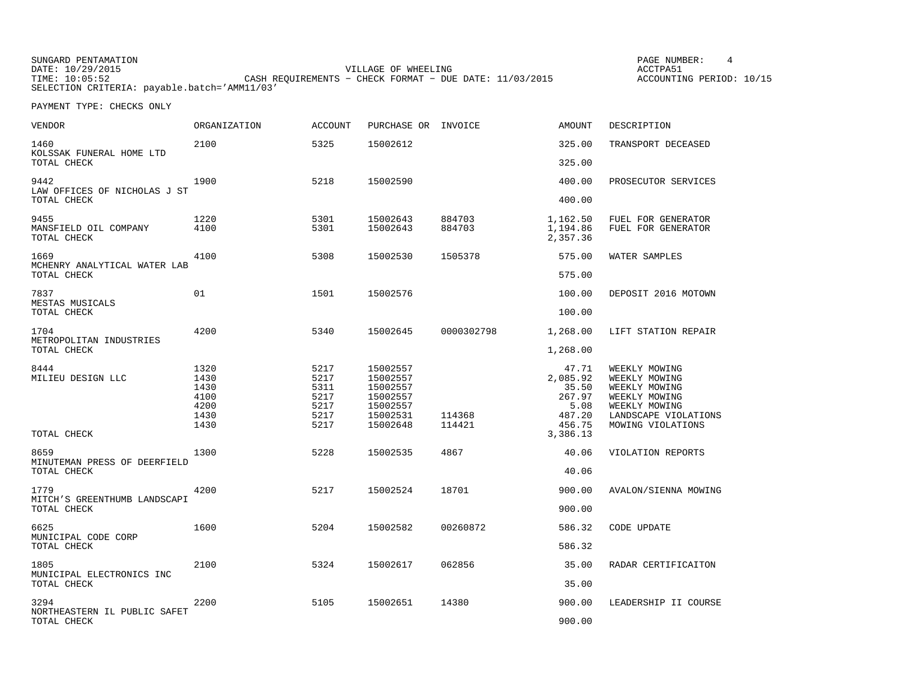SUNGARD PENTAMATION
DATE: 10/29/2015
TIME: 10:05:52
SELECTION CRITERIA: payable.batch='AMM11/03'

VILLAGE OF WHEELING
CASH REQUIREMENTS - CHECK FORMAT - DUE DATE: 11/03/2015

ACCTPA51
ACCOUNTING PERIOD: 10/15

PAYMENT TYPE: CHECKS ONLY

| VENDOR | ORGANIZATION | ACCOUNT | PURCHASE OR | INVOICE | AMOUNT | DESCRIPTION |
|---|---|---|---|---|---|---|
| 1460 | 2100 | 5325 | 15002612 | | 325.00 | TRANSPORT DECEASED |
| KOLSSAK FUNERAL HOME LTD | | | | | | |
| TOTAL CHECK | | | | | 325.00 | |
| 9442 | 1900 | 5218 | 15002590 | | 400.00 | PROSECUTOR SERVICES |
| LAW OFFICES OF NICHOLAS J ST | | | | | | |
| TOTAL CHECK | | | | | 400.00 | |
| 9455 | 1220 | 5301 | 15002643 | 884703 | 1,162.50 | FUEL FOR GENERATOR |
| MANSFIELD OIL COMPANY | 4100 | 5301 | 15002643 | 884703 | 1,194.86 | FUEL FOR GENERATOR |
| TOTAL CHECK | | | | | 2,357.36 | |
| 1669 | 4100 | 5308 | 15002530 | 1505378 | 575.00 | WATER SAMPLES |
| MCHENRY ANALYTICAL WATER LAB | | | | | | |
| TOTAL CHECK | | | | | 575.00 | |
| 7837 | 01 | 1501 | 15002576 | | 100.00 | DEPOSIT 2016 MOTOWN |
| MESTAS MUSICALS | | | | | | |
| TOTAL CHECK | | | | | 100.00 | |
| 1704 | 4200 | 5340 | 15002645 | 0000302798 | 1,268.00 | LIFT STATION REPAIR |
| METROPOLITAN INDUSTRIES | | | | | | |
| TOTAL CHECK | | | | | 1,268.00 | |
| 8444 | 1320 | 5217 | 15002557 | | 47.71 | WEEKLY MOWING |
| MILIEU DESIGN LLC | 1430 | 5217 | 15002557 | | 2,085.92 | WEEKLY MOWING |
| | 1430 | 5311 | 15002557 | | 35.50 | WEEKLY MOWING |
| | 4100 | 5217 | 15002557 | | 267.97 | WEEKLY MOWING |
| | 4200 | 5217 | 15002557 | | 5.08 | WEEKLY MOWING |
| | 1430 | 5217 | 15002531 | 114368 | 487.20 | LANDSCAPE VIOLATIONS |
| | 1430 | 5217 | 15002648 | 114421 | 456.75 | MOWING VIOLATIONS |
| TOTAL CHECK | | | | | 3,386.13 | |
| 8659 | 1300 | 5228 | 15002535 | 4867 | 40.06 | VIOLATION REPORTS |
| MINUTEMAN PRESS OF DEERFIELD | | | | | | |
| TOTAL CHECK | | | | | 40.06 | |
| 1779 | 4200 | 5217 | 15002524 | 18701 | 900.00 | AVALON/SIENNA MOWING |
| MITCH'S GREENTHUMB LANDSCAPI | | | | | | |
| TOTAL CHECK | | | | | 900.00 | |
| 6625 | 1600 | 5204 | 15002582 | 00260872 | 586.32 | CODE UPDATE |
| MUNICIPAL CODE CORP | | | | | | |
| TOTAL CHECK | | | | | 586.32 | |
| 1805 | 2100 | 5324 | 15002617 | 062856 | 35.00 | RADAR CERTIFICAITON |
| MUNICIPAL ELECTRONICS INC | | | | | | |
| TOTAL CHECK | | | | | 35.00 | |
| 3294 | 2200 | 5105 | 15002651 | 14380 | 900.00 | LEADERSHIP II COURSE |
| NORTHEASTERN IL PUBLIC SAFET | | | | | | |
| TOTAL CHECK | | | | | 900.00 | |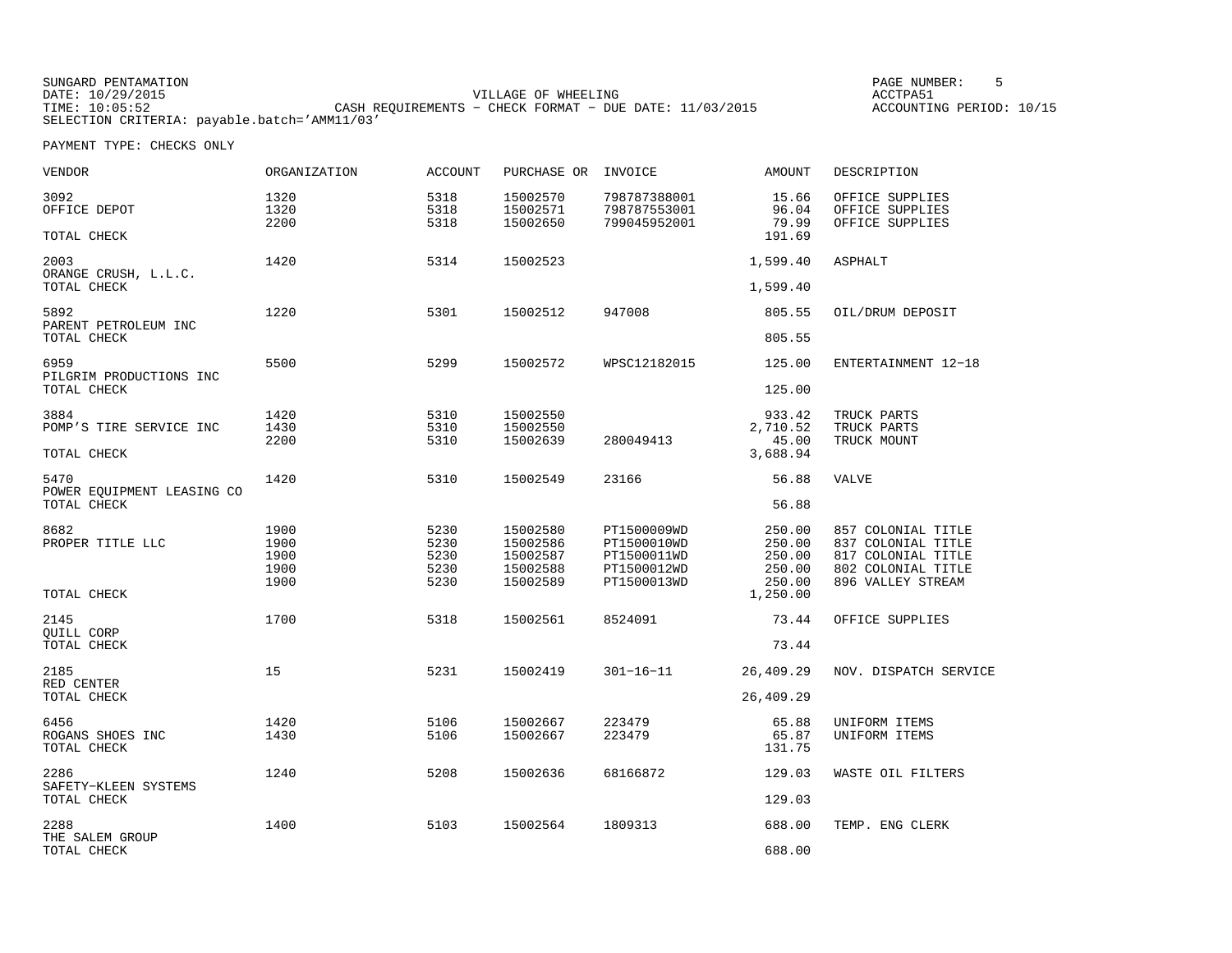SUNGARD PENTAMATION
DATE: 10/29/2015
TIME: 10:05:52
SELECTION CRITERIA: payable.batch='AMM11/03'

VILLAGE OF WHEELING
CASH REQUIREMENTS - CHECK FORMAT - DUE DATE: 11/03/2015

ACCTPA51
ACCOUNTING PERIOD: 10/15

PAYMENT TYPE: CHECKS ONLY

| VENDOR | ORGANIZATION | ACCOUNT | PURCHASE OR | INVOICE | AMOUNT | DESCRIPTION |
|---|---|---|---|---|---|---|
| 3092 | 1320 | 5318 | 15002570 | 798787388001 | 15.66 | OFFICE SUPPLIES |
| OFFICE DEPOT | 1320 | 5318 | 15002571 | 798787553001 | 96.04 | OFFICE SUPPLIES |
| | 2200 | 5318 | 15002650 | 799045952001 | 79.99 | OFFICE SUPPLIES |
| TOTAL CHECK | | | | | 191.69 | |
| 2003 | 1420 | 5314 | 15002523 | | 1,599.40 | ASPHALT |
| ORANGE CRUSH, L.L.C. | | | | | | |
| TOTAL CHECK | | | | | 1,599.40 | |
| 5892 | 1220 | 5301 | 15002512 | 947008 | 805.55 | OIL/DRUM DEPOSIT |
| PARENT PETROLEUM INC | | | | | | |
| TOTAL CHECK | | | | | 805.55 | |
| 6959 | 5500 | 5299 | 15002572 | WPSC12182015 | 125.00 | ENTERTAINMENT 12-18 |
| PILGRIM PRODUCTIONS INC | | | | | | |
| TOTAL CHECK | | | | | 125.00 | |
| 3884 | 1420 | 5310 | 15002550 | | 933.42 | TRUCK PARTS |
| POMP'S TIRE SERVICE INC | 1430 | 5310 | 15002550 | | 2,710.52 | TRUCK PARTS |
| | 2200 | 5310 | 15002639 | 280049413 | 45.00 | TRUCK MOUNT |
| TOTAL CHECK | | | | | 3,688.94 | |
| 5470 | 1420 | 5310 | 15002549 | 23166 | 56.88 | VALVE |
| POWER EQUIPMENT LEASING CO | | | | | | |
| TOTAL CHECK | | | | | 56.88 | |
| 8682 | 1900 | 5230 | 15002580 | PT1500009WD | 250.00 | 857 COLONIAL TITLE |
| PROPER TITLE LLC | 1900 | 5230 | 15002586 | PT1500010WD | 250.00 | 837 COLONIAL TITLE |
| | 1900 | 5230 | 15002587 | PT1500011WD | 250.00 | 817 COLONIAL TITLE |
| | 1900 | 5230 | 15002588 | PT1500012WD | 250.00 | 802 COLONIAL TITLE |
| | 1900 | 5230 | 15002589 | PT1500013WD | 250.00 | 896 VALLEY STREAM |
| TOTAL CHECK | | | | | 1,250.00 | |
| 2145 | 1700 | 5318 | 15002561 | 8524091 | 73.44 | OFFICE SUPPLIES |
| QUILL CORP | | | | | | |
| TOTAL CHECK | | | | | 73.44 | |
| 2185 | 15 | 5231 | 15002419 | 301-16-11 | 26,409.29 | NOV. DISPATCH SERVICE |
| RED CENTER | | | | | | |
| TOTAL CHECK | | | | | 26,409.29 | |
| 6456 | 1420 | 5106 | 15002667 | 223479 | 65.88 | UNIFORM ITEMS |
| ROGANS SHOES INC | 1430 | 5106 | 15002667 | 223479 | 65.87 | UNIFORM ITEMS |
| TOTAL CHECK | | | | | 131.75 | |
| 2286 | 1240 | 5208 | 15002636 | 68166872 | 129.03 | WASTE OIL FILTERS |
| SAFETY-KLEEN SYSTEMS | | | | | | |
| TOTAL CHECK | | | | | 129.03 | |
| 2288 | 1400 | 5103 | 15002564 | 1809313 | 688.00 | TEMP. ENG CLERK |
| THE SALEM GROUP | | | | | | |
| TOTAL CHECK | | | | | 688.00 | |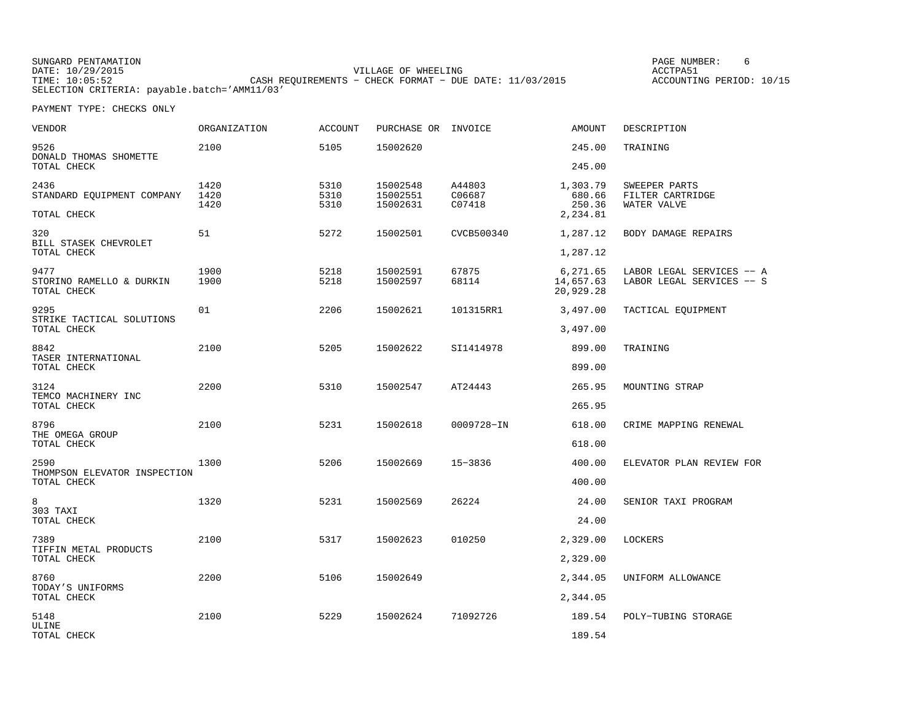SUNGARD PENTAMATION
DATE: 10/29/2015
TIME: 10:05:52
SELECTION CRITERIA: payable.batch='AMM11/03'

VILLAGE OF WHEELING
CASH REQUIREMENTS - CHECK FORMAT - DUE DATE: 11/03/2015

PAGE NUMBER: 6
ACCTPA51
ACCOUNTING PERIOD: 10/15

PAYMENT TYPE: CHECKS ONLY

| VENDOR | ORGANIZATION | ACCOUNT | PURCHASE OR | INVOICE | AMOUNT | DESCRIPTION |
|---|---|---|---|---|---|---|
| 9526 DONALD THOMAS SHOMETTE | 2100 | 5105 | 15002620 | | 245.00 | TRAINING |
| TOTAL CHECK | | | | | 245.00 | |
| 2436 STANDARD EQUIPMENT COMPANY | 1420 | 5310 | 15002548 | A44803 | 1,303.79 | SWEEPER PARTS |
| | 1420 | 5310 | 15002551 | C06687 | 680.66 | FILTER CARTRIDGE |
| | 1420 | 5310 | 15002631 | C07418 | 250.36 | WATER VALVE |
| TOTAL CHECK | | | | | 2,234.81 | |
| 320 BILL STASEK CHEVROLET | 51 | 5272 | 15002501 | CVCB500340 | 1,287.12 | BODY DAMAGE REPAIRS |
| TOTAL CHECK | | | | | 1,287.12 | |
| 9477 STORINO RAMELLO & DURKIN | 1900 | 5218 | 15002591 | 67875 | 6,271.65 | LABOR LEGAL SERVICES -- A |
| | 1900 | 5218 | 15002597 | 68114 | 14,657.63 | LABOR LEGAL SERVICES -- S |
| TOTAL CHECK | | | | | 20,929.28 | |
| 9295 STRIKE TACTICAL SOLUTIONS | 01 | 2206 | 15002621 | 101315RR1 | 3,497.00 | TACTICAL EQUIPMENT |
| TOTAL CHECK | | | | | 3,497.00 | |
| 8842 TASER INTERNATIONAL | 2100 | 5205 | 15002622 | SI1414978 | 899.00 | TRAINING |
| TOTAL CHECK | | | | | 899.00 | |
| 3124 TEMCO MACHINERY INC | 2200 | 5310 | 15002547 | AT24443 | 265.95 | MOUNTING STRAP |
| TOTAL CHECK | | | | | 265.95 | |
| 8796 THE OMEGA GROUP | 2100 | 5231 | 15002618 | 0009728-IN | 618.00 | CRIME MAPPING RENEWAL |
| TOTAL CHECK | | | | | 618.00 | |
| 2590 THOMPSON ELEVATOR INSPECTION | 1300 | 5206 | 15002669 | 15-3836 | 400.00 | ELEVATOR PLAN REVIEW FOR |
| TOTAL CHECK | | | | | 400.00 | |
| 8 303 TAXI | 1320 | 5231 | 15002569 | 26224 | 24.00 | SENIOR TAXI PROGRAM |
| TOTAL CHECK | | | | | 24.00 | |
| 7389 TIFFIN METAL PRODUCTS | 2100 | 5317 | 15002623 | 010250 | 2,329.00 | LOCKERS |
| TOTAL CHECK | | | | | 2,329.00 | |
| 8760 TODAY'S UNIFORMS | 2200 | 5106 | 15002649 | | 2,344.05 | UNIFORM ALLOWANCE |
| TOTAL CHECK | | | | | 2,344.05 | |
| 5148 ULINE | 2100 | 5229 | 15002624 | 71092726 | 189.54 | POLY-TUBING STORAGE |
| TOTAL CHECK | | | | | 189.54 | |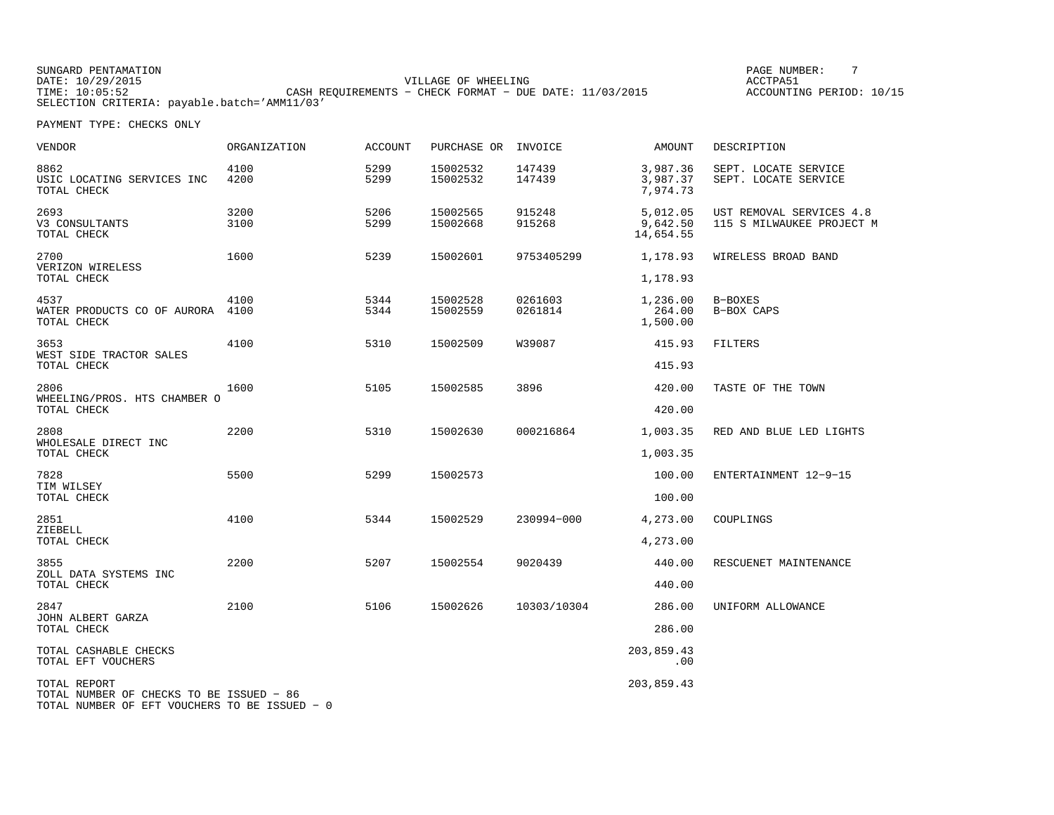SUNGARD PENTAMATION
DATE: 10/29/2015
TIME: 10:05:52
SELECTION CRITERIA: payable.batch='AMM11/03'

VILLAGE OF WHEELING
CASH REQUIREMENTS - CHECK FORMAT - DUE DATE: 11/03/2015

ACCTPA51
ACCOUNTING PERIOD: 10/15

PAYMENT TYPE: CHECKS ONLY

| VENDOR | ORGANIZATION | ACCOUNT | PURCHASE OR | INVOICE | AMOUNT | DESCRIPTION |
|---|---|---|---|---|---|---|
| 8862 | 4100 | 5299 | 15002532 | 147439 | 3,987.36 | SEPT. LOCATE SERVICE |
| USIC LOCATING SERVICES INC | 4200 | 5299 | 15002532 | 147439 | 3,987.37 | SEPT. LOCATE SERVICE |
| TOTAL CHECK | | | | | 7,974.73 | |
| 2693 | 3200 | 5206 | 15002565 | 915248 | 5,012.05 | UST REMOVAL SERVICES 4.8 |
| V3 CONSULTANTS | 3100 | 5299 | 15002668 | 915268 | 9,642.50 | 115 S MILWAUKEE PROJECT M |
| TOTAL CHECK | | | | | 14,654.55 | |
| 2700 | 1600 | 5239 | 15002601 | 9753405299 | 1,178.93 | WIRELESS BROAD BAND |
| VERIZON WIRELESS | | | | | | |
| TOTAL CHECK | | | | | 1,178.93 | |
| 4537 | 4100 | 5344 | 15002528 | 0261603 | 1,236.00 | B-BOXES |
| WATER PRODUCTS CO OF AURORA | 4100 | 5344 | 15002559 | 0261814 | 264.00 | B-BOX CAPS |
| TOTAL CHECK | | | | | 1,500.00 | |
| 3653 | 4100 | 5310 | 15002509 | W39087 | 415.93 | FILTERS |
| WEST SIDE TRACTOR SALES | | | | | | |
| TOTAL CHECK | | | | | 415.93 | |
| 2806 | 1600 | 5105 | 15002585 | 3896 | 420.00 | TASTE OF THE TOWN |
| WHEELING/PROS. HTS CHAMBER O | | | | | | |
| TOTAL CHECK | | | | | 420.00 | |
| 2808 | 2200 | 5310 | 15002630 | 000216864 | 1,003.35 | RED AND BLUE LED LIGHTS |
| WHOLESALE DIRECT INC | | | | | | |
| TOTAL CHECK | | | | | 1,003.35 | |
| 7828 | 5500 | 5299 | 15002573 | | 100.00 | ENTERTAINMENT 12-9-15 |
| TIM WILSEY | | | | | | |
| TOTAL CHECK | | | | | 100.00 | |
| 2851 | 4100 | 5344 | 15002529 | 230994-000 | 4,273.00 | COUPLINGS |
| ZIEBELL | | | | | | |
| TOTAL CHECK | | | | | 4,273.00 | |
| 3855 | 2200 | 5207 | 15002554 | 9020439 | 440.00 | RESCUENET MAINTENANCE |
| ZOLL DATA SYSTEMS INC | | | | | | |
| TOTAL CHECK | | | | | 440.00 | |
| 2847 | 2100 | 5106 | 15002626 | 10303/10304 | 286.00 | UNIFORM ALLOWANCE |
| JOHN ALBERT GARZA | | | | | | |
| TOTAL CHECK | | | | | 286.00 | |
| TOTAL CASHABLE CHECKS | | | | | 203,859.43 | |
| TOTAL EFT VOUCHERS | | | | | .00 | |
| TOTAL REPORT | | | | | 203,859.43 | |

TOTAL NUMBER OF CHECKS TO BE ISSUED - 86
TOTAL NUMBER OF EFT VOUCHERS TO BE ISSUED - 0